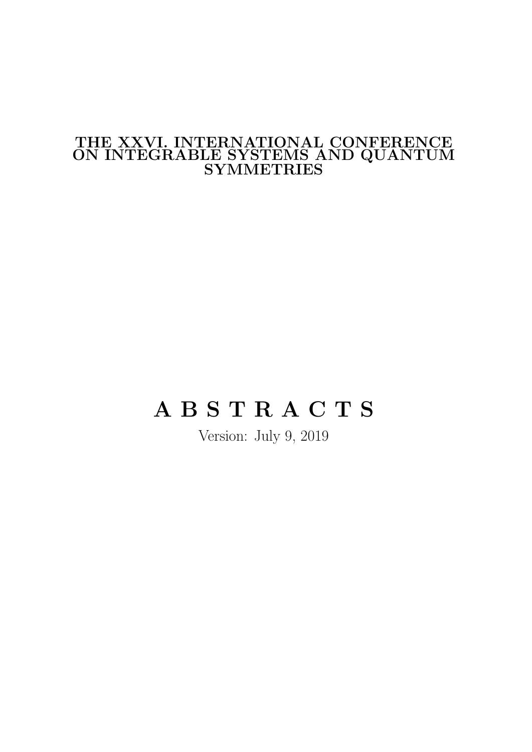# THE XXVI. INTERNATIONAL CONFERENCE ON INTEGRABLE SYSTEMS AND QUANTUM SYMMETRIES

# A B S T R A C T S

Version: July 9, 2019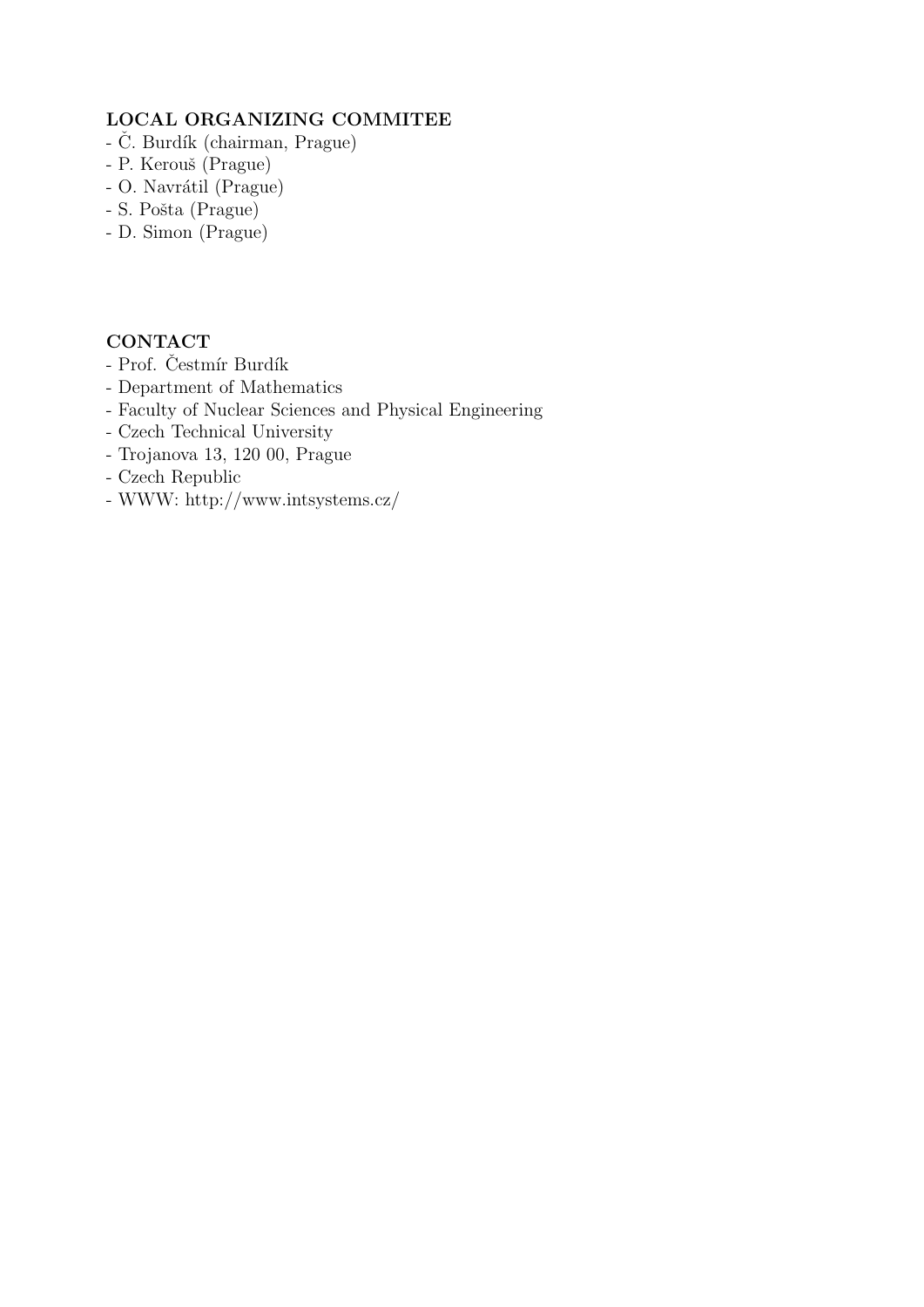**LOCAL ORGANIZING COMMITEE**

- Č. Burdík (chairman, Prague)
- P. Kerouš (Prague)
- O. Navrátil (Prague)
- S. Pošta (Prague)
- D. Simon (Prague)

**CONTACT**

- Prof. Čestmír Burdík
- Department of Mathematics
- Faculty of Nuclear Sciences and Physical Engineering
- Czech Technical University
- Trojanova 13, 120 00, Prague
- Czech Republic
- WWW: http://www.intsystems.cz/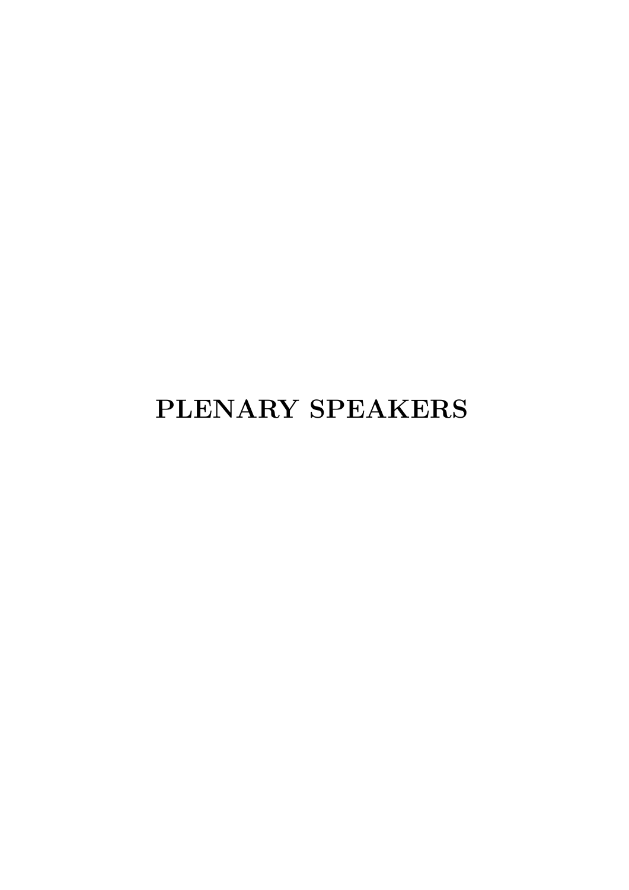# PLENARY SPEAKERS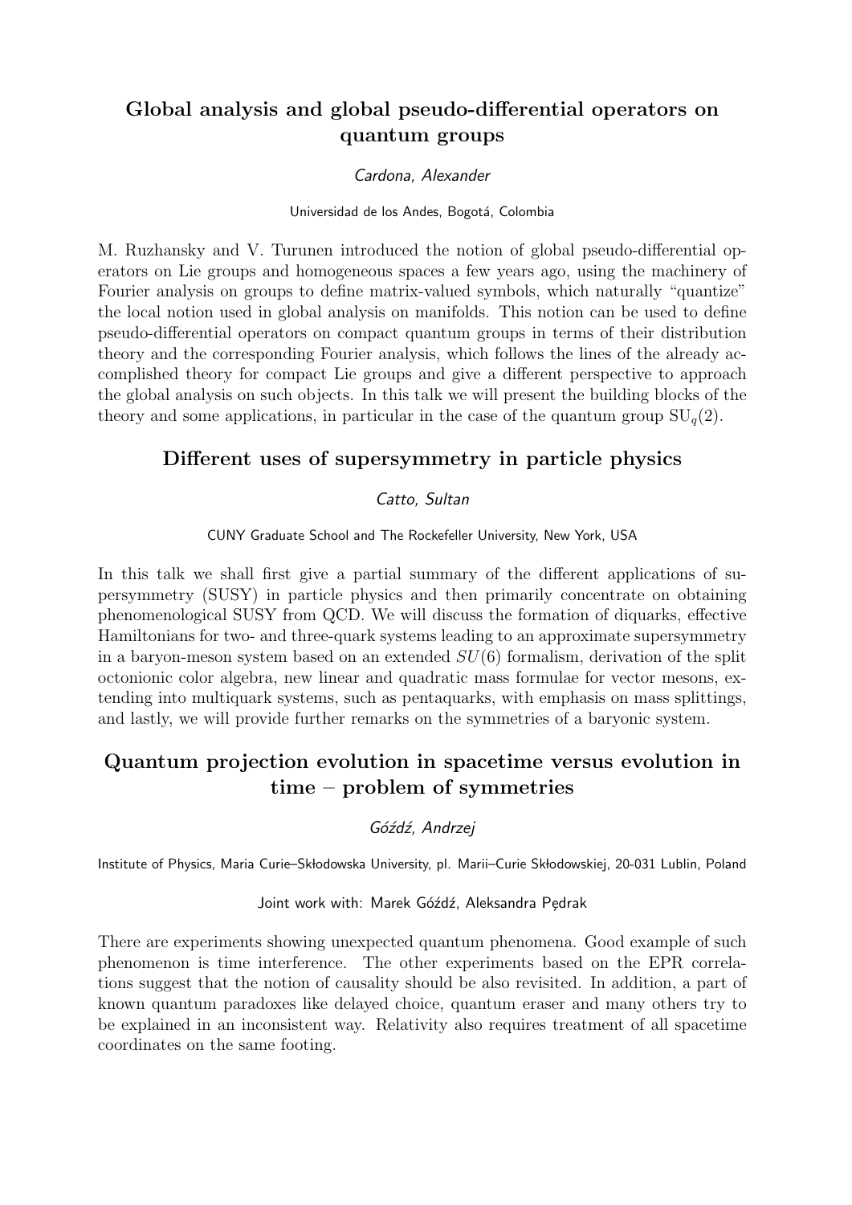## Global analysis and global pseudo-differential operators on quantum groups

*Cardona, Alexander*

Universidad de los Andes, Bogotá, Colombia

M. Ruzhansky and V. Turunen introduced the notion of global pseudo-differential operators on Lie groups and homogeneous spaces a few years ago, using the machinery of Fourier analysis on groups to define matrix-valued symbols, which naturally "quantize" the local notion used in global analysis on manifolds. This notion can be used to define pseudo-differential operators on compact quantum groups in terms of their distribution theory and the corresponding Fourier analysis, which follows the lines of the already accomplished theory for compact Lie groups and give a different perspective to approach the global analysis on such objects. In this talk we will present the building blocks of the theory and some applications, in particular in the case of the quantum group $\mathrm{SU}_q(2)$.

## Different uses of supersymmetry in particle physics

*Catto, Sultan*

CUNY Graduate School and The Rockefeller University, New York, USA

In this talk we shall first give a partial summary of the different applications of supersymmetry (SUSY) in particle physics and then primarily concentrate on obtaining phenomenological SUSY from QCD. We will discuss the formation of diquarks, effective Hamiltonians for two- and three-quark systems leading to an approximate supersymmetry in a baryon-meson system based on an extended $SU(6)$ formalism, derivation of the split octonionic color algebra, new linear and quadratic mass formulae for vector mesons, extending into multiquark systems, such as pentaquarks, with emphasis on mass splittings, and lastly, we will provide further remarks on the symmetries of a baryonic system.

## Quantum projection evolution in spacetime versus evolution in time – problem of symmetries

*Góźdź, Andrzej*

Institute of Physics, Maria Curie–Skłodowska University, pl. Marii–Curie Skłodowskiej, 20-031 Lublin, Poland

Joint work with: Marek Góźdź, Aleksandra Pędrak

There are experiments showing unexpected quantum phenomena. Good example of such phenomenon is time interference. The other experiments based on the EPR correlations suggest that the notion of causality should be also revisited. In addition, a part of known quantum paradoxes like delayed choice, quantum eraser and many others try to be explained in an inconsistent way. Relativity also requires treatment of all spacetime coordinates on the same footing.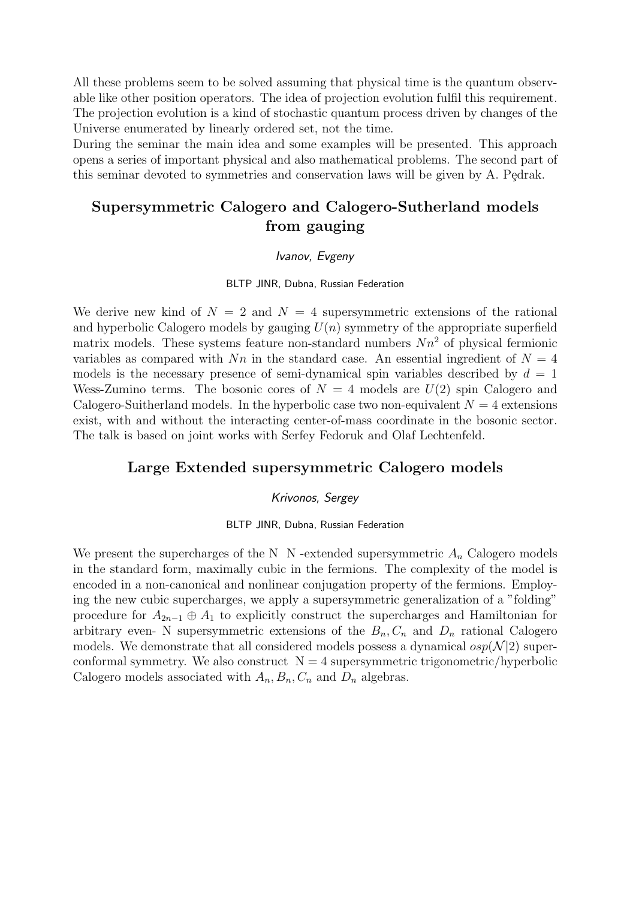All these problems seem to be solved assuming that physical time is the quantum observable like other position operators. The idea of projection evolution fulfil this requirement. The projection evolution is a kind of stochastic quantum process driven by changes of the Universe enumerated by linearly ordered set, not the time.
During the seminar the main idea and some examples will be presented. This approach opens a series of important physical and also mathematical problems. The second part of this seminar devoted to symmetries and conservation laws will be given by A. Pędrak.

## Supersymmetric Calogero and Calogero-Sutherland models from gauging

*Ivanov, Evgeny*

BLTP JINR, Dubna, Russian Federation

We derive new kind of $N = 2$ and $N = 4$ supersymmetric extensions of the rational and hyperbolic Calogero models by gauging $U(n)$ symmetry of the appropriate superfield matrix models. These systems feature non-standard numbers $Nn^2$ of physical fermionic variables as compared with $Nn$ in the standard case. An essential ingredient of $N = 4$ models is the necessary presence of semi-dynamical spin variables described by $d = 1$ Wess-Zumino terms. The bosonic cores of $N = 4$ models are $U(2)$ spin Calogero and Calogero-Suitherland models. In the hyperbolic case two non-equivalent $N = 4$ extensions exist, with and without the interacting center-of-mass coordinate in the bosonic sector. The talk is based on joint works with Serfey Fedoruk and Olaf Lechtenfeld.

## Large Extended supersymmetric Calogero models

*Krivonos, Sergey*

BLTP JINR, Dubna, Russian Federation

We present the supercharges of the N N -extended supersymmetric $A_n$ Calogero models in the standard form, maximally cubic in the fermions. The complexity of the model is encoded in a non-canonical and nonlinear conjugation property of the fermions. Employing the new cubic supercharges, we apply a supersymmetric generalization of a "folding" procedure for $A_{2n-1} \oplus A_1$ to explicitly construct the supercharges and Hamiltonian for arbitrary even- N supersymmetric extensions of the $B_n, C_n$ and $D_n$ rational Calogero models. We demonstrate that all considered models possess a dynamical $osp(\mathcal{N}|2)$ superconformal symmetry. We also construct N = 4 supersymmetric trigonometric/hyperbolic Calogero models associated with $A_n, B_n, C_n$ and $D_n$ algebras.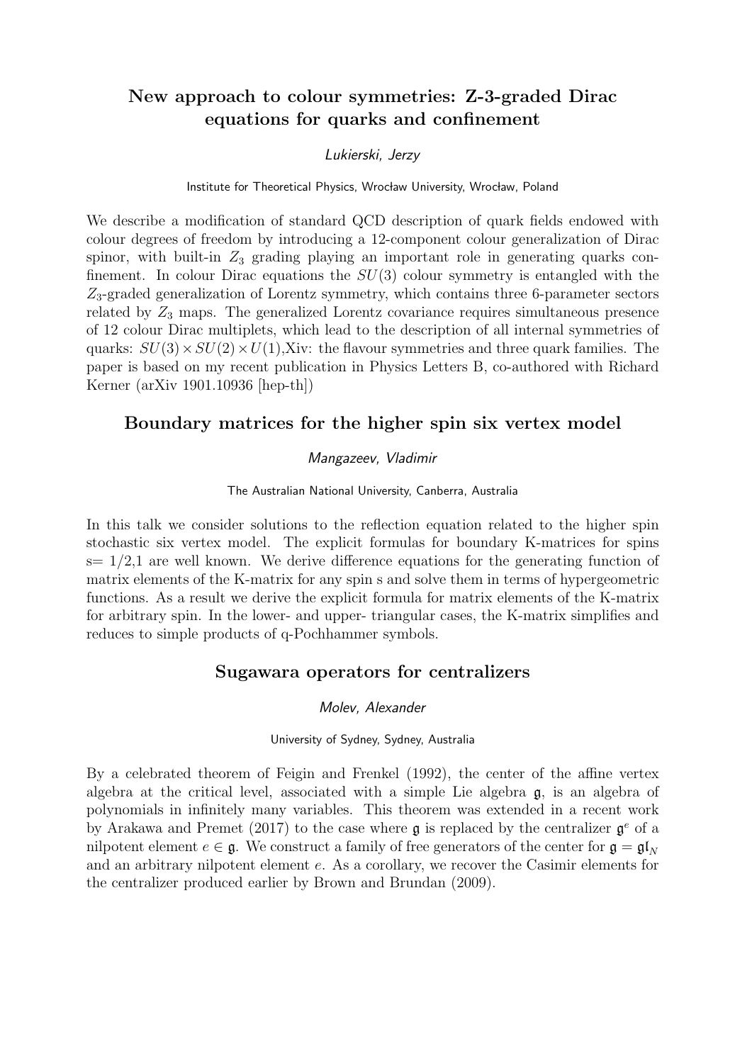## New approach to colour symmetries: Z-3-graded Dirac equations for quarks and confinement

*Lukierski, Jerzy*

Institute for Theoretical Physics, Wrocław University, Wrocław, Poland

We describe a modification of standard QCD description of quark fields endowed with colour degrees of freedom by introducing a 12-component colour generalization of Dirac spinor, with built-in $Z_3$ grading playing an important role in generating quarks confinement. In colour Dirac equations the $SU(3)$ colour symmetry is entangled with the $Z_3$-graded generalization of Lorentz symmetry, which contains three 6-parameter sectors related by $Z_3$ maps. The generalized Lorentz covariance requires simultaneous presence of 12 colour Dirac multiplets, which lead to the description of all internal symmetries of quarks: $SU(3) \times SU(2) \times U(1)$,Xiv: the flavour symmetries and three quark families. The paper is based on my recent publication in Physics Letters B, co-authored with Richard Kerner (arXiv 1901.10936 [hep-th])

## Boundary matrices for the higher spin six vertex model

*Mangazeev, Vladimir*

The Australian National University, Canberra, Australia

In this talk we consider solutions to the reflection equation related to the higher spin stochastic six vertex model. The explicit formulas for boundary K-matrices for spins s= 1/2,1 are well known. We derive difference equations for the generating function of matrix elements of the K-matrix for any spin s and solve them in terms of hypergeometric functions. As a result we derive the explicit formula for matrix elements of the K-matrix for arbitrary spin. In the lower- and upper- triangular cases, the K-matrix simplifies and reduces to simple products of q-Pochhammer symbols.

## Sugawara operators for centralizers

*Molev, Alexander*

University of Sydney, Sydney, Australia

By a celebrated theorem of Feigin and Frenkel (1992), the center of the affine vertex algebra at the critical level, associated with a simple Lie algebra $\mathfrak{g}$, is an algebra of polynomials in infinitely many variables. This theorem was extended in a recent work by Arakawa and Premet (2017) to the case where $\mathfrak{g}$ is replaced by the centralizer $\mathfrak{g}^e$ of a nilpotent element $e \in \mathfrak{g}$. We construct a family of free generators of the center for $\mathfrak{g} = \mathfrak{gl}_N$ and an arbitrary nilpotent element $e$. As a corollary, we recover the Casimir elements for the centralizer produced earlier by Brown and Brundan (2009).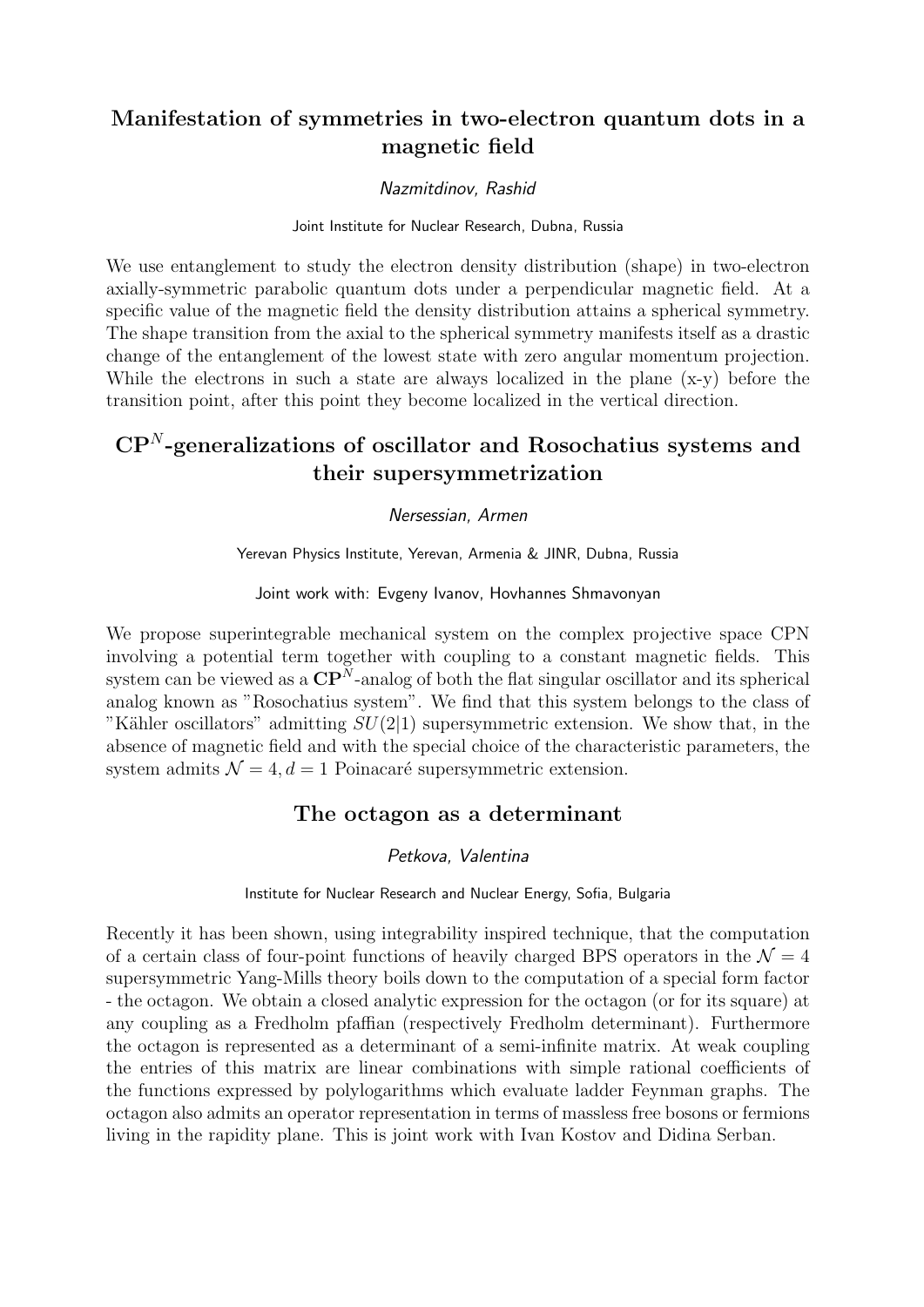## Manifestation of symmetries in two-electron quantum dots in a magnetic field

*Nazmitdinov, Rashid*

Joint Institute for Nuclear Research, Dubna, Russia

We use entanglement to study the electron density distribution (shape) in two-electron axially-symmetric parabolic quantum dots under a perpendicular magnetic field. At a specific value of the magnetic field the density distribution attains a spherical symmetry. The shape transition from the axial to the spherical symmetry manifests itself as a drastic change of the entanglement of the lowest state with zero angular momentum projection. While the electrons in such a state are always localized in the plane (x-y) before the transition point, after this point they become localized in the vertical direction.

## $\mathbf{CP}^N$-generalizations of oscillator and Rosochatius systems and their supersymmetrization

*Nersessian, Armen*

Yerevan Physics Institute, Yerevan, Armenia & JINR, Dubna, Russia

Joint work with: Evgeny Ivanov, Hovhannes Shmavonyan

We propose superintegrable mechanical system on the complex projective space CPN involving a potential term together with coupling to a constant magnetic fields. This system can be viewed as a $\mathbf{CP}^N$-analog of both the flat singular oscillator and its spherical analog known as "Rosochatius system". We find that this system belongs to the class of "Kähler oscillators" admitting $SU(2|1)$ supersymmetric extension. We show that, in the absence of magnetic field and with the special choice of the characteristic parameters, the system admits $\mathcal{N} = 4, d = 1$ Poinacaré supersymmetric extension.

## The octagon as a determinant

*Petkova, Valentina*

Institute for Nuclear Research and Nuclear Energy, Sofia, Bulgaria

Recently it has been shown, using integrability inspired technique, that the computation of a certain class of four-point functions of heavily charged BPS operators in the $\mathcal{N} = 4$ supersymmetric Yang-Mills theory boils down to the computation of a special form factor - the octagon. We obtain a closed analytic expression for the octagon (or for its square) at any coupling as a Fredholm pfaffian (respectively Fredholm determinant). Furthermore the octagon is represented as a determinant of a semi-infinite matrix. At weak coupling the entries of this matrix are linear combinations with simple rational coefficients of the functions expressed by polylogarithms which evaluate ladder Feynman graphs. The octagon also admits an operator representation in terms of massless free bosons or fermions living in the rapidity plane. This is joint work with Ivan Kostov and Didina Serban.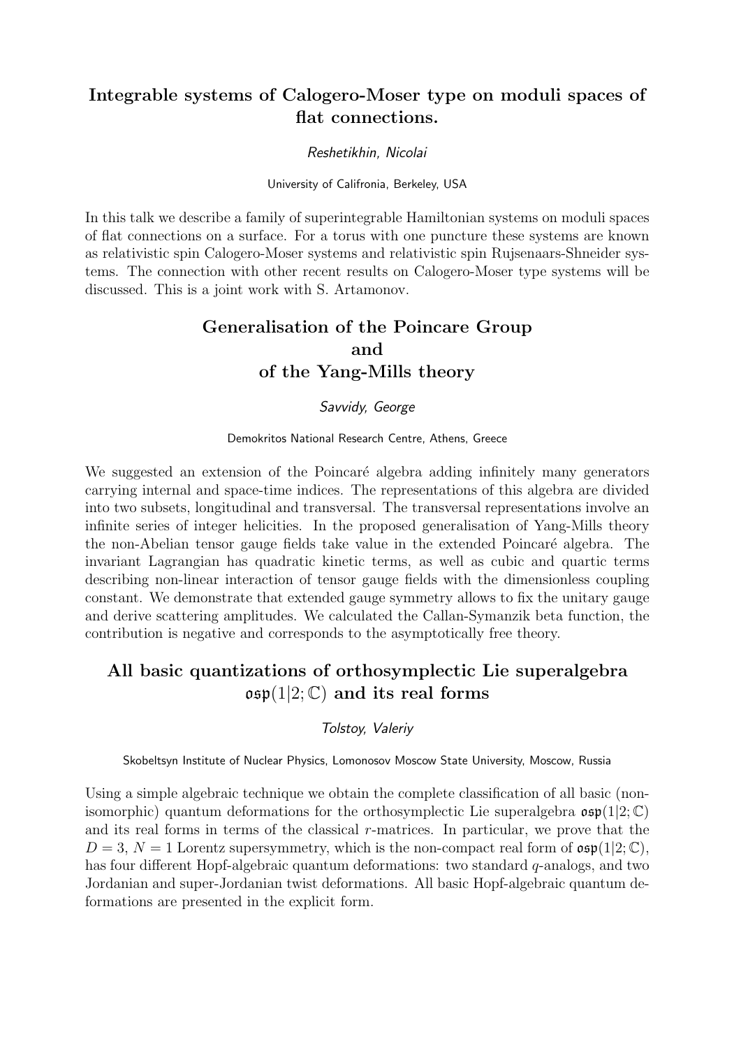## Integrable systems of Calogero-Moser type on moduli spaces of flat connections.

*Reshetikhin, Nicolai*

University of Califronia, Berkeley, USA

In this talk we describe a family of superintegrable Hamiltonian systems on moduli spaces of flat connections on a surface. For a torus with one puncture these systems are known as relativistic spin Calogero-Moser systems and relativistic spin Rujsenaars-Shneider systems. The connection with other recent results on Calogero-Moser type systems will be discussed. This is a joint work with S. Artamonov.

## Generalisation of the Poincare Group and of the Yang-Mills theory

*Savvidy, George*

Demokritos National Research Centre, Athens, Greece

We suggested an extension of the Poincaré algebra adding infinitely many generators carrying internal and space-time indices. The representations of this algebra are divided into two subsets, longitudinal and transversal. The transversal representations involve an infinite series of integer helicities. In the proposed generalisation of Yang-Mills theory the non-Abelian tensor gauge fields take value in the extended Poincaré algebra. The invariant Lagrangian has quadratic kinetic terms, as well as cubic and quartic terms describing non-linear interaction of tensor gauge fields with the dimensionless coupling constant. We demonstrate that extended gauge symmetry allows to fix the unitary gauge and derive scattering amplitudes. We calculated the Callan-Symanzik beta function, the contribution is negative and corresponds to the asymptotically free theory.

## All basic quantizations of orthosymplectic Lie superalgebra $\mathfrak{osp}(1|2;\mathbb{C})$ and its real forms

*Tolstoy, Valeriy*

Skobeltsyn Institute of Nuclear Physics, Lomonosov Moscow State University, Moscow, Russia

Using a simple algebraic technique we obtain the complete classification of all basic (non-isomorphic) quantum deformations for the orthosymplectic Lie superalgebra $\mathfrak{osp}(1|2;\mathbb{C})$ and its real forms in terms of the classical $r$-matrices. In particular, we prove that the $D = 3$, $N = 1$ Lorentz supersymmetry, which is the non-compact real form of $\mathfrak{osp}(1|2;\mathbb{C})$, has four different Hopf-algebraic quantum deformations: two standard $q$-analogs, and two Jordanian and super-Jordanian twist deformations. All basic Hopf-algebraic quantum deformations are presented in the explicit form.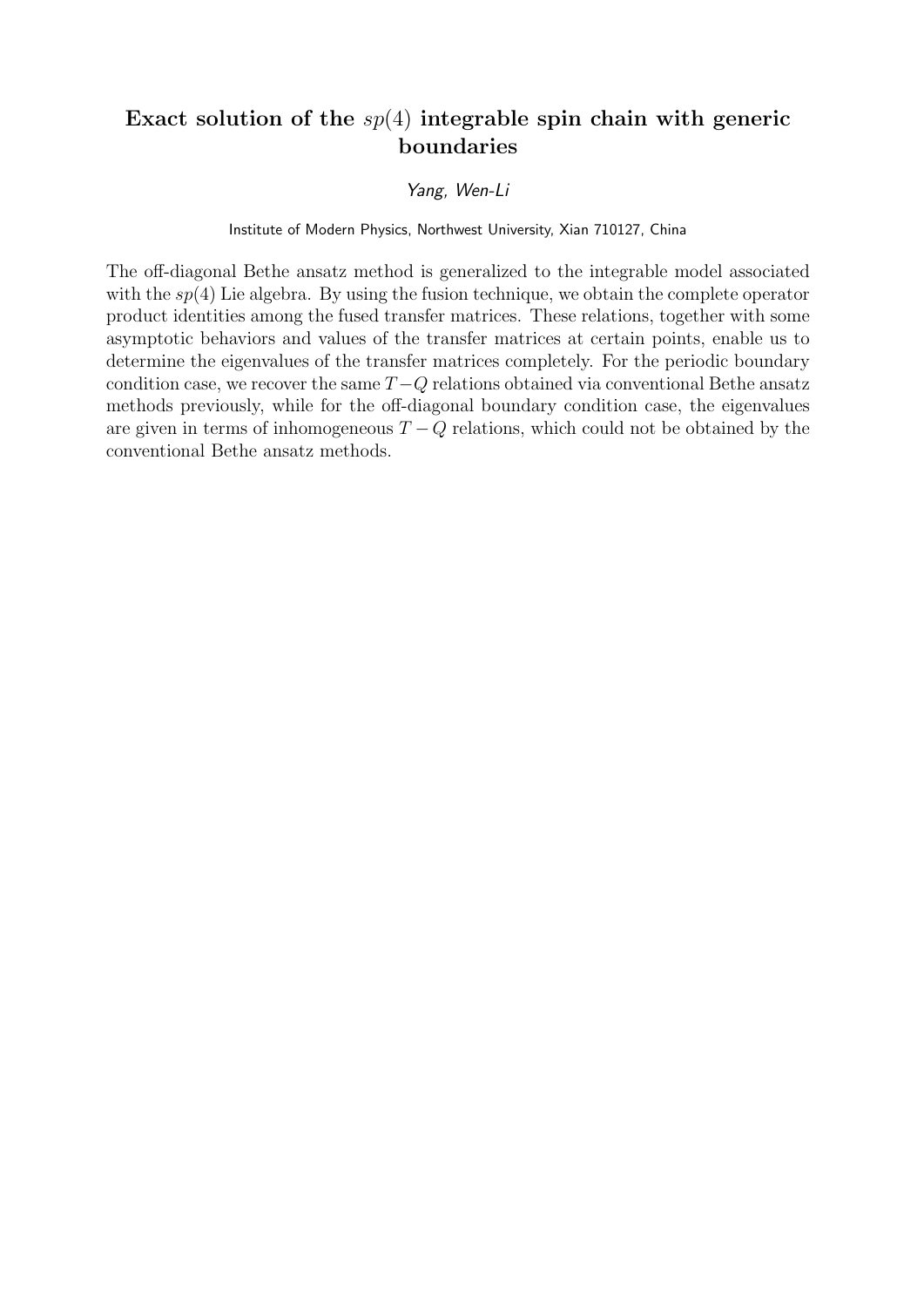## Exact solution of the $sp(4)$ integrable spin chain with generic boundaries

*Yang, Wen-Li*

Institute of Modern Physics, Northwest University, Xian 710127, China

The off-diagonal Bethe ansatz method is generalized to the integrable model associated with the $sp(4)$ Lie algebra. By using the fusion technique, we obtain the complete operator product identities among the fused transfer matrices. These relations, together with some asymptotic behaviors and values of the transfer matrices at certain points, enable us to determine the eigenvalues of the transfer matrices completely. For the periodic boundary condition case, we recover the same $T-Q$ relations obtained via conventional Bethe ansatz methods previously, while for the off-diagonal boundary condition case, the eigenvalues are given in terms of inhomogeneous $T-Q$ relations, which could not be obtained by the conventional Bethe ansatz methods.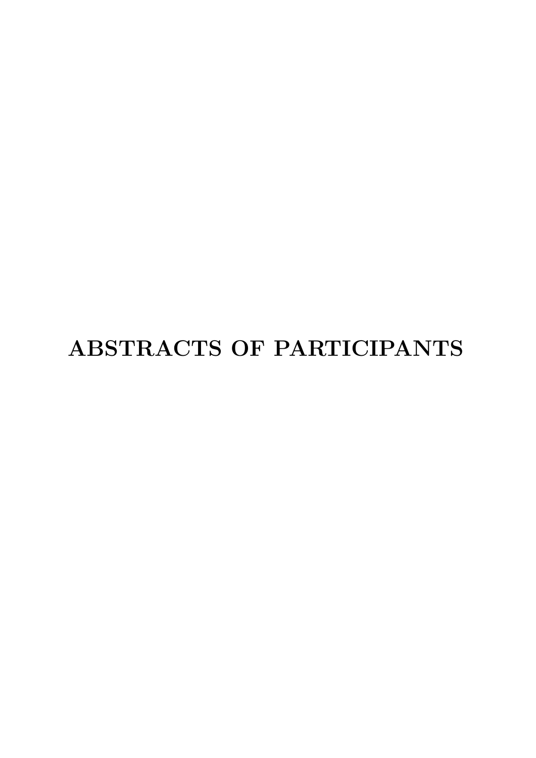# ABSTRACTS OF PARTICIPANTS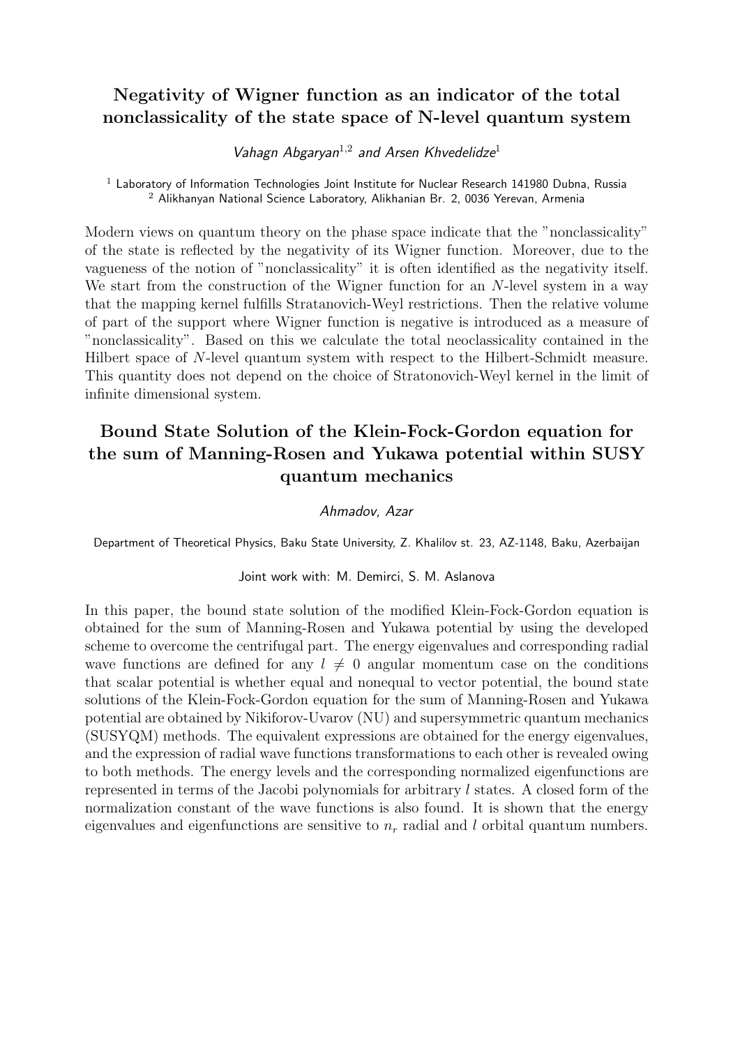## Negativity of Wigner function as an indicator of the total nonclassicality of the state space of N-level quantum system

*Vahagn Abgaryan*[1,2] *and Arsen Khvedelidze*[1]

[1] Laboratory of Information Technologies Joint Institute for Nuclear Research 141980 Dubna, Russia
[2] Alikhanyan National Science Laboratory, Alikhanian Br. 2, 0036 Yerevan, Armenia

Modern views on quantum theory on the phase space indicate that the "nonclassicality" of the state is reflected by the negativity of its Wigner function. Moreover, due to the vagueness of the notion of "nonclassicality" it is often identified as the negativity itself. We start from the construction of the Wigner function for an $N$-level system in a way that the mapping kernel fulfills Stratanovich-Weyl restrictions. Then the relative volume of part of the support where Wigner function is negative is introduced as a measure of "nonclassicality". Based on this we calculate the total neoclassicality contained in the Hilbert space of $N$-level quantum system with respect to the Hilbert-Schmidt measure. This quantity does not depend on the choice of Stratonovich-Weyl kernel in the limit of infinite dimensional system.

## Bound State Solution of the Klein-Fock-Gordon equation for the sum of Manning-Rosen and Yukawa potential within SUSY quantum mechanics

*Ahmadov, Azar*

Department of Theoretical Physics, Baku State University, Z. Khalilov st. 23, AZ-1148, Baku, Azerbaijan

Joint work with: M. Demirci, S. M. Aslanova

In this paper, the bound state solution of the modified Klein-Fock-Gordon equation is obtained for the sum of Manning-Rosen and Yukawa potential by using the developed scheme to overcome the centrifugal part. The energy eigenvalues and corresponding radial wave functions are defined for any $l \neq 0$ angular momentum case on the conditions that scalar potential is whether equal and nonequal to vector potential, the bound state solutions of the Klein-Fock-Gordon equation for the sum of Manning-Rosen and Yukawa potential are obtained by Nikiforov-Uvarov (NU) and supersymmetric quantum mechanics (SUSYQM) methods. The equivalent expressions are obtained for the energy eigenvalues, and the expression of radial wave functions transformations to each other is revealed owing to both methods. The energy levels and the corresponding normalized eigenfunctions are represented in terms of the Jacobi polynomials for arbitrary $l$ states. A closed form of the normalization constant of the wave functions is also found. It is shown that the energy eigenvalues and eigenfunctions are sensitive to $n_r$ radial and $l$ orbital quantum numbers.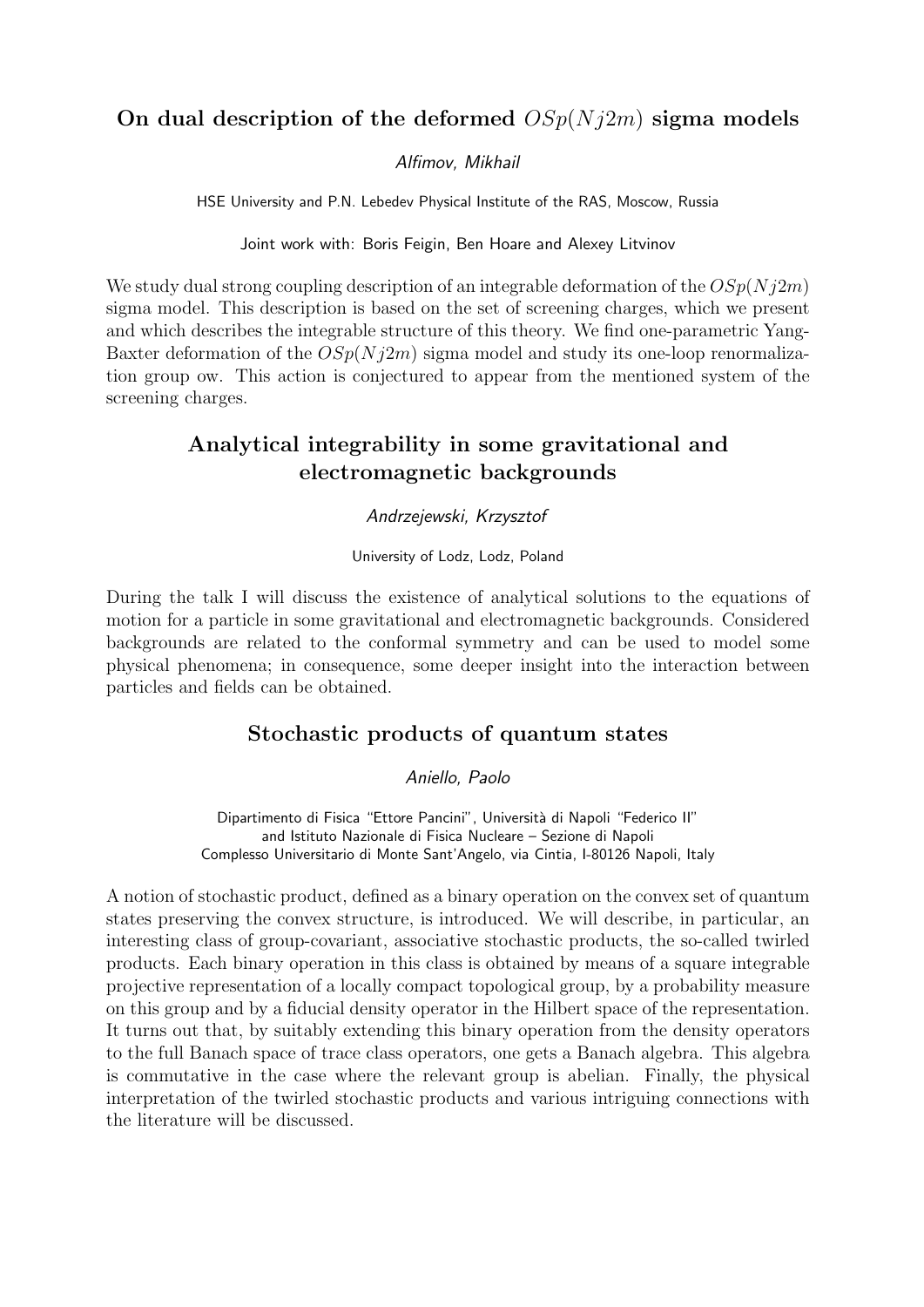## On dual description of the deformed $OSp(Nj2m)$ sigma models

*Alfimov, Mikhail*

HSE University and P.N. Lebedev Physical Institute of the RAS, Moscow, Russia

Joint work with: Boris Feigin, Ben Hoare and Alexey Litvinov

We study dual strong coupling description of an integrable deformation of the $OSp(Nj2m)$ sigma model. This description is based on the set of screening charges, which we present and which describes the integrable structure of this theory. We find one-parametric Yang-Baxter deformation of the $OSp(Nj2m)$ sigma model and study its one-loop renormalization group ow. This action is conjectured to appear from the mentioned system of the screening charges.

## Analytical integrability in some gravitational and electromagnetic backgrounds

*Andrzejewski, Krzysztof*

University of Lodz, Lodz, Poland

During the talk I will discuss the existence of analytical solutions to the equations of motion for a particle in some gravitational and electromagnetic backgrounds. Considered backgrounds are related to the conformal symmetry and can be used to model some physical phenomena; in consequence, some deeper insight into the interaction between particles and fields can be obtained.

## Stochastic products of quantum states

*Aniello, Paolo*

Dipartimento di Fisica "Ettore Pancini", Università di Napoli "Federico II"
and Istituto Nazionale di Fisica Nucleare – Sezione di Napoli
Complesso Universitario di Monte Sant'Angelo, via Cintia, I-80126 Napoli, Italy

A notion of stochastic product, defined as a binary operation on the convex set of quantum states preserving the convex structure, is introduced. We will describe, in particular, an interesting class of group-covariant, associative stochastic products, the so-called twirled products. Each binary operation in this class is obtained by means of a square integrable projective representation of a locally compact topological group, by a probability measure on this group and by a fiducial density operator in the Hilbert space of the representation. It turns out that, by suitably extending this binary operation from the density operators to the full Banach space of trace class operators, one gets a Banach algebra. This algebra is commutative in the case where the relevant group is abelian. Finally, the physical interpretation of the twirled stochastic products and various intriguing connections with the literature will be discussed.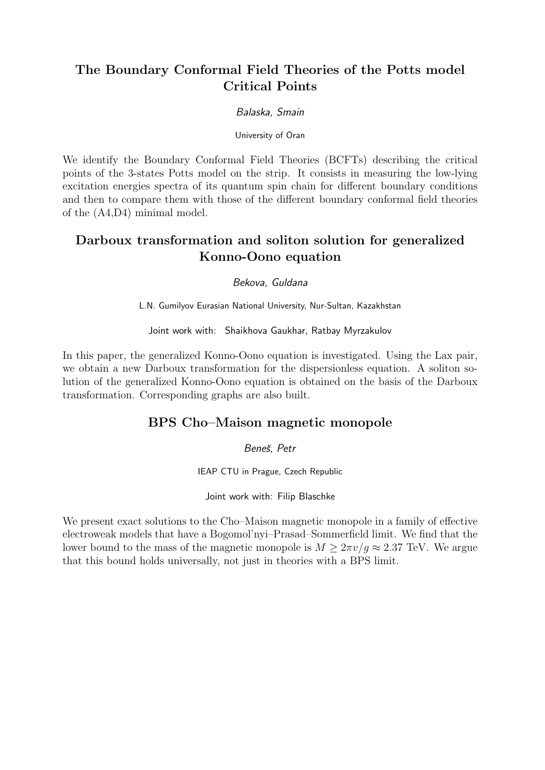## The Boundary Conformal Field Theories of the Potts model Critical Points

*Balaska, Smain*

University of Oran

We identify the Boundary Conformal Field Theories (BCFTs) describing the critical points of the 3-states Potts model on the strip. It consists in measuring the low-lying excitation energies spectra of its quantum spin chain for different boundary conditions and then to compare them with those of the different boundary conformal field theories of the (A4,D4) minimal model.

## Darboux transformation and soliton solution for generalized Konno-Oono equation

*Bekova, Guldana*

L.N. Gumilyov Eurasian National University, Nur-Sultan, Kazakhstan

Joint work with: Shaikhova Gaukhar, Ratbay Myrzakulov

In this paper, the generalized Konno-Oono equation is investigated. Using the Lax pair, we obtain a new Darboux transformation for the dispersionless equation. A soliton solution of the generalized Konno-Oono equation is obtained on the basis of the Darboux transformation. Corresponding graphs are also built.

## BPS Cho–Maison magnetic monopole

*Beneš, Petr*

IEAP CTU in Prague, Czech Republic

Joint work with: Filip Blaschke

We present exact solutions to the Cho–Maison magnetic monopole in a family of effective electroweak models that have a Bogomol'nyi–Prasad–Sommerfield limit. We find that the lower bound to the mass of the magnetic monopole is $M \geq 2\pi v/g \approx 2.37$ TeV. We argue that this bound holds universally, not just in theories with a BPS limit.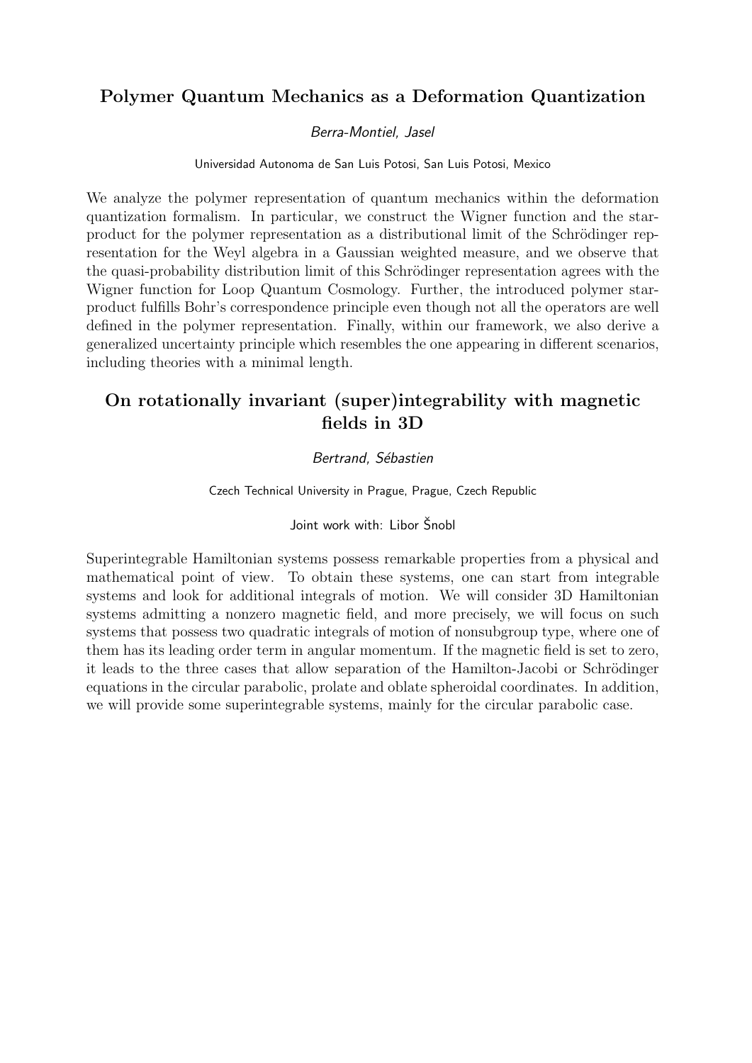## Polymer Quantum Mechanics as a Deformation Quantization

*Berra-Montiel, Jasel*

Universidad Autonoma de San Luis Potosi, San Luis Potosi, Mexico

We analyze the polymer representation of quantum mechanics within the deformation quantization formalism. In particular, we construct the Wigner function and the star-product for the polymer representation as a distributional limit of the Schrödinger representation for the Weyl algebra in a Gaussian weighted measure, and we observe that the quasi-probability distribution limit of this Schrödinger representation agrees with the Wigner function for Loop Quantum Cosmology. Further, the introduced polymer star-product fulfills Bohr's correspondence principle even though not all the operators are well defined in the polymer representation. Finally, within our framework, we also derive a generalized uncertainty principle which resembles the one appearing in different scenarios, including theories with a minimal length.

## On rotationally invariant (super)integrability with magnetic fields in 3D

*Bertrand, Sébastien*

Czech Technical University in Prague, Prague, Czech Republic

Joint work with: Libor Šnobl

Superintegrable Hamiltonian systems possess remarkable properties from a physical and mathematical point of view. To obtain these systems, one can start from integrable systems and look for additional integrals of motion. We will consider 3D Hamiltonian systems admitting a nonzero magnetic field, and more precisely, we will focus on such systems that possess two quadratic integrals of motion of nonsubgroup type, where one of them has its leading order term in angular momentum. If the magnetic field is set to zero, it leads to the three cases that allow separation of the Hamilton-Jacobi or Schrödinger equations in the circular parabolic, prolate and oblate spheroidal coordinates. In addition, we will provide some superintegrable systems, mainly for the circular parabolic case.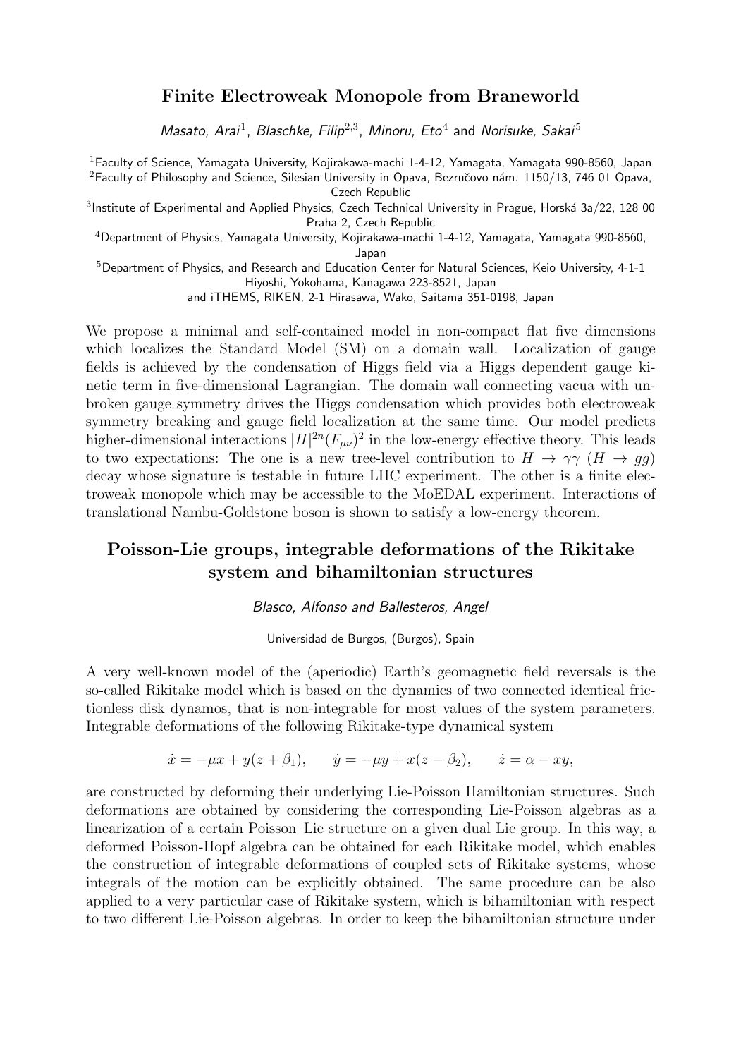## Finite Electroweak Monopole from Braneworld

*Masato, Arai*[1], *Blaschke, Filip*[2,3], *Minoru, Eto*[4] and *Norisuke, Sakai*[5]

[1]Faculty of Science, Yamagata University, Kojirakawa-machi 1-4-12, Yamagata, Yamagata 990-8560, Japan
[2]Faculty of Philosophy and Science, Silesian University in Opava, Bezručovo nám. 1150/13, 746 01 Opava, Czech Republic
[3]Institute of Experimental and Applied Physics, Czech Technical University in Prague, Horská 3a/22, 128 00 Praha 2, Czech Republic
[4]Department of Physics, Yamagata University, Kojirakawa-machi 1-4-12, Yamagata, Yamagata 990-8560, Japan
[5]Department of Physics, and Research and Education Center for Natural Sciences, Keio University, 4-1-1 Hiyoshi, Yokohama, Kanagawa 223-8521, Japan
and iTHEMS, RIKEN, 2-1 Hirasawa, Wako, Saitama 351-0198, Japan

We propose a minimal and self-contained model in non-compact flat five dimensions which localizes the Standard Model (SM) on a domain wall. Localization of gauge fields is achieved by the condensation of Higgs field via a Higgs dependent gauge kinetic term in five-dimensional Lagrangian. The domain wall connecting vacua with unbroken gauge symmetry drives the Higgs condensation which provides both electroweak symmetry breaking and gauge field localization at the same time. Our model predicts higher-dimensional interactions $|H|^{2n}(F_{\mu\nu})^2$ in the low-energy effective theory. This leads to two expectations: The one is a new tree-level contribution to $H \to \gamma\gamma$ ($H \to gg$) decay whose signature is testable in future LHC experiment. The other is a finite electroweak monopole which may be accessible to the MoEDAL experiment. Interactions of translational Nambu-Goldstone boson is shown to satisfy a low-energy theorem.

## Poisson-Lie groups, integrable deformations of the Rikitake system and bihamiltonian structures

*Blasco, Alfonso and Ballesteros, Angel*

Universidad de Burgos, (Burgos), Spain

A very well-known model of the (aperiodic) Earth's geomagnetic field reversals is the so-called Rikitake model which is based on the dynamics of two connected identical frictionless disk dynamos, that is non-integrable for most values of the system parameters. Integrable deformations of the following Rikitake-type dynamical system

$$\dot{x} = -\mu x + y(z + \beta_1), \qquad \dot{y} = -\mu y + x(z - \beta_2), \qquad \dot{z} = \alpha - xy,$$

are constructed by deforming their underlying Lie-Poisson Hamiltonian structures. Such deformations are obtained by considering the corresponding Lie-Poisson algebras as a linearization of a certain Poisson–Lie structure on a given dual Lie group. In this way, a deformed Poisson-Hopf algebra can be obtained for each Rikitake model, which enables the construction of integrable deformations of coupled sets of Rikitake systems, whose integrals of the motion can be explicitly obtained. The same procedure can be also applied to a very particular case of Rikitake system, which is bihamiltonian with respect to two different Lie-Poisson algebras. In order to keep the bihamiltonian structure under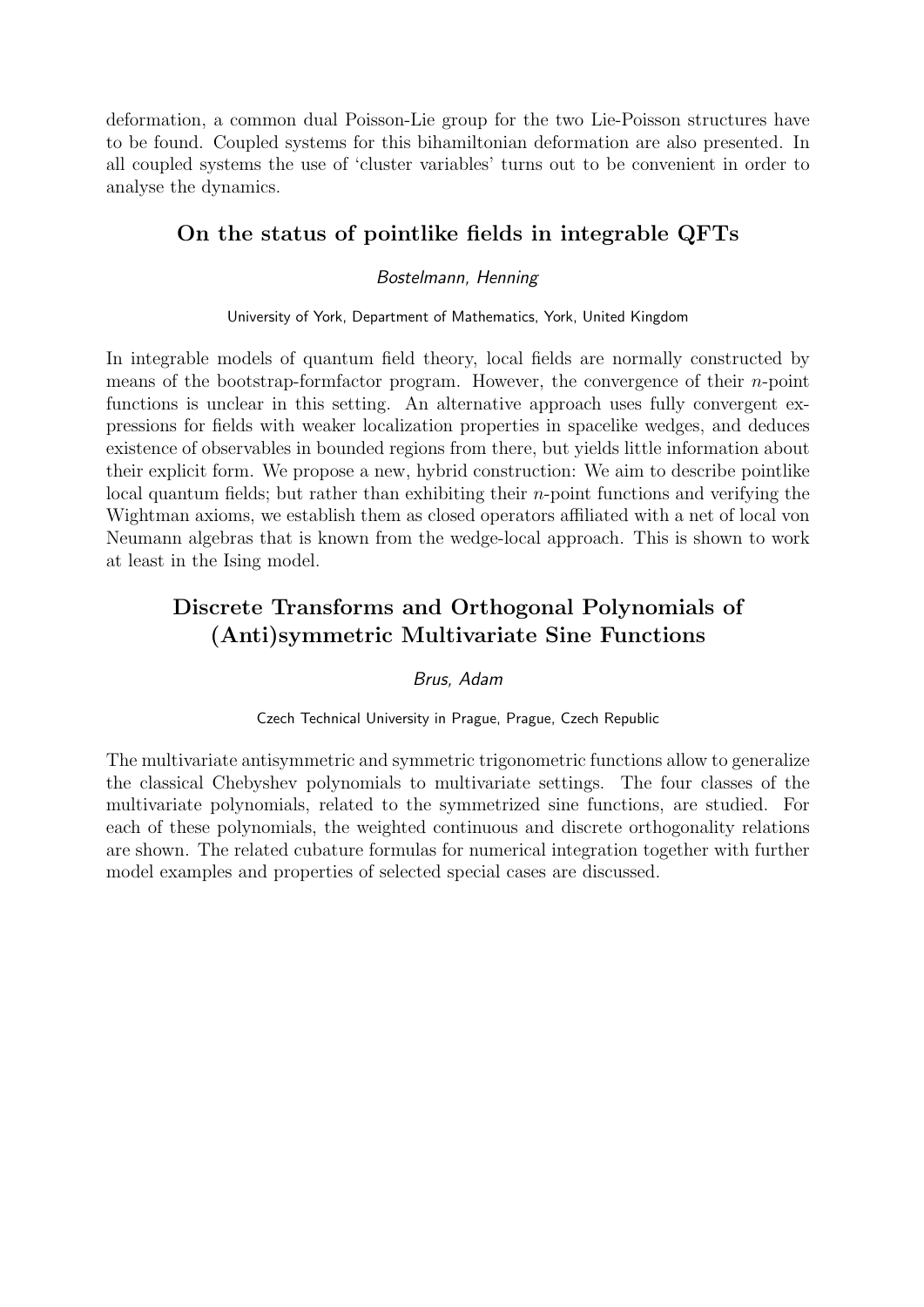deformation, a common dual Poisson-Lie group for the two Lie-Poisson structures have to be found. Coupled systems for this bihamiltonian deformation are also presented. In all coupled systems the use of 'cluster variables' turns out to be convenient in order to analyse the dynamics.

## On the status of pointlike fields in integrable QFTs

*Bostelmann, Henning*

University of York, Department of Mathematics, York, United Kingdom

In integrable models of quantum field theory, local fields are normally constructed by means of the bootstrap-formfactor program. However, the convergence of their $n$-point functions is unclear in this setting. An alternative approach uses fully convergent expressions for fields with weaker localization properties in spacelike wedges, and deduces existence of observables in bounded regions from there, but yields little information about their explicit form. We propose a new, hybrid construction: We aim to describe pointlike local quantum fields; but rather than exhibiting their $n$-point functions and verifying the Wightman axioms, we establish them as closed operators affiliated with a net of local von Neumann algebras that is known from the wedge-local approach. This is shown to work at least in the Ising model.

## Discrete Transforms and Orthogonal Polynomials of (Anti)symmetric Multivariate Sine Functions

*Brus, Adam*

Czech Technical University in Prague, Prague, Czech Republic

The multivariate antisymmetric and symmetric trigonometric functions allow to generalize the classical Chebyshev polynomials to multivariate settings. The four classes of the multivariate polynomials, related to the symmetrized sine functions, are studied. For each of these polynomials, the weighted continuous and discrete orthogonality relations are shown. The related cubature formulas for numerical integration together with further model examples and properties of selected special cases are discussed.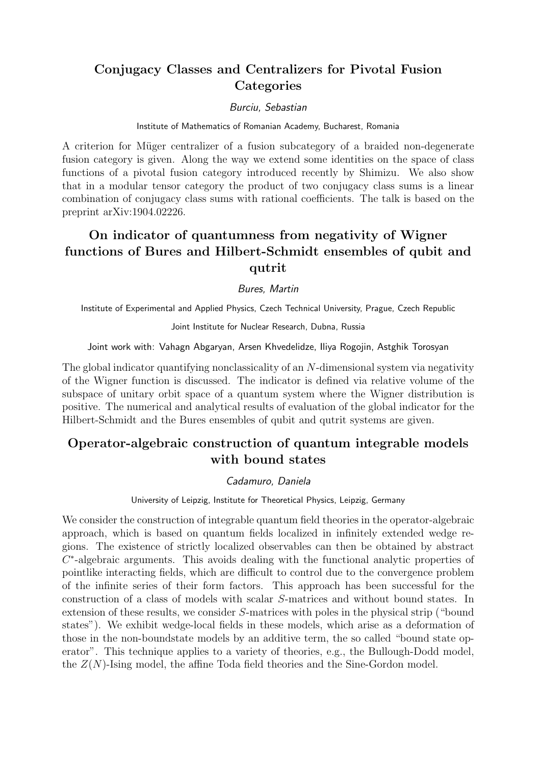## Conjugacy Classes and Centralizers for Pivotal Fusion Categories

*Burciu, Sebastian*

Institute of Mathematics of Romanian Academy, Bucharest, Romania

A criterion for Müger centralizer of a fusion subcategory of a braided non-degenerate fusion category is given. Along the way we extend some identities on the space of class functions of a pivotal fusion category introduced recently by Shimizu. We also show that in a modular tensor category the product of two conjugacy class sums is a linear combination of conjugacy class sums with rational coefficients. The talk is based on the preprint arXiv:1904.02226.

## On indicator of quantumness from negativity of Wigner functions of Bures and Hilbert-Schmidt ensembles of qubit and qutrit

*Bures, Martin*

Institute of Experimental and Applied Physics, Czech Technical University, Prague, Czech Republic

Joint Institute for Nuclear Research, Dubna, Russia

Joint work with: Vahagn Abgaryan, Arsen Khvedelidze, Iliya Rogojin, Astghik Torosyan

The global indicator quantifying nonclassicality of an $N$-dimensional system via negativity of the Wigner function is discussed. The indicator is defined via relative volume of the subspace of unitary orbit space of a quantum system where the Wigner distribution is positive. The numerical and analytical results of evaluation of the global indicator for the Hilbert-Schmidt and the Bures ensembles of qubit and qutrit systems are given.

## Operator-algebraic construction of quantum integrable models with bound states

*Cadamuro, Daniela*

University of Leipzig, Institute for Theoretical Physics, Leipzig, Germany

We consider the construction of integrable quantum field theories in the operator-algebraic approach, which is based on quantum fields localized in infinitely extended wedge regions. The existence of strictly localized observables can then be obtained by abstract $C^*$-algebraic arguments. This avoids dealing with the functional analytic properties of pointlike interacting fields, which are difficult to control due to the convergence problem of the infinite series of their form factors. This approach has been successful for the construction of a class of models with scalar $S$-matrices and without bound states. In extension of these results, we consider $S$-matrices with poles in the physical strip ("bound states"). We exhibit wedge-local fields in these models, which arise as a deformation of those in the non-boundstate models by an additive term, the so called "bound state operator". This technique applies to a variety of theories, e.g., the Bullough-Dodd model, the $Z(N)$-Ising model, the affine Toda field theories and the Sine-Gordon model.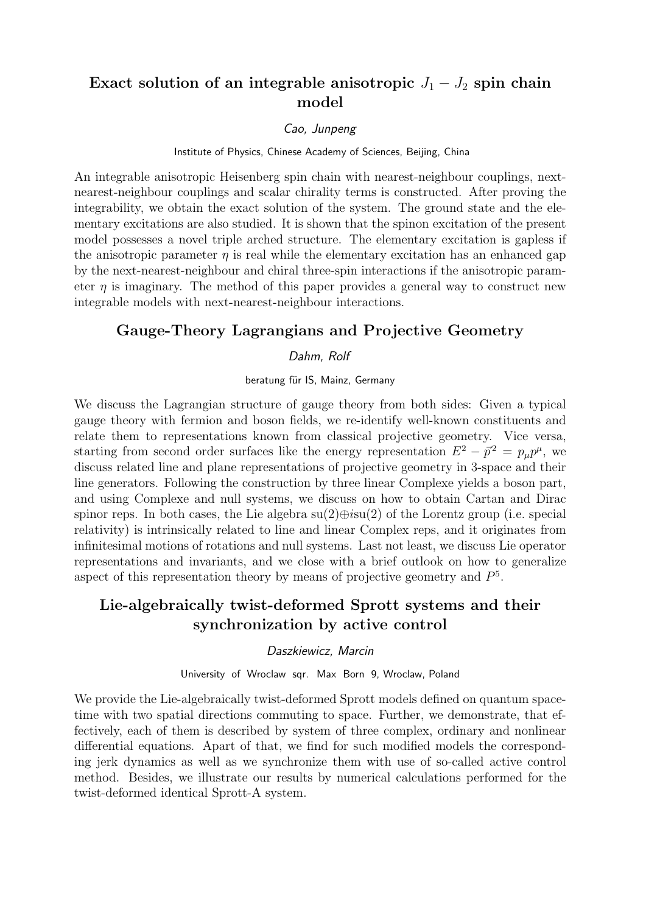## Exact solution of an integrable anisotropic $J_1 - J_2$ spin chain model

*Cao, Junpeng*

Institute of Physics, Chinese Academy of Sciences, Beijing, China

An integrable anisotropic Heisenberg spin chain with nearest-neighbour couplings, next-nearest-neighbour couplings and scalar chirality terms is constructed. After proving the integrability, we obtain the exact solution of the system. The ground state and the elementary excitations are also studied. It is shown that the spinon excitation of the present model possesses a novel triple arched structure. The elementary excitation is gapless if the anisotropic parameter $\eta$ is real while the elementary excitation has an enhanced gap by the next-nearest-neighbour and chiral three-spin interactions if the anisotropic parameter $\eta$ is imaginary. The method of this paper provides a general way to construct new integrable models with next-nearest-neighbour interactions.

## Gauge-Theory Lagrangians and Projective Geometry

*Dahm, Rolf*

beratung für IS, Mainz, Germany

We discuss the Lagrangian structure of gauge theory from both sides: Given a typical gauge theory with fermion and boson fields, we re-identify well-known constituents and relate them to representations known from classical projective geometry. Vice versa, starting from second order surfaces like the energy representation $E^2 - \vec{p}^2 = p_\mu p^\mu$, we discuss related line and plane representations of projective geometry in 3-space and their line generators. Following the construction by three linear Complexe yields a boson part, and using Complexe and null systems, we discuss on how to obtain Cartan and Dirac spinor reps. In both cases, the Lie algebra su(2)$\oplus i$su(2) of the Lorentz group (i.e. special relativity) is intrinsically related to line and linear Complex reps, and it originates from infinitesimal motions of rotations and null systems. Last not least, we discuss Lie operator representations and invariants, and we close with a brief outlook on how to generalize aspect of this representation theory by means of projective geometry and $P^5$.

## Lie-algebraically twist-deformed Sprott systems and their synchronization by active control

*Daszkiewicz, Marcin*

University of Wroclaw sqr. Max Born 9, Wroclaw, Poland

We provide the Lie-algebraically twist-deformed Sprott models defined on quantum space-time with two spatial directions commuting to space. Further, we demonstrate, that effectively, each of them is described by system of three complex, ordinary and nonlinear differential equations. Apart of that, we find for such modified models the corresponding jerk dynamics as well as we synchronize them with use of so-called active control method. Besides, we illustrate our results by numerical calculations performed for the twist-deformed identical Sprott-A system.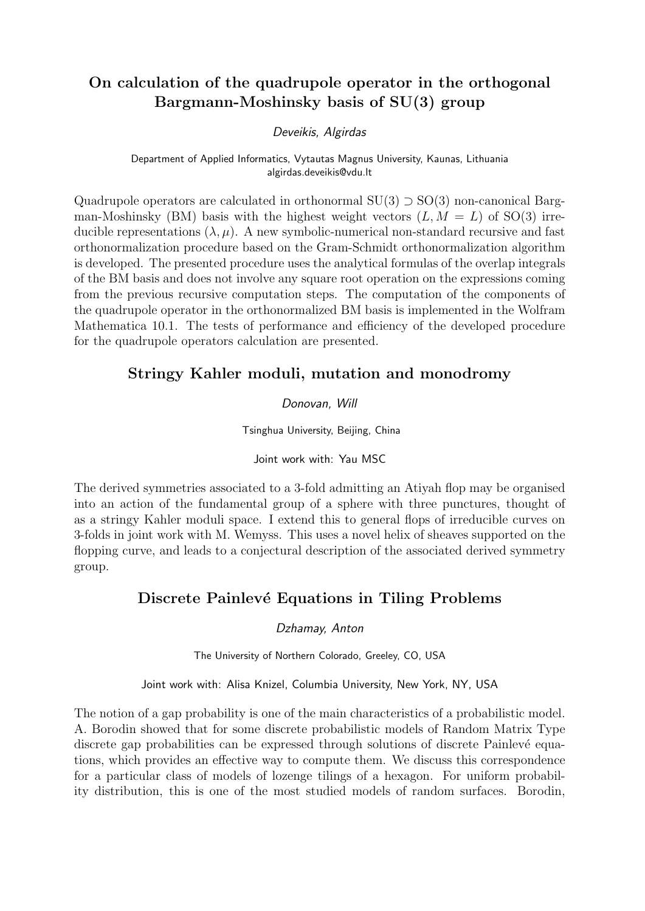## On calculation of the quadrupole operator in the orthogonal Bargmann-Moshinsky basis of SU(3) group

*Deveikis, Algirdas*

Department of Applied Informatics, Vytautas Magnus University, Kaunas, Lithuania
algirdas.deveikis@vdu.lt

Quadrupole operators are calculated in orthonormal $\mathrm{SU}(3) \supset \mathrm{SO}(3)$ non-canonical Bargman-Moshinsky (BM) basis with the highest weight vectors $(L, M = L)$ of SO(3) irreducible representations $(\lambda, \mu)$. A new symbolic-numerical non-standard recursive and fast orthonormalization procedure based on the Gram-Schmidt orthonormalization algorithm is developed. The presented procedure uses the analytical formulas of the overlap integrals of the BM basis and does not involve any square root operation on the expressions coming from the previous recursive computation steps. The computation of the components of the quadrupole operator in the orthonormalized BM basis is implemented in the Wolfram Mathematica 10.1. The tests of performance and efficiency of the developed procedure for the quadrupole operators calculation are presented.

## Stringy Kahler moduli, mutation and monodromy

*Donovan, Will*

Tsinghua University, Beijing, China

Joint work with: Yau MSC

The derived symmetries associated to a 3-fold admitting an Atiyah flop may be organised into an action of the fundamental group of a sphere with three punctures, thought of as a stringy Kahler moduli space. I extend this to general flops of irreducible curves on 3-folds in joint work with M. Wemyss. This uses a novel helix of sheaves supported on the flopping curve, and leads to a conjectural description of the associated derived symmetry group.

## Discrete Painlevé Equations in Tiling Problems

*Dzhamay, Anton*

The University of Northern Colorado, Greeley, CO, USA

Joint work with: Alisa Knizel, Columbia University, New York, NY, USA

The notion of a gap probability is one of the main characteristics of a probabilistic model. A. Borodin showed that for some discrete probabilistic models of Random Matrix Type discrete gap probabilities can be expressed through solutions of discrete Painlevé equations, which provides an effective way to compute them. We discuss this correspondence for a particular class of models of lozenge tilings of a hexagon. For uniform probability distribution, this is one of the most studied models of random surfaces. Borodin,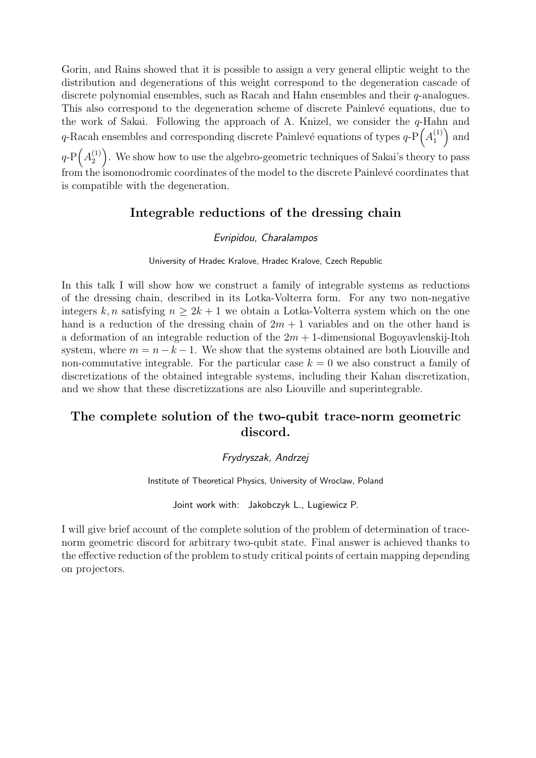Gorin, and Rains showed that it is possible to assign a very general elliptic weight to the distribution and degenerations of this weight correspond to the degeneration cascade of discrete polynomial ensembles, such as Racah and Hahn ensembles and their $q$-analogues. This also correspond to the degeneration scheme of discrete Painlevé equations, due to the work of Sakai. Following the approach of A. Knizel, we consider the $q$-Hahn and $q$-Racah ensembles and corresponding discrete Painlevé equations of types $q\text{-P}\left(A_1^{(1)}\right)$ and $q\text{-P}\left(A_2^{(1)}\right)$. We show how to use the algebro-geometric techniques of Sakai's theory to pass from the isomonodromic coordinates of the model to the discrete Painlevé coordinates that is compatible with the degeneration.

## Integrable reductions of the dressing chain

*Evripidou, Charalampos*

University of Hradec Kralove, Hradec Kralove, Czech Republic

In this talk I will show how we construct a family of integrable systems as reductions of the dressing chain, described in its Lotka-Volterra form. For any two non-negative integers $k, n$ satisfying $n \geq 2k + 1$ we obtain a Lotka-Volterra system which on the one hand is a reduction of the dressing chain of $2m + 1$ variables and on the other hand is a deformation of an integrable reduction of the $2m + 1$-dimensional Bogoyavlenskij-Itoh system, where $m = n - k - 1$. We show that the systems obtained are both Liouville and non-commutative integrable. For the particular case $k = 0$ we also construct a family of discretizations of the obtained integrable systems, including their Kahan discretization, and we show that these discretizzations are also Liouville and superintegrable.

## The complete solution of the two-qubit trace-norm geometric discord.

*Frydryszak, Andrzej*

Institute of Theoretical Physics, University of Wroclaw, Poland

Joint work with: Jakobczyk L., Lugiewicz P.

I will give brief account of the complete solution of the problem of determination of trace-norm geometric discord for arbitrary two-qubit state. Final answer is achieved thanks to the effective reduction of the problem to study critical points of certain mapping depending on projectors.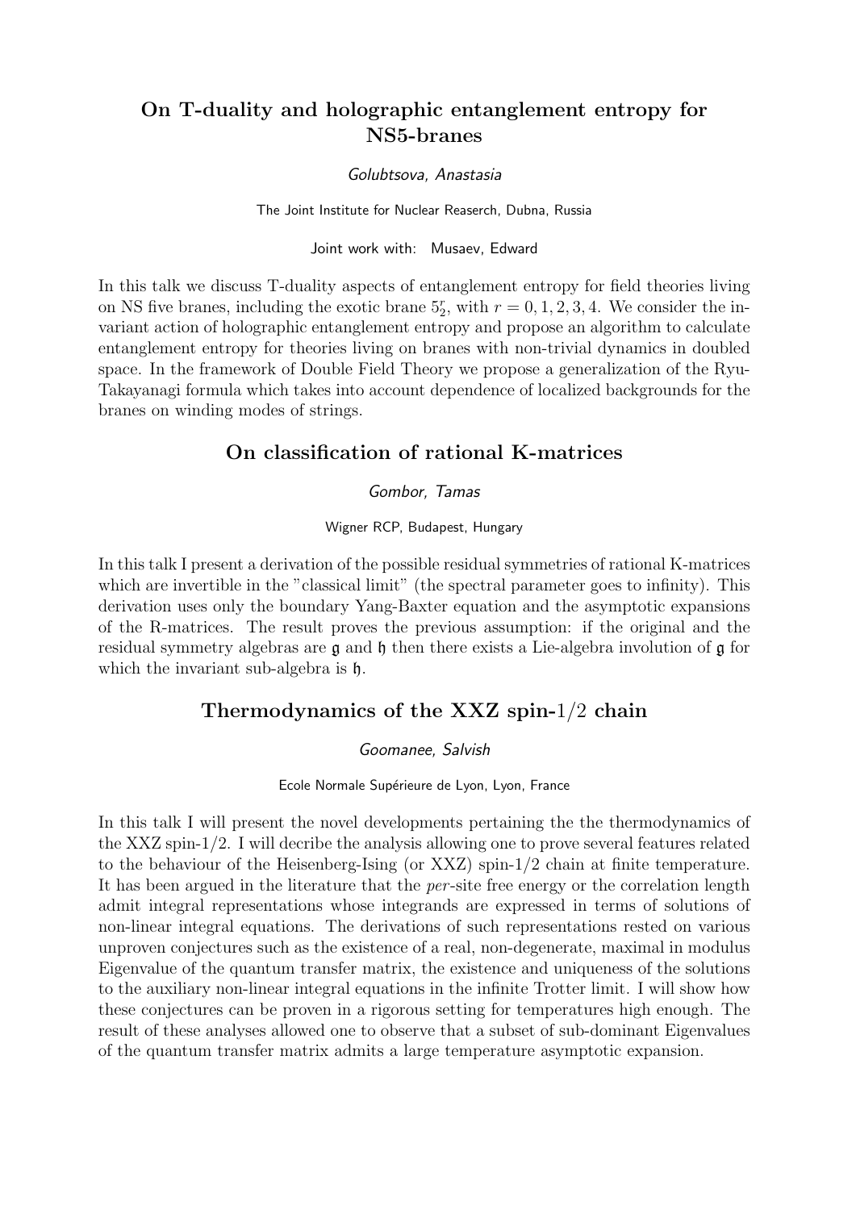## On T-duality and holographic entanglement entropy for NS5-branes

*Golubtsova, Anastasia*

The Joint Institute for Nuclear Reaserch, Dubna, Russia

Joint work with: Musaev, Edward

In this talk we discuss T-duality aspects of entanglement entropy for field theories living on NS five branes, including the exotic brane $5_2^r$, with $r = 0, 1, 2, 3, 4$. We consider the invariant action of holographic entanglement entropy and propose an algorithm to calculate entanglement entropy for theories living on branes with non-trivial dynamics in doubled space. In the framework of Double Field Theory we propose a generalization of the Ryu-Takayanagi formula which takes into account dependence of localized backgrounds for the branes on winding modes of strings.

## On classification of rational K-matrices

*Gombor, Tamas*

Wigner RCP, Budapest, Hungary

In this talk I present a derivation of the possible residual symmetries of rational K-matrices which are invertible in the "classical limit" (the spectral parameter goes to infinity). This derivation uses only the boundary Yang-Baxter equation and the asymptotic expansions of the R-matrices. The result proves the previous assumption: if the original and the residual symmetry algebras are $\mathfrak{g}$ and $\mathfrak{h}$ then there exists a Lie-algebra involution of $\mathfrak{g}$ for which the invariant sub-algebra is $\mathfrak{h}$.

## Thermodynamics of the XXZ spin-$1/2$ chain

*Goomanee, Salvish*

Ecole Normale Supérieure de Lyon, Lyon, France

In this talk I will present the novel developments pertaining the the thermodynamics of the XXZ spin-1/2. I will decribe the analysis allowing one to prove several features related to the behaviour of the Heisenberg-Ising (or XXZ) spin-1/2 chain at finite temperature. It has been argued in the literature that the *per*-site free energy or the correlation length admit integral representations whose integrands are expressed in terms of solutions of non-linear integral equations. The derivations of such representations rested on various unproven conjectures such as the existence of a real, non-degenerate, maximal in modulus Eigenvalue of the quantum transfer matrix, the existence and uniqueness of the solutions to the auxiliary non-linear integral equations in the infinite Trotter limit. I will show how these conjectures can be proven in a rigorous setting for temperatures high enough. The result of these analyses allowed one to observe that a subset of sub-dominant Eigenvalues of the quantum transfer matrix admits a large temperature asymptotic expansion.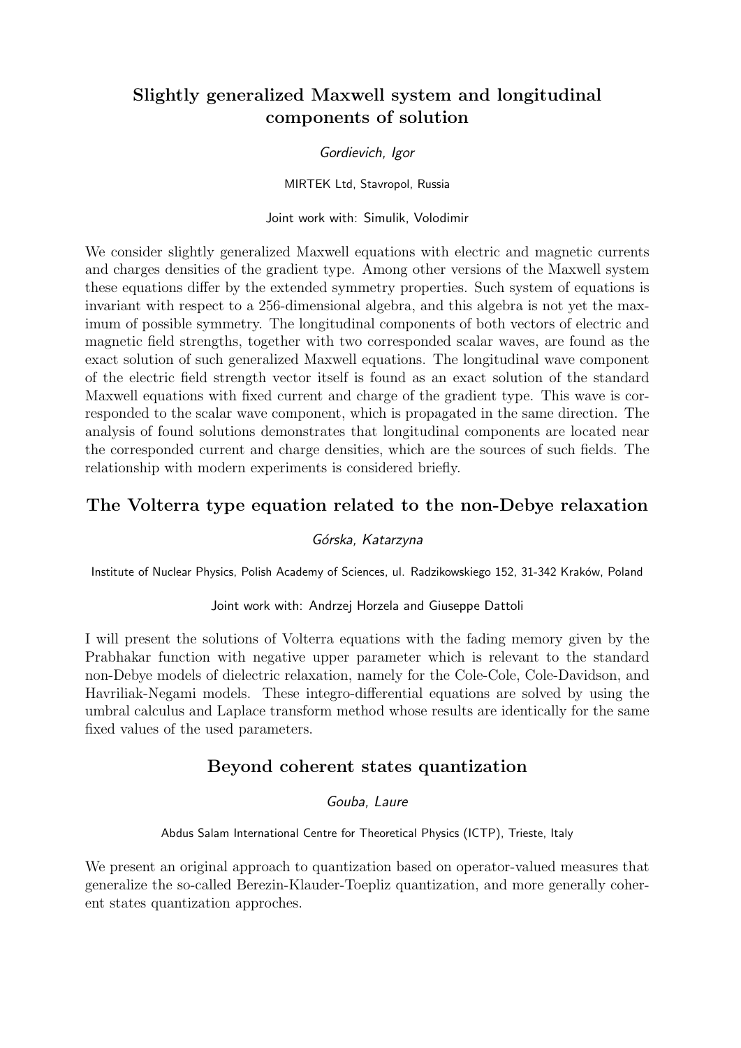## Slightly generalized Maxwell system and longitudinal components of solution

*Gordievich, Igor*

MIRTEK Ltd, Stavropol, Russia

Joint work with: Simulik, Volodimir

We consider slightly generalized Maxwell equations with electric and magnetic currents and charges densities of the gradient type. Among other versions of the Maxwell system these equations differ by the extended symmetry properties. Such system of equations is invariant with respect to a 256-dimensional algebra, and this algebra is not yet the maximum of possible symmetry. The longitudinal components of both vectors of electric and magnetic field strengths, together with two corresponded scalar waves, are found as the exact solution of such generalized Maxwell equations. The longitudinal wave component of the electric field strength vector itself is found as an exact solution of the standard Maxwell equations with fixed current and charge of the gradient type. This wave is corresponded to the scalar wave component, which is propagated in the same direction. The analysis of found solutions demonstrates that longitudinal components are located near the corresponded current and charge densities, which are the sources of such fields. The relationship with modern experiments is considered briefly.

## The Volterra type equation related to the non-Debye relaxation

*Górska, Katarzyna*

Institute of Nuclear Physics, Polish Academy of Sciences, ul. Radzikowskiego 152, 31-342 Kraków, Poland

Joint work with: Andrzej Horzela and Giuseppe Dattoli

I will present the solutions of Volterra equations with the fading memory given by the Prabhakar function with negative upper parameter which is relevant to the standard non-Debye models of dielectric relaxation, namely for the Cole-Cole, Cole-Davidson, and Havriliak-Negami models. These integro-differential equations are solved by using the umbral calculus and Laplace transform method whose results are identically for the same fixed values of the used parameters.

## Beyond coherent states quantization

*Gouba, Laure*

Abdus Salam International Centre for Theoretical Physics (ICTP), Trieste, Italy

We present an original approach to quantization based on operator-valued measures that generalize the so-called Berezin-Klauder-Toepliz quantization, and more generally coherent states quantization approches.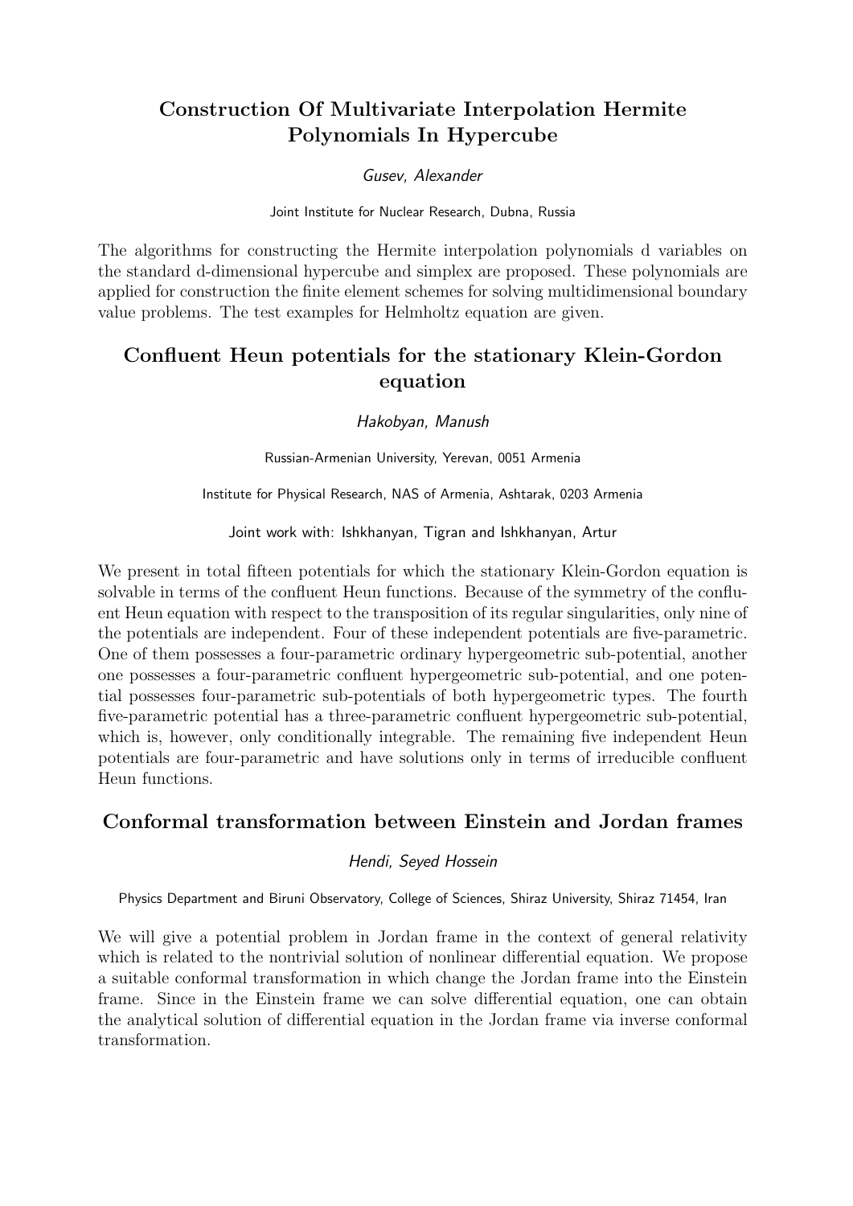## Construction Of Multivariate Interpolation Hermite Polynomials In Hypercube

*Gusev, Alexander*

Joint Institute for Nuclear Research, Dubna, Russia

The algorithms for constructing the Hermite interpolation polynomials d variables on the standard d-dimensional hypercube and simplex are proposed. These polynomials are applied for construction the finite element schemes for solving multidimensional boundary value problems. The test examples for Helmholtz equation are given.

## Confluent Heun potentials for the stationary Klein-Gordon equation

*Hakobyan, Manush*

Russian-Armenian University, Yerevan, 0051 Armenia

Institute for Physical Research, NAS of Armenia, Ashtarak, 0203 Armenia

Joint work with: Ishkhanyan, Tigran and Ishkhanyan, Artur

We present in total fifteen potentials for which the stationary Klein-Gordon equation is solvable in terms of the confluent Heun functions. Because of the symmetry of the confluent Heun equation with respect to the transposition of its regular singularities, only nine of the potentials are independent. Four of these independent potentials are five-parametric. One of them possesses a four-parametric ordinary hypergeometric sub-potential, another one possesses a four-parametric confluent hypergeometric sub-potential, and one potential possesses four-parametric sub-potentials of both hypergeometric types. The fourth five-parametric potential has a three-parametric confluent hypergeometric sub-potential, which is, however, only conditionally integrable. The remaining five independent Heun potentials are four-parametric and have solutions only in terms of irreducible confluent Heun functions.

## Conformal transformation between Einstein and Jordan frames

*Hendi, Seyed Hossein*

Physics Department and Biruni Observatory, College of Sciences, Shiraz University, Shiraz 71454, Iran

We will give a potential problem in Jordan frame in the context of general relativity which is related to the nontrivial solution of nonlinear differential equation. We propose a suitable conformal transformation in which change the Jordan frame into the Einstein frame. Since in the Einstein frame we can solve differential equation, one can obtain the analytical solution of differential equation in the Jordan frame via inverse conformal transformation.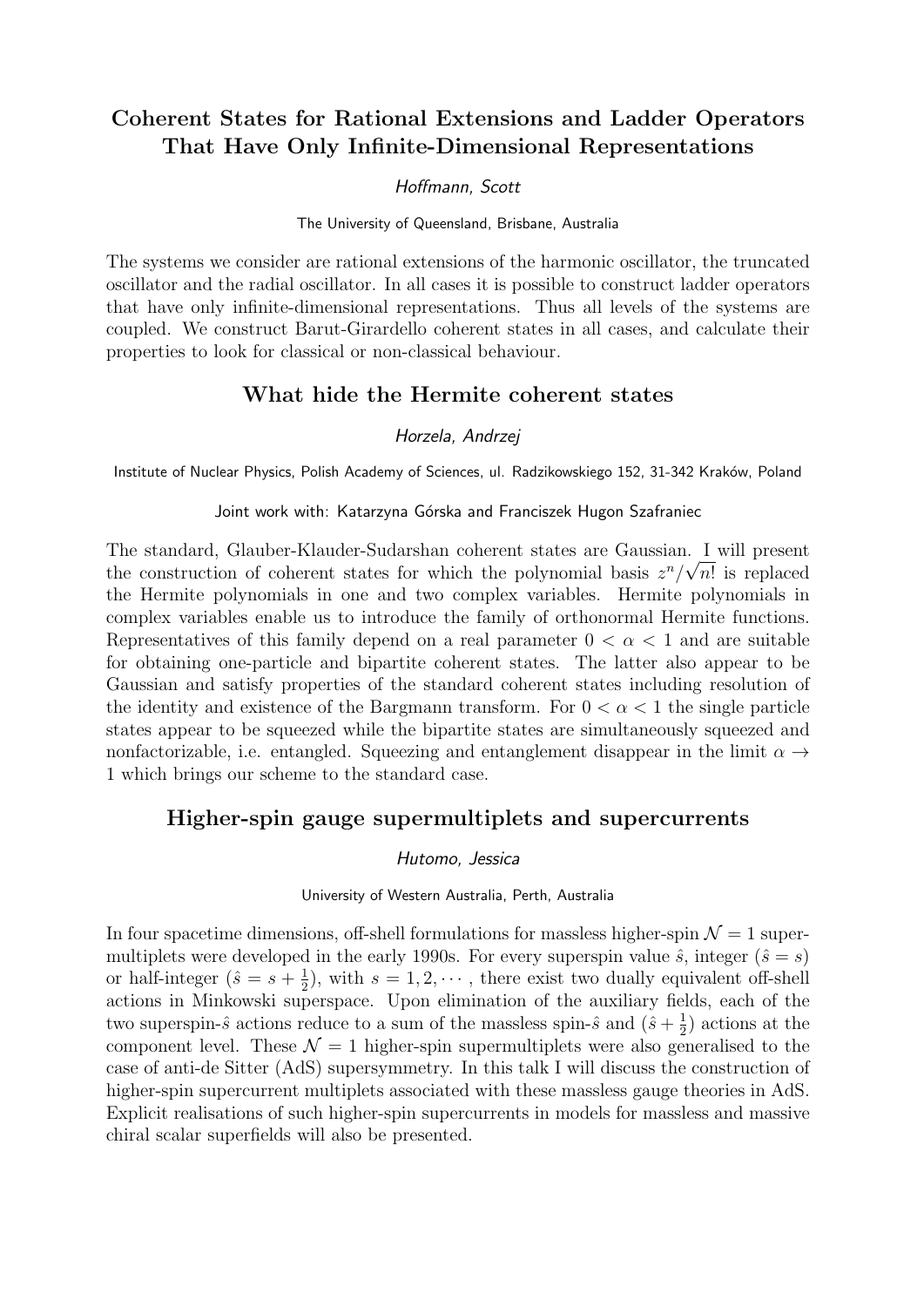## Coherent States for Rational Extensions and Ladder Operators That Have Only Infinite-Dimensional Representations

*Hoffmann, Scott*

The University of Queensland, Brisbane, Australia

The systems we consider are rational extensions of the harmonic oscillator, the truncated oscillator and the radial oscillator. In all cases it is possible to construct ladder operators that have only infinite-dimensional representations. Thus all levels of the systems are coupled. We construct Barut-Girardello coherent states in all cases, and calculate their properties to look for classical or non-classical behaviour.

## What hide the Hermite coherent states

*Horzela, Andrzej*

Institute of Nuclear Physics, Polish Academy of Sciences, ul. Radzikowskiego 152, 31-342 Kraków, Poland

Joint work with: Katarzyna Górska and Franciszek Hugon Szafraniec

The standard, Glauber-Klauder-Sudarshan coherent states are Gaussian. I will present the construction of coherent states for which the polynomial basis $z^n/\sqrt{n!}$ is replaced the Hermite polynomials in one and two complex variables. Hermite polynomials in complex variables enable us to introduce the family of orthonormal Hermite functions. Representatives of this family depend on a real parameter $0 < \alpha < 1$ and are suitable for obtaining one-particle and bipartite coherent states. The latter also appear to be Gaussian and satisfy properties of the standard coherent states including resolution of the identity and existence of the Bargmann transform. For $0 < \alpha < 1$ the single particle states appear to be squeezed while the bipartite states are simultaneously squeezed and nonfactorizable, i.e. entangled. Squeezing and entanglement disappear in the limit $\alpha \to 1$ which brings our scheme to the standard case.

## Higher-spin gauge supermultiplets and supercurrents

*Hutomo, Jessica*

University of Western Australia, Perth, Australia

In four spacetime dimensions, off-shell formulations for massless higher-spin $\mathcal{N} = 1$ supermultiplets were developed in the early 1990s. For every superspin value $\hat{s}$, integer ($\hat{s} = s$) or half-integer ($\hat{s} = s + \frac{1}{2}$), with $s = 1, 2, \cdots$, there exist two dually equivalent off-shell actions in Minkowski superspace. Upon elimination of the auxiliary fields, each of the two superspin-$\hat{s}$ actions reduce to a sum of the massless spin-$\hat{s}$ and $(\hat{s} + \frac{1}{2})$ actions at the component level. These $\mathcal{N} = 1$ higher-spin supermultiplets were also generalised to the case of anti-de Sitter (AdS) supersymmetry. In this talk I will discuss the construction of higher-spin supercurrent multiplets associated with these massless gauge theories in AdS. Explicit realisations of such higher-spin supercurrents in models for massless and massive chiral scalar superfields will also be presented.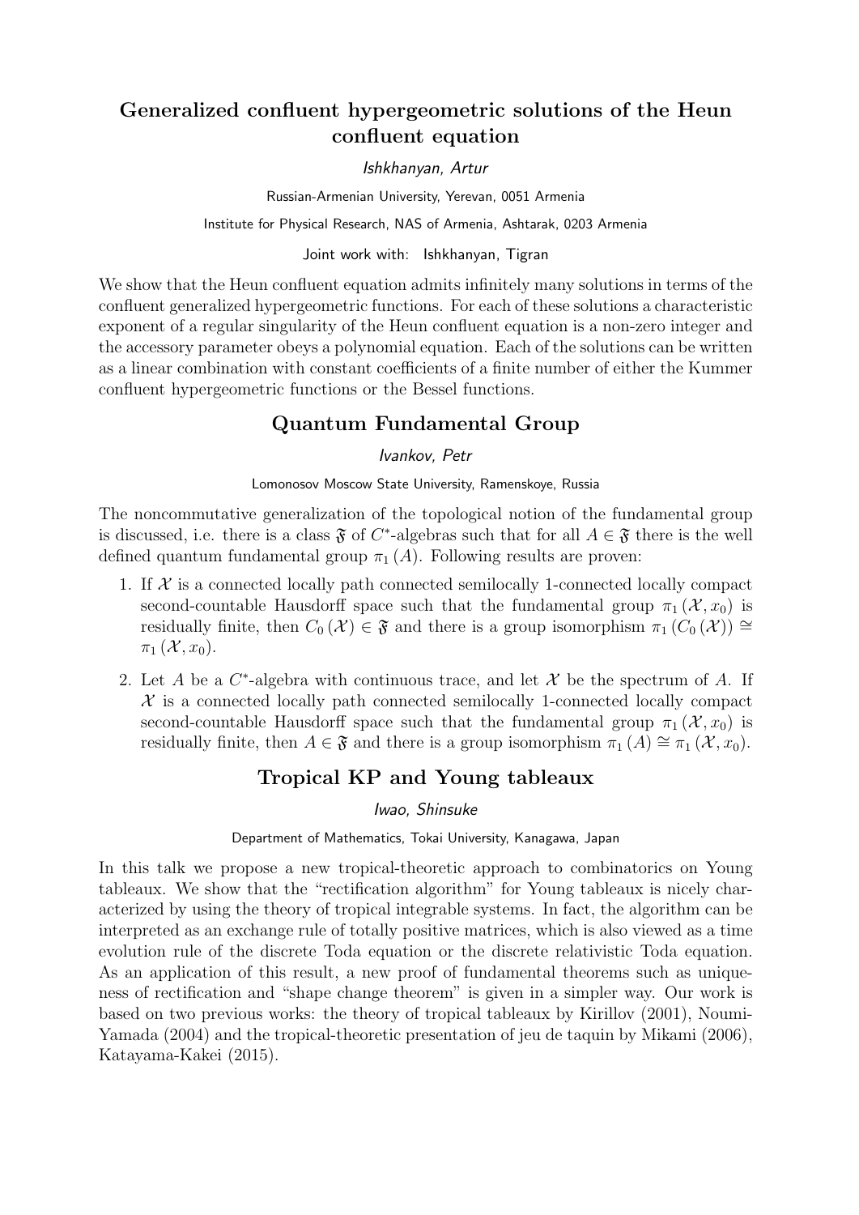## Generalized confluent hypergeometric solutions of the Heun confluent equation

*Ishkhanyan, Artur*

Russian-Armenian University, Yerevan, 0051 Armenia

Institute for Physical Research, NAS of Armenia, Ashtarak, 0203 Armenia

Joint work with: Ishkhanyan, Tigran

We show that the Heun confluent equation admits infinitely many solutions in terms of the confluent generalized hypergeometric functions. For each of these solutions a characteristic exponent of a regular singularity of the Heun confluent equation is a non-zero integer and the accessory parameter obeys a polynomial equation. Each of the solutions can be written as a linear combination with constant coefficients of a finite number of either the Kummer confluent hypergeometric functions or the Bessel functions.

## Quantum Fundamental Group

*Ivankov, Petr*

Lomonosov Moscow State University, Ramenskoye, Russia

The noncommutative generalization of the topological notion of the fundamental group is discussed, i.e. there is a class $\mathfrak{F}$ of $C^*$-algebras such that for all $A \in \mathfrak{F}$ there is the well defined quantum fundamental group $\pi_1(A)$. Following results are proven:

1. If $\mathcal{X}$ is a connected locally path connected semilocally 1-connected locally compact second-countable Hausdorff space such that the fundamental group $\pi_1(\mathcal{X}, x_0)$ is residually finite, then $C_0(\mathcal{X}) \in \mathfrak{F}$ and there is a group isomorphism $\pi_1(C_0(\mathcal{X})) \cong \pi_1(\mathcal{X}, x_0)$.
2. Let $A$ be a $C^*$-algebra with continuous trace, and let $\mathcal{X}$ be the spectrum of $A$. If $\mathcal{X}$ is a connected locally path connected semilocally 1-connected locally compact second-countable Hausdorff space such that the fundamental group $\pi_1(\mathcal{X}, x_0)$ is residually finite, then $A \in \mathfrak{F}$ and there is a group isomorphism $\pi_1(A) \cong \pi_1(\mathcal{X}, x_0)$.

## Tropical KP and Young tableaux

*Iwao, Shinsuke*

Department of Mathematics, Tokai University, Kanagawa, Japan

In this talk we propose a new tropical-theoretic approach to combinatorics on Young tableaux. We show that the "rectification algorithm" for Young tableaux is nicely characterized by using the theory of tropical integrable systems. In fact, the algorithm can be interpreted as an exchange rule of totally positive matrices, which is also viewed as a time evolution rule of the discrete Toda equation or the discrete relativistic Toda equation. As an application of this result, a new proof of fundamental theorems such as uniqueness of rectification and "shape change theorem" is given in a simpler way. Our work is based on two previous works: the theory of tropical tableaux by Kirillov (2001), Noumi-Yamada (2004) and the tropical-theoretic presentation of jeu de taquin by Mikami (2006), Katayama-Kakei (2015).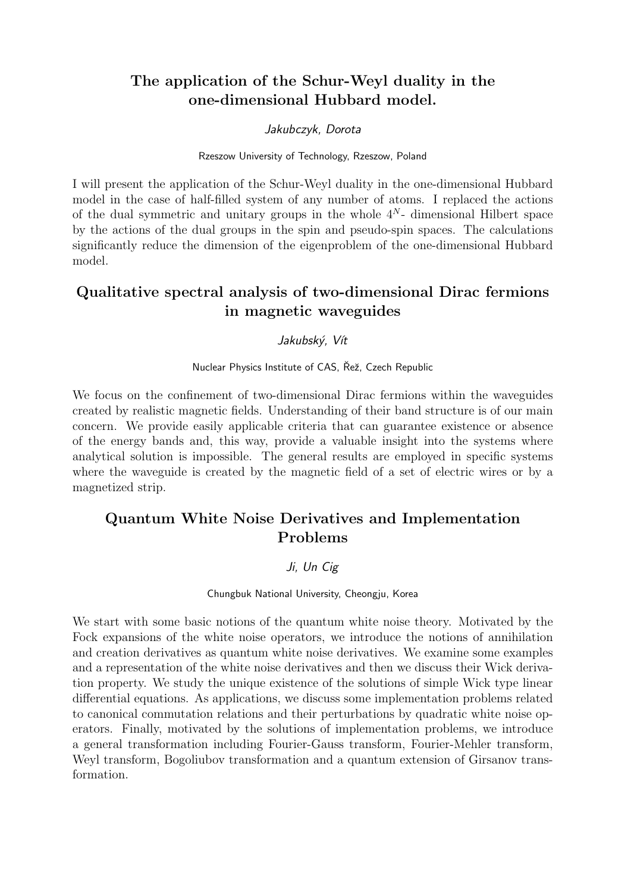## The application of the Schur-Weyl duality in the one-dimensional Hubbard model.

*Jakubczyk, Dorota*

Rzeszow University of Technology, Rzeszow, Poland

I will present the application of the Schur-Weyl duality in the one-dimensional Hubbard model in the case of half-filled system of any number of atoms. I replaced the actions of the dual symmetric and unitary groups in the whole $4^N$- dimensional Hilbert space by the actions of the dual groups in the spin and pseudo-spin spaces. The calculations significantly reduce the dimension of the eigenproblem of the one-dimensional Hubbard model.

## Qualitative spectral analysis of two-dimensional Dirac fermions in magnetic waveguides

*Jakubský, Vít*

Nuclear Physics Institute of CAS, Řež, Czech Republic

We focus on the confinement of two-dimensional Dirac fermions within the waveguides created by realistic magnetic fields. Understanding of their band structure is of our main concern. We provide easily applicable criteria that can guarantee existence or absence of the energy bands and, this way, provide a valuable insight into the systems where analytical solution is impossible. The general results are employed in specific systems where the waveguide is created by the magnetic field of a set of electric wires or by a magnetized strip.

## Quantum White Noise Derivatives and Implementation Problems

*Ji, Un Cig*

Chungbuk National University, Cheongju, Korea

We start with some basic notions of the quantum white noise theory. Motivated by the Fock expansions of the white noise operators, we introduce the notions of annihilation and creation derivatives as quantum white noise derivatives. We examine some examples and a representation of the white noise derivatives and then we discuss their Wick derivation property. We study the unique existence of the solutions of simple Wick type linear differential equations. As applications, we discuss some implementation problems related to canonical commutation relations and their perturbations by quadratic white noise operators. Finally, motivated by the solutions of implementation problems, we introduce a general transformation including Fourier-Gauss transform, Fourier-Mehler transform, Weyl transform, Bogoliubov transformation and a quantum extension of Girsanov transformation.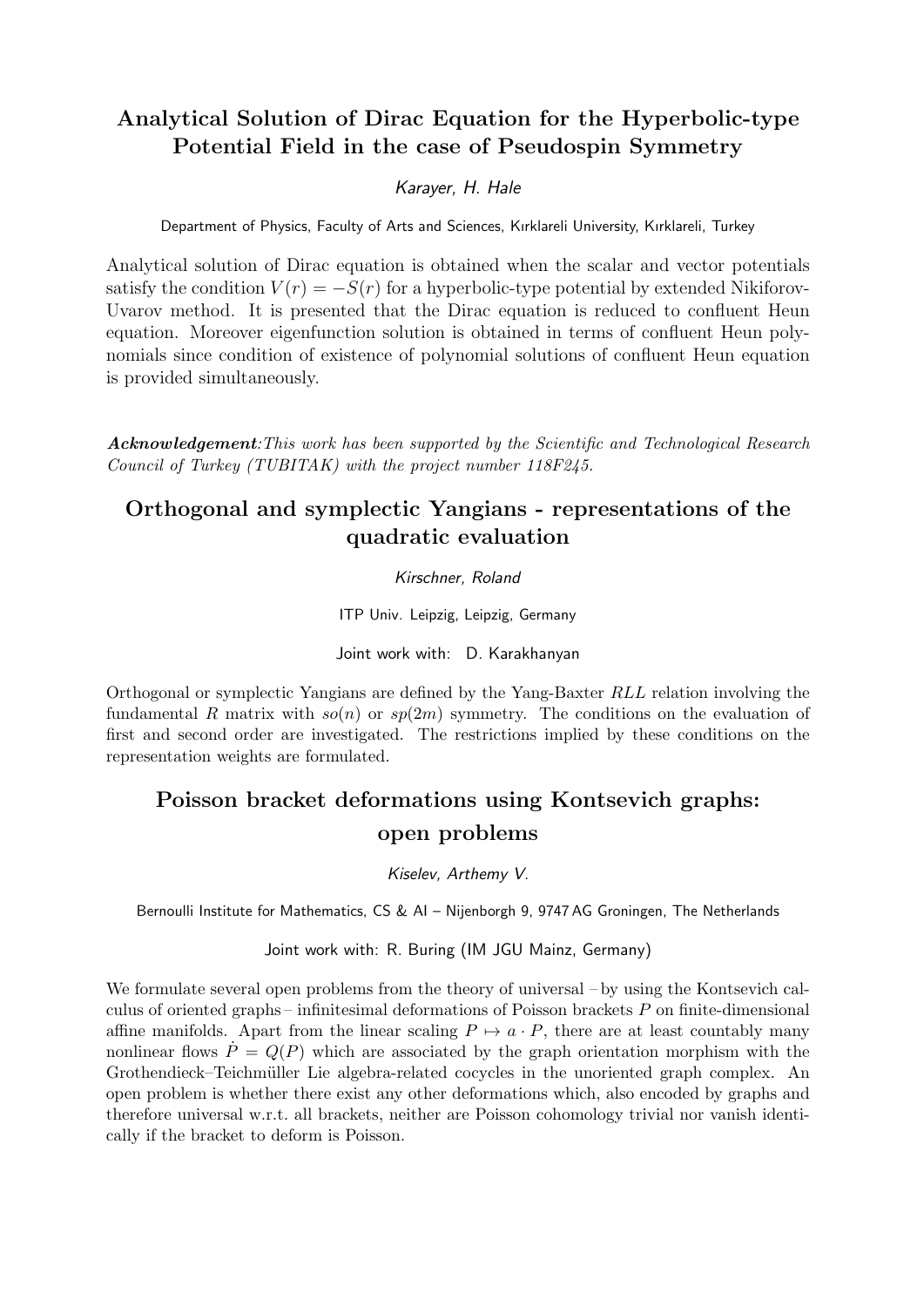## Analytical Solution of Dirac Equation for the Hyperbolic-type Potential Field in the case of Pseudospin Symmetry

*Karayer, H. Hale*

Department of Physics, Faculty of Arts and Sciences, Kırklareli University, Kırklareli, Turkey

Analytical solution of Dirac equation is obtained when the scalar and vector potentials satisfy the condition $V(r) = -S(r)$ for a hyperbolic-type potential by extended Nikiforov-Uvarov method. It is presented that the Dirac equation is reduced to confluent Heun equation. Moreover eigenfunction solution is obtained in terms of confluent Heun polynomials since condition of existence of polynomial solutions of confluent Heun equation is provided simultaneously.

***Acknowledgement***:*This work has been supported by the Scientific and Technological Research Council of Turkey (TUBITAK) with the project number 118F245.*

## Orthogonal and symplectic Yangians - representations of the quadratic evaluation

*Kirschner, Roland*

ITP Univ. Leipzig, Leipzig, Germany

Joint work with: D. Karakhanyan

Orthogonal or symplectic Yangians are defined by the Yang-Baxter $RLL$ relation involving the fundamental $R$ matrix with $so(n)$ or $sp(2m)$ symmetry. The conditions on the evaluation of first and second order are investigated. The restrictions implied by these conditions on the representation weights are formulated.

## Poisson bracket deformations using Kontsevich graphs: open problems

*Kiselev, Arthemy V.*

Bernoulli Institute for Mathematics, CS & AI – Nijenborgh 9, 9747 AG Groningen, The Netherlands

Joint work with: R. Buring (IM JGU Mainz, Germany)

We formulate several open problems from the theory of universal – by using the Kontsevich calculus of oriented graphs – infinitesimal deformations of Poisson brackets $P$ on finite-dimensional affine manifolds. Apart from the linear scaling $P \mapsto a \cdot P$, there are at least countably many nonlinear flows $\dot{P} = Q(P)$ which are associated by the graph orientation morphism with the Grothendieck–Teichmüller Lie algebra-related cocycles in the unoriented graph complex. An open problem is whether there exist any other deformations which, also encoded by graphs and therefore universal w.r.t. all brackets, neither are Poisson cohomology trivial nor vanish identically if the bracket to deform is Poisson.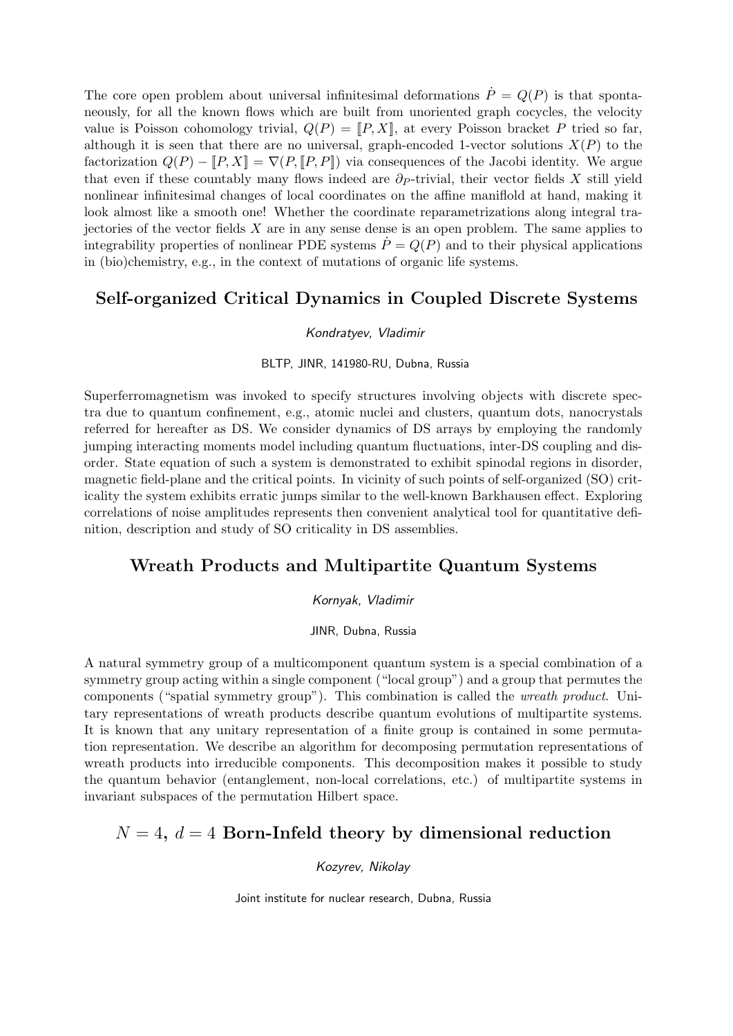The core open problem about universal infinitesimal deformations $\dot{P} = Q(P)$ is that spontaneously, for all the known flows which are built from unoriented graph cocycles, the velocity value is Poisson cohomology trivial, $Q(P) = [\![P, X]\!]$, at every Poisson bracket $P$ tried so far, although it is seen that there are no universal, graph-encoded 1-vector solutions $X(P)$ to the factorization $Q(P) - [\![P, X]\!] = \nabla(P, [\![P, P]\!])$ via consequences of the Jacobi identity. We argue that even if these countably many flows indeed are $\partial_P$-trivial, their vector fields $X$ still yield nonlinear infinitesimal changes of local coordinates on the affine manifold at hand, making it look almost like a smooth one! Whether the coordinate reparametrizations along integral trajectories of the vector fields $X$ are in any sense dense is an open problem. The same applies to integrability properties of nonlinear PDE systems $\dot{P} = Q(P)$ and to their physical applications in (bio)chemistry, e.g., in the context of mutations of organic life systems.

## Self-organized Critical Dynamics in Coupled Discrete Systems

*Kondratyev, Vladimir*

BLTP, JINR, 141980-RU, Dubna, Russia

Superferromagnetism was invoked to specify structures involving objects with discrete spectra due to quantum confinement, e.g., atomic nuclei and clusters, quantum dots, nanocrystals referred for hereafter as DS. We consider dynamics of DS arrays by employing the randomly jumping interacting moments model including quantum fluctuations, inter-DS coupling and disorder. State equation of such a system is demonstrated to exhibit spinodal regions in disorder, magnetic field-plane and the critical points. In vicinity of such points of self-organized (SO) criticality the system exhibits erratic jumps similar to the well-known Barkhausen effect. Exploring correlations of noise amplitudes represents then convenient analytical tool for quantitative definition, description and study of SO criticality in DS assemblies.

## Wreath Products and Multipartite Quantum Systems

*Kornyak, Vladimir*

JINR, Dubna, Russia

A natural symmetry group of a multicomponent quantum system is a special combination of a symmetry group acting within a single component ("local group") and a group that permutes the components ("spatial symmetry group"). This combination is called the *wreath product*. Unitary representations of wreath products describe quantum evolutions of multipartite systems. It is known that any unitary representation of a finite group is contained in some permutation representation. We describe an algorithm for decomposing permutation representations of wreath products into irreducible components. This decomposition makes it possible to study the quantum behavior (entanglement, non-local correlations, etc.) of multipartite systems in invariant subspaces of the permutation Hilbert space.

## $N = 4$, $d = 4$ Born-Infeld theory by dimensional reduction

*Kozyrev, Nikolay*

Joint institute for nuclear research, Dubna, Russia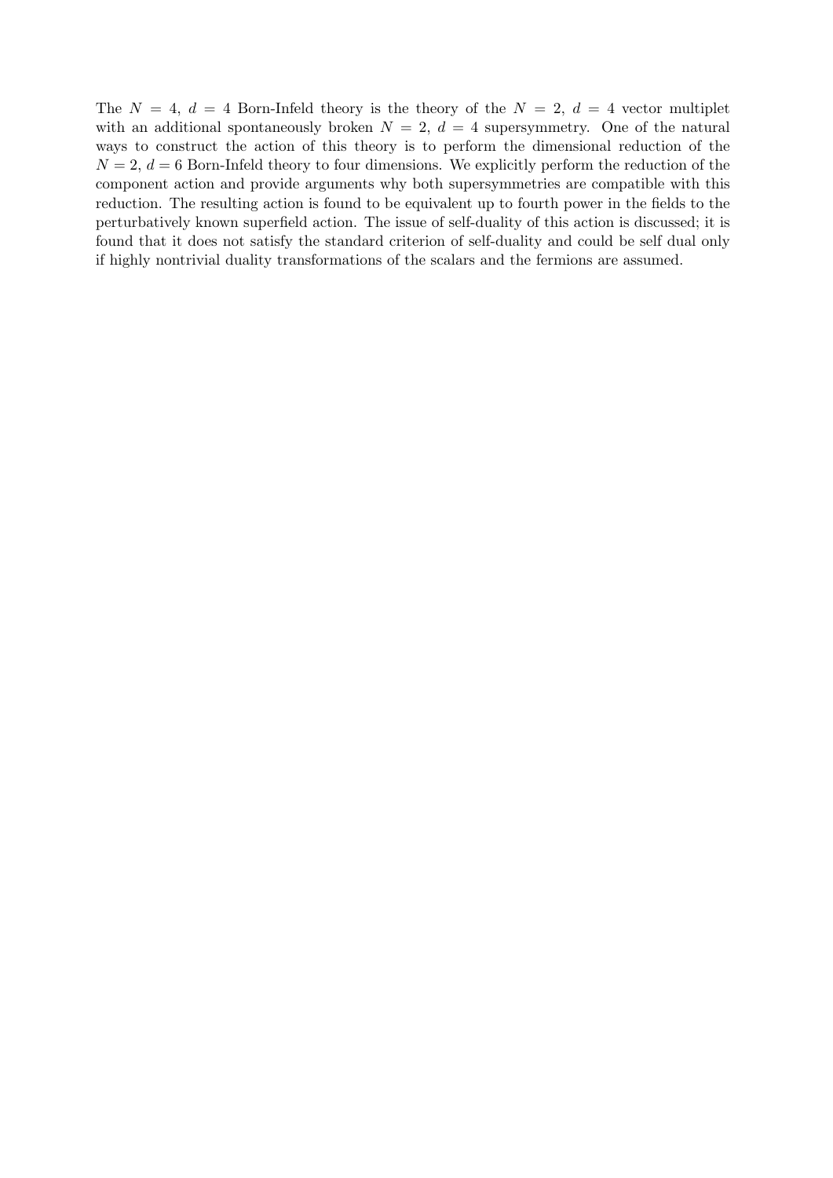The $N = 4$, $d = 4$ Born-Infeld theory is the theory of the $N = 2$, $d = 4$ vector multiplet with an additional spontaneously broken $N = 2$, $d = 4$ supersymmetry. One of the natural ways to construct the action of this theory is to perform the dimensional reduction of the $N = 2$, $d = 6$ Born-Infeld theory to four dimensions. We explicitly perform the reduction of the component action and provide arguments why both supersymmetries are compatible with this reduction. The resulting action is found to be equivalent up to fourth power in the fields to the perturbatively known superfield action. The issue of self-duality of this action is discussed; it is found that it does not satisfy the standard criterion of self-duality and could be self dual only if highly nontrivial duality transformations of the scalars and the fermions are assumed.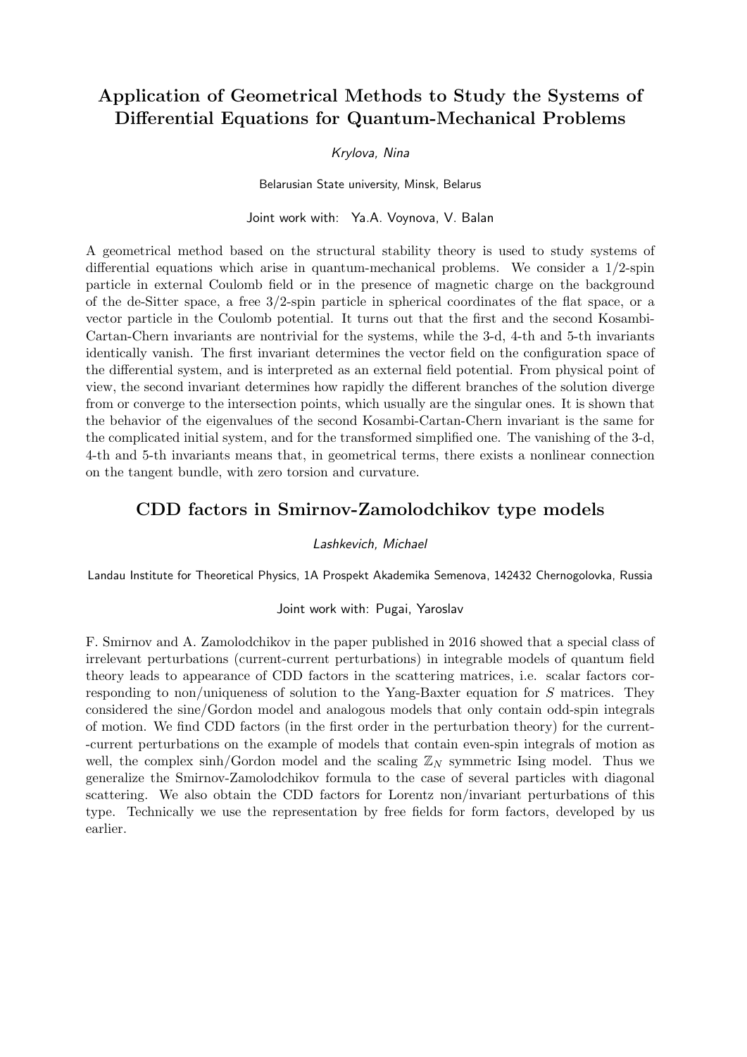## Application of Geometrical Methods to Study the Systems of Differential Equations for Quantum-Mechanical Problems

*Krylova, Nina*

Belarusian State university, Minsk, Belarus

Joint work with: Ya.A. Voynova, V. Balan

A geometrical method based on the structural stability theory is used to study systems of differential equations which arise in quantum-mechanical problems. We consider a 1/2-spin particle in external Coulomb field or in the presence of magnetic charge on the background of the de-Sitter space, a free 3/2-spin particle in spherical coordinates of the flat space, or a vector particle in the Coulomb potential. It turns out that the first and the second Kosambi-Cartan-Chern invariants are nontrivial for the systems, while the 3-d, 4-th and 5-th invariants identically vanish. The first invariant determines the vector field on the configuration space of the differential system, and is interpreted as an external field potential. From physical point of view, the second invariant determines how rapidly the different branches of the solution diverge from or converge to the intersection points, which usually are the singular ones. It is shown that the behavior of the eigenvalues of the second Kosambi-Cartan-Chern invariant is the same for the complicated initial system, and for the transformed simplified one. The vanishing of the 3-d, 4-th and 5-th invariants means that, in geometrical terms, there exists a nonlinear connection on the tangent bundle, with zero torsion and curvature.

## CDD factors in Smirnov-Zamolodchikov type models

*Lashkevich, Michael*

Landau Institute for Theoretical Physics, 1A Prospekt Akademika Semenova, 142432 Chernogolovka, Russia

Joint work with: Pugai, Yaroslav

F. Smirnov and A. Zamolodchikov in the paper published in 2016 showed that a special class of irrelevant perturbations (current-current perturbations) in integrable models of quantum field theory leads to appearance of CDD factors in the scattering matrices, i.e. scalar factors corresponding to non/uniqueness of solution to the Yang-Baxter equation for $S$ matrices. They considered the sine/Gordon model and analogous models that only contain odd-spin integrals of motion. We find CDD factors (in the first order in the perturbation theory) for the current--current perturbations on the example of models that contain even-spin integrals of motion as well, the complex sinh/Gordon model and the scaling $\mathbb{Z}_N$ symmetric Ising model. Thus we generalize the Smirnov-Zamolodchikov formula to the case of several particles with diagonal scattering. We also obtain the CDD factors for Lorentz non/invariant perturbations of this type. Technically we use the representation by free fields for form factors, developed by us earlier.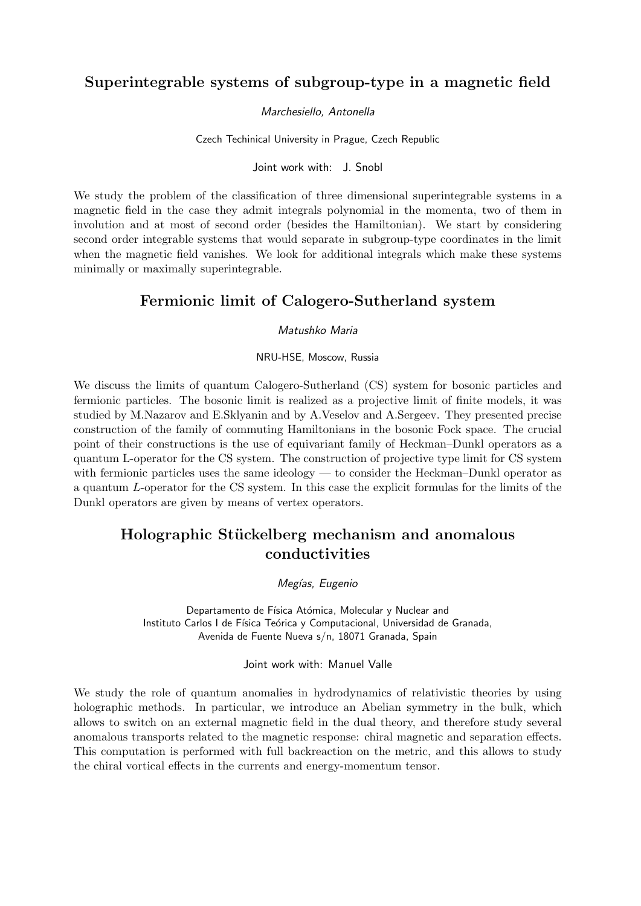## Superintegrable systems of subgroup-type in a magnetic field

*Marchesiello, Antonella*

Czech Techinical University in Prague, Czech Republic

Joint work with: J. Snobl

We study the problem of the classification of three dimensional superintegrable systems in a magnetic field in the case they admit integrals polynomial in the momenta, two of them in involution and at most of second order (besides the Hamiltonian). We start by considering second order integrable systems that would separate in subgroup-type coordinates in the limit when the magnetic field vanishes. We look for additional integrals which make these systems minimally or maximally superintegrable.

## Fermionic limit of Calogero-Sutherland system

*Matushko Maria*

NRU-HSE, Moscow, Russia

We discuss the limits of quantum Calogero-Sutherland (CS) system for bosonic particles and fermionic particles. The bosonic limit is realized as a projective limit of finite models, it was studied by M.Nazarov and E.Sklyanin and by A.Veselov and A.Sergeev. They presented precise construction of the family of commuting Hamiltonians in the bosonic Fock space. The crucial point of their constructions is the use of equivariant family of Heckman–Dunkl operators as a quantum L-operator for the CS system. The construction of projective type limit for CS system with fermionic particles uses the same ideology — to consider the Heckman–Dunkl operator as a quantum $L$-operator for the CS system. In this case the explicit formulas for the limits of the Dunkl operators are given by means of vertex operators.

## Holographic Stückelberg mechanism and anomalous conductivities

*Megías, Eugenio*

Departamento de Física Atómica, Molecular y Nuclear and
Instituto Carlos I de Física Teórica y Computacional, Universidad de Granada,
Avenida de Fuente Nueva s/n, 18071 Granada, Spain

Joint work with: Manuel Valle

We study the role of quantum anomalies in hydrodynamics of relativistic theories by using holographic methods. In particular, we introduce an Abelian symmetry in the bulk, which allows to switch on an external magnetic field in the dual theory, and therefore study several anomalous transports related to the magnetic response: chiral magnetic and separation effects. This computation is performed with full backreaction on the metric, and this allows to study the chiral vortical effects in the currents and energy-momentum tensor.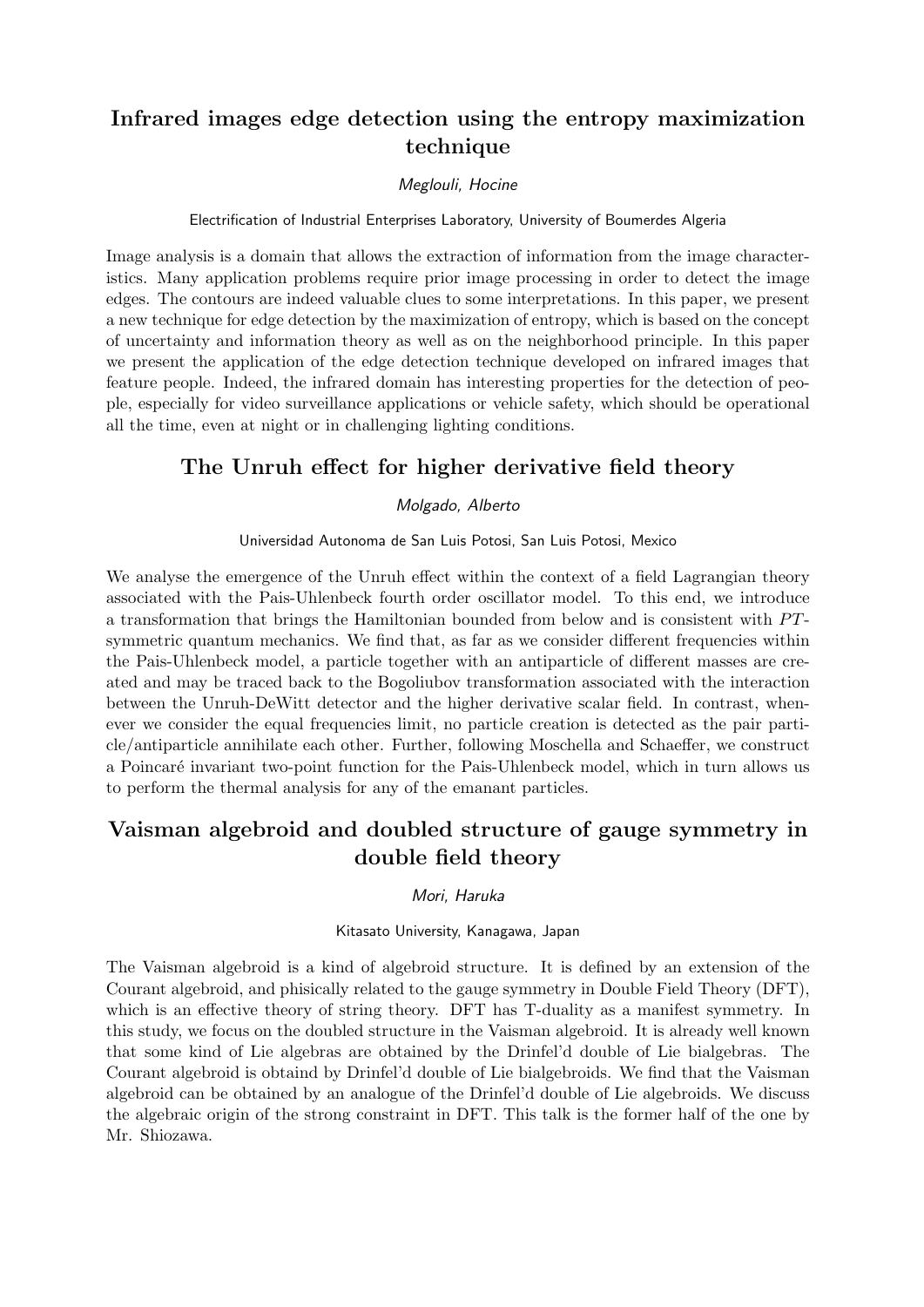## Infrared images edge detection using the entropy maximization technique

*Meglouli, Hocine*

Electrification of Industrial Enterprises Laboratory, University of Boumerdes Algeria

Image analysis is a domain that allows the extraction of information from the image characteristics. Many application problems require prior image processing in order to detect the image edges. The contours are indeed valuable clues to some interpretations. In this paper, we present a new technique for edge detection by the maximization of entropy, which is based on the concept of uncertainty and information theory as well as on the neighborhood principle. In this paper we present the application of the edge detection technique developed on infrared images that feature people. Indeed, the infrared domain has interesting properties for the detection of people, especially for video surveillance applications or vehicle safety, which should be operational all the time, even at night or in challenging lighting conditions.

## The Unruh effect for higher derivative field theory

*Molgado, Alberto*

Universidad Autonoma de San Luis Potosi, San Luis Potosi, Mexico

We analyse the emergence of the Unruh effect within the context of a field Lagrangian theory associated with the Pais-Uhlenbeck fourth order oscillator model. To this end, we introduce a transformation that brings the Hamiltonian bounded from below and is consistent with $PT$-symmetric quantum mechanics. We find that, as far as we consider different frequencies within the Pais-Uhlenbeck model, a particle together with an antiparticle of different masses are created and may be traced back to the Bogoliubov transformation associated with the interaction between the Unruh-DeWitt detector and the higher derivative scalar field. In contrast, whenever we consider the equal frequencies limit, no particle creation is detected as the pair particle/antiparticle annihilate each other. Further, following Moschella and Schaeffer, we construct a Poincaré invariant two-point function for the Pais-Uhlenbeck model, which in turn allows us to perform the thermal analysis for any of the emanant particles.

## Vaisman algebroid and doubled structure of gauge symmetry in double field theory

*Mori, Haruka*

Kitasato University, Kanagawa, Japan

The Vaisman algebroid is a kind of algebroid structure. It is defined by an extension of the Courant algebroid, and phisically related to the gauge symmetry in Double Field Theory (DFT), which is an effective theory of string theory. DFT has T-duality as a manifest symmetry. In this study, we focus on the doubled structure in the Vaisman algebroid. It is already well known that some kind of Lie algebras are obtained by the Drinfel'd double of Lie bialgebras. The Courant algebroid is obtaind by Drinfel'd double of Lie bialgebroids. We find that the Vaisman algebroid can be obtained by an analogue of the Drinfel'd double of Lie algebroids. We discuss the algebraic origin of the strong constraint in DFT. This talk is the former half of the one by Mr. Shiozawa.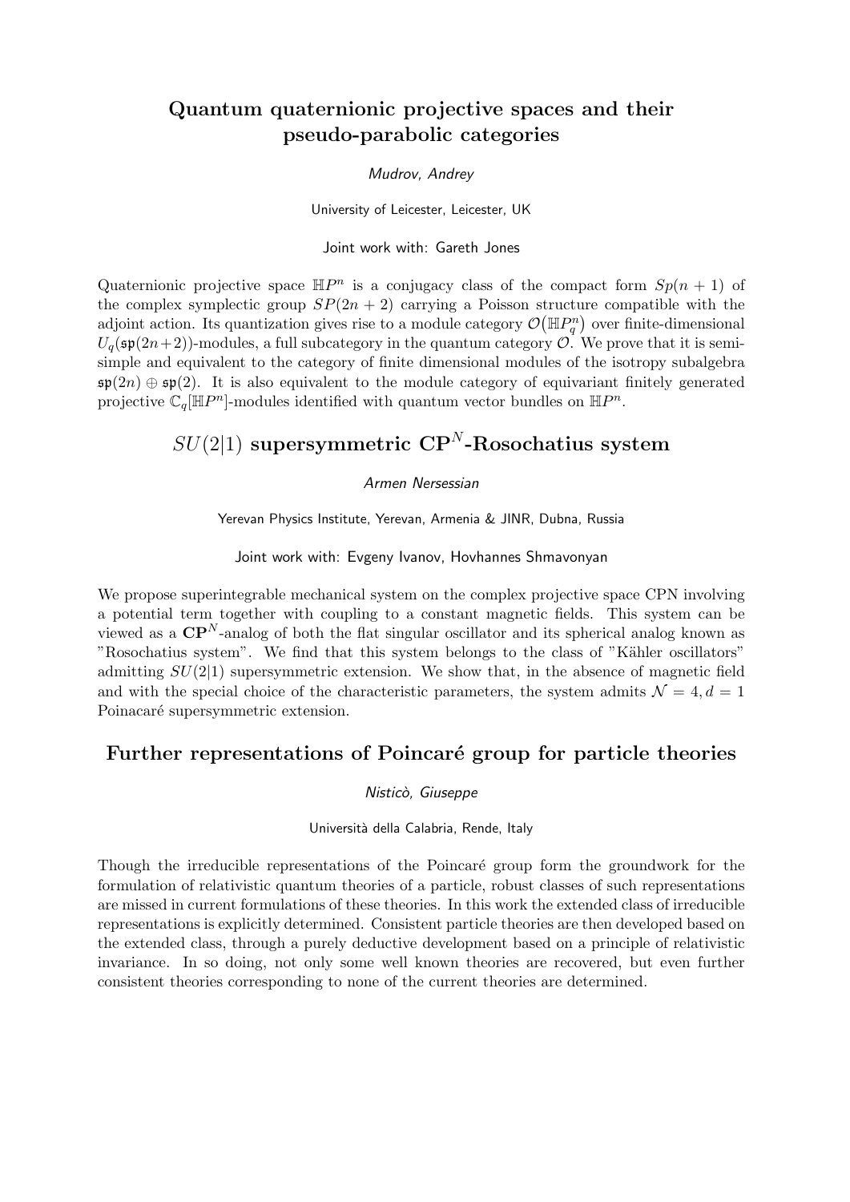## Quantum quaternionic projective spaces and their pseudo-parabolic categories

*Mudrov, Andrey*

University of Leicester, Leicester, UK

Joint work with: Gareth Jones

Quaternionic projective space $\mathbb{H}P^n$ is a conjugacy class of the compact form $Sp(n+1)$ of the complex symplectic group $SP(2n+2)$ carrying a Poisson structure compatible with the adjoint action. Its quantization gives rise to a module category $\mathcal{O}(\mathbb{H}P^n_q)$ over finite-dimensional $U_q(\mathfrak{sp}(2n+2))$-modules, a full subcategory in the quantum category $\mathcal{O}$. We prove that it is semi-simple and equivalent to the category of finite dimensional modules of the isotropy subalgebra $\mathfrak{sp}(2n) \oplus \mathfrak{sp}(2)$. It is also equivalent to the module category of equivariant finitely generated projective $\mathbb{C}_q[\mathbb{H}P^n]$-modules identified with quantum vector bundles on $\mathbb{H}P^n$.

## $SU(2|1)$ supersymmetric $\mathbf{CP}^N$-Rosochatius system

*Armen Nersessian*

Yerevan Physics Institute, Yerevan, Armenia & JINR, Dubna, Russia

Joint work with: Evgeny Ivanov, Hovhannes Shmavonyan

We propose superintegrable mechanical system on the complex projective space CPN involving a potential term together with coupling to a constant magnetic fields. This system can be viewed as a $\mathbf{CP}^N$-analog of both the flat singular oscillator and its spherical analog known as "Rosochatius system". We find that this system belongs to the class of "Kähler oscillators" admitting $SU(2|1)$ supersymmetric extension. We show that, in the absence of magnetic field and with the special choice of the characteristic parameters, the system admits $\mathcal{N}=4, d=1$ Poinacaré supersymmetric extension.

## Further representations of Poincaré group for particle theories

*Nisticò, Giuseppe*

Università della Calabria, Rende, Italy

Though the irreducible representations of the Poincaré group form the groundwork for the formulation of relativistic quantum theories of a particle, robust classes of such representations are missed in current formulations of these theories. In this work the extended class of irreducible representations is explicitly determined. Consistent particle theories are then developed based on the extended class, through a purely deductive development based on a principle of relativistic invariance. In so doing, not only some well known theories are recovered, but even further consistent theories corresponding to none of the current theories are determined.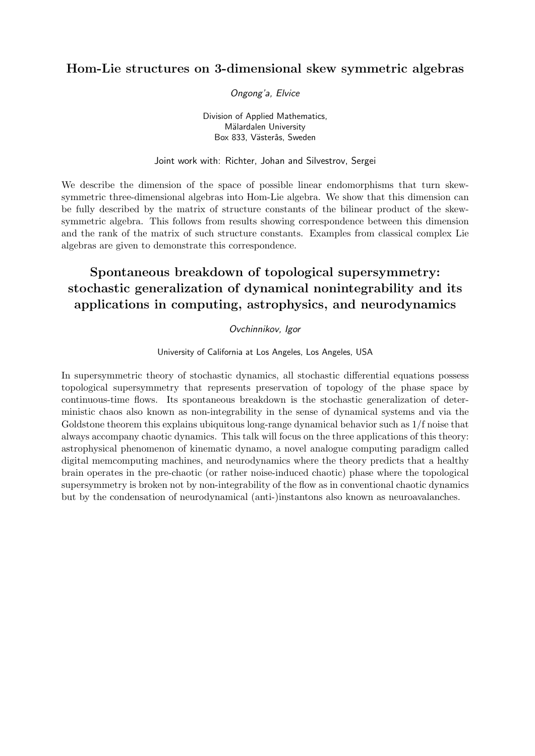## Hom-Lie structures on 3-dimensional skew symmetric algebras

*Ongong'a, Elvice*

Division of Applied Mathematics,
Mälardalen University
Box 833, Västerås, Sweden

Joint work with: Richter, Johan and Silvestrov, Sergei

We describe the dimension of the space of possible linear endomorphisms that turn skew-symmetric three-dimensional algebras into Hom-Lie algebra. We show that this dimension can be fully described by the matrix of structure constants of the bilinear product of the skew-symmetric algebra. This follows from results showing correspondence between this dimension and the rank of the matrix of such structure constants. Examples from classical complex Lie algebras are given to demonstrate this correspondence.

## Spontaneous breakdown of topological supersymmetry: stochastic generalization of dynamical nonintegrability and its applications in computing, astrophysics, and neurodynamics

*Ovchinnikov, Igor*

University of California at Los Angeles, Los Angeles, USA

In supersymmetric theory of stochastic dynamics, all stochastic differential equations possess topological supersymmetry that represents preservation of topology of the phase space by continuous-time flows. Its spontaneous breakdown is the stochastic generalization of deterministic chaos also known as non-integrability in the sense of dynamical systems and via the Goldstone theorem this explains ubiquitous long-range dynamical behavior such as $1/f$ noise that always accompany chaotic dynamics. This talk will focus on the three applications of this theory: astrophysical phenomenon of kinematic dynamo, a novel analogue computing paradigm called digital memcomputing machines, and neurodynamics where the theory predicts that a healthy brain operates in the pre-chaotic (or rather noise-induced chaotic) phase where the topological supersymmetry is broken not by non-integrability of the flow as in conventional chaotic dynamics but by the condensation of neurodynamical (anti-)instantons also known as neuroavalanches.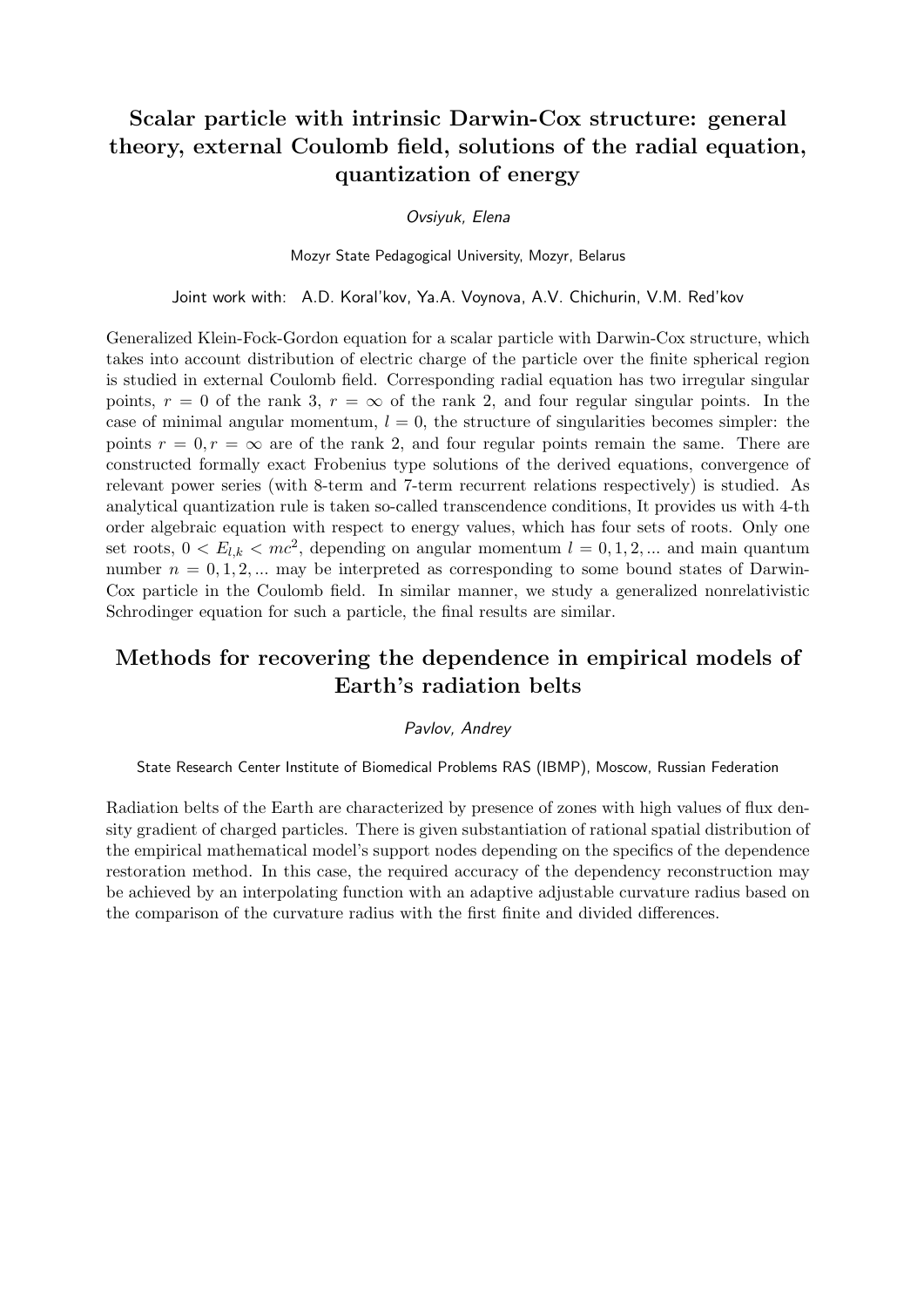## Scalar particle with intrinsic Darwin-Cox structure: general theory, external Coulomb field, solutions of the radial equation, quantization of energy

*Ovsiyuk, Elena*

Mozyr State Pedagogical University, Mozyr, Belarus

Joint work with: A.D. Koral'kov, Ya.A. Voynova, A.V. Chichurin, V.M. Red'kov

Generalized Klein-Fock-Gordon equation for a scalar particle with Darwin-Cox structure, which takes into account distribution of electric charge of the particle over the finite spherical region is studied in external Coulomb field. Corresponding radial equation has two irregular singular points, $r = 0$ of the rank 3, $r = \infty$ of the rank 2, and four regular singular points. In the case of minimal angular momentum, $l = 0$, the structure of singularities becomes simpler: the points $r = 0, r = \infty$ are of the rank 2, and four regular points remain the same. There are constructed formally exact Frobenius type solutions of the derived equations, convergence of relevant power series (with 8-term and 7-term recurrent relations respectively) is studied. As analytical quantization rule is taken so-called transcendence conditions, It provides us with 4-th order algebraic equation with respect to energy values, which has four sets of roots. Only one set roots, $0 < E_{l,k} < mc^2$, depending on angular momentum $l = 0, 1, 2, ...$ and main quantum number $n = 0, 1, 2, ...$ may be interpreted as corresponding to some bound states of Darwin-Cox particle in the Coulomb field. In similar manner, we study a generalized nonrelativistic Schrodinger equation for such a particle, the final results are similar.

## Methods for recovering the dependence in empirical models of Earth's radiation belts

*Pavlov, Andrey*

State Research Center Institute of Biomedical Problems RAS (IBMP), Moscow, Russian Federation

Radiation belts of the Earth are characterized by presence of zones with high values of flux density gradient of charged particles. There is given substantiation of rational spatial distribution of the empirical mathematical model's support nodes depending on the specifics of the dependence restoration method. In this case, the required accuracy of the dependency reconstruction may be achieved by an interpolating function with an adaptive adjustable curvature radius based on the comparison of the curvature radius with the first finite and divided differences.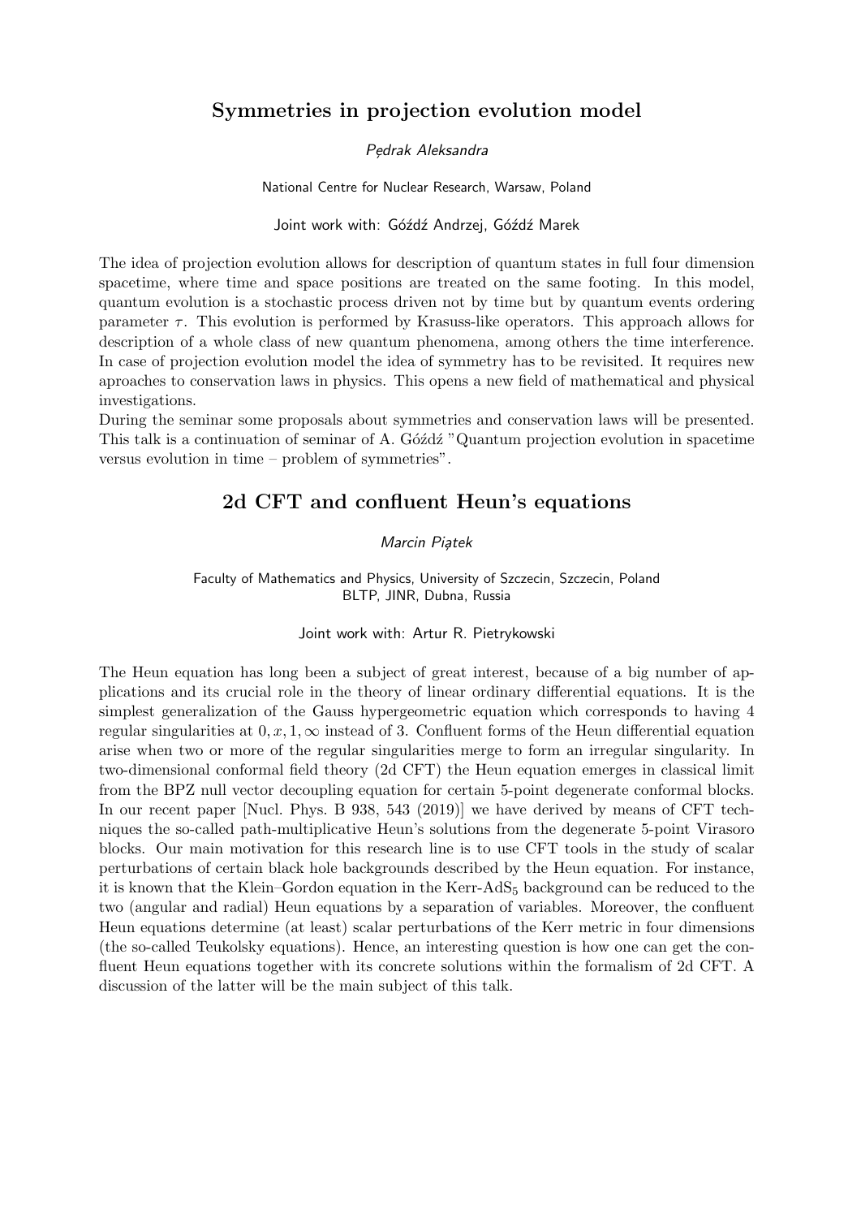## Symmetries in projection evolution model

*Pędrak Aleksandra*

National Centre for Nuclear Research, Warsaw, Poland

Joint work with: Góźdź Andrzej, Góźdź Marek

The idea of projection evolution allows for description of quantum states in full four dimension spacetime, where time and space positions are treated on the same footing. In this model, quantum evolution is a stochastic process driven not by time but by quantum events ordering parameter $\tau$. This evolution is performed by Krasuss-like operators. This approach allows for description of a whole class of new quantum phenomena, among others the time interference. In case of projection evolution model the idea of symmetry has to be revisited. It requires new aproaches to conservation laws in physics. This opens a new field of mathematical and physical investigations.

During the seminar some proposals about symmetries and conservation laws will be presented. This talk is a continuation of seminar of A. Góźdź "Quantum projection evolution in spacetime versus evolution in time – problem of symmetries".

## 2d CFT and confluent Heun's equations

*Marcin Piątek*

Faculty of Mathematics and Physics, University of Szczecin, Szczecin, Poland
BLTP, JINR, Dubna, Russia

Joint work with: Artur R. Pietrykowski

The Heun equation has long been a subject of great interest, because of a big number of applications and its crucial role in the theory of linear ordinary differential equations. It is the simplest generalization of the Gauss hypergeometric equation which corresponds to having 4 regular singularities at $0, x, 1, \infty$ instead of 3. Confluent forms of the Heun differential equation arise when two or more of the regular singularities merge to form an irregular singularity. In two-dimensional conformal field theory (2d CFT) the Heun equation emerges in classical limit from the BPZ null vector decoupling equation for certain 5-point degenerate conformal blocks. In our recent paper [Nucl. Phys. B 938, 543 (2019)] we have derived by means of CFT techniques the so-called path-multiplicative Heun's solutions from the degenerate 5-point Virasoro blocks. Our main motivation for this research line is to use CFT tools in the study of scalar perturbations of certain black hole backgrounds described by the Heun equation. For instance, it is known that the Klein–Gordon equation in the Kerr-$AdS_5$ background can be reduced to the two (angular and radial) Heun equations by a separation of variables. Moreover, the confluent Heun equations determine (at least) scalar perturbations of the Kerr metric in four dimensions (the so-called Teukolsky equations). Hence, an interesting question is how one can get the confluent Heun equations together with its concrete solutions within the formalism of 2d CFT. A discussion of the latter will be the main subject of this talk.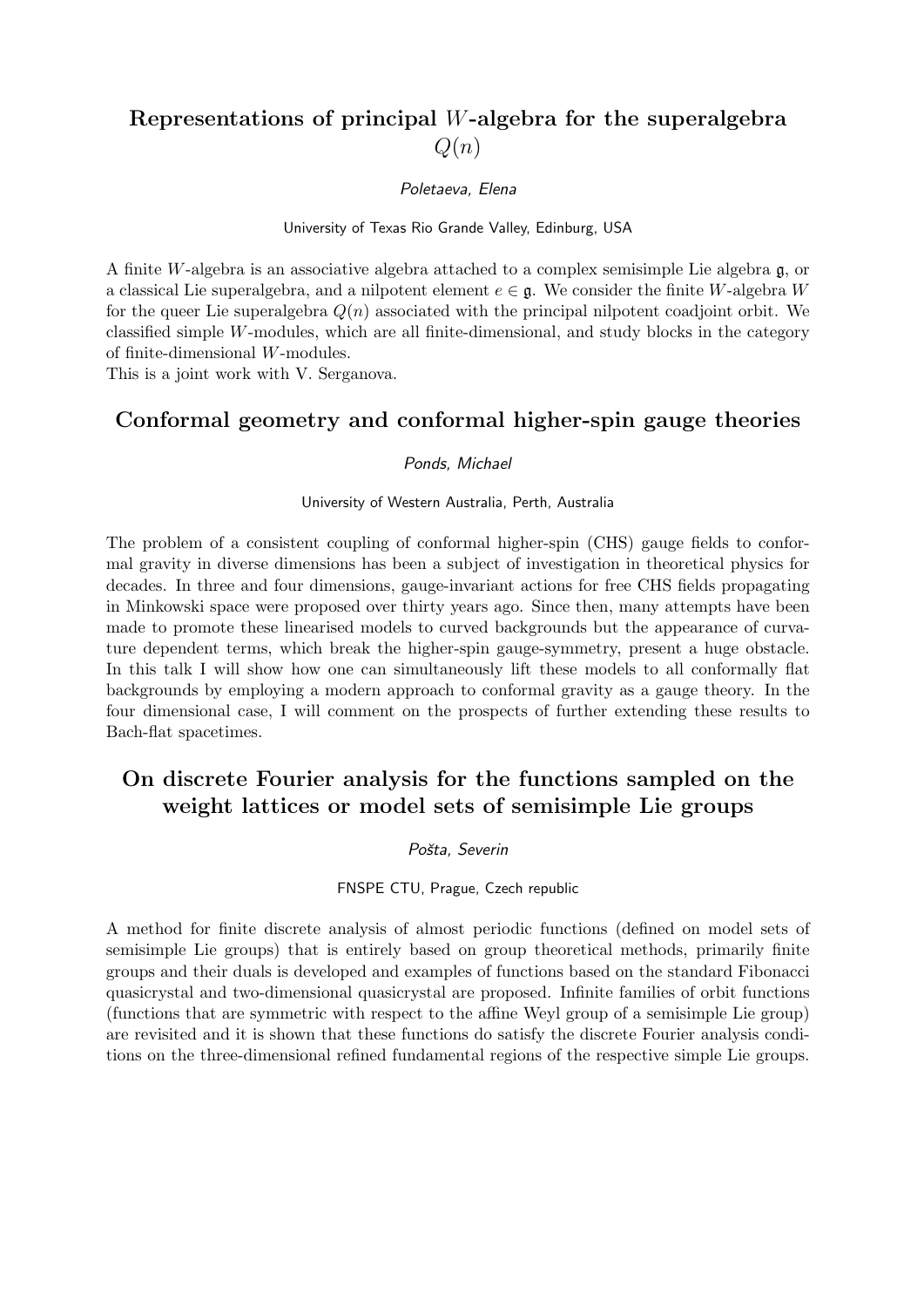## Representations of principal $W$-algebra for the superalgebra $Q(n)$

*Poletaeva, Elena*

University of Texas Rio Grande Valley, Edinburg, USA

A finite $W$-algebra is an associative algebra attached to a complex semisimple Lie algebra $\mathfrak{g}$, or a classical Lie superalgebra, and a nilpotent element $e \in \mathfrak{g}$. We consider the finite $W$-algebra $W$ for the queer Lie superalgebra $Q(n)$ associated with the principal nilpotent coadjoint orbit. We classified simple $W$-modules, which are all finite-dimensional, and study blocks in the category of finite-dimensional $W$-modules.
This is a joint work with V. Serganova.

## Conformal geometry and conformal higher-spin gauge theories

*Ponds, Michael*

University of Western Australia, Perth, Australia

The problem of a consistent coupling of conformal higher-spin (CHS) gauge fields to conformal gravity in diverse dimensions has been a subject of investigation in theoretical physics for decades. In three and four dimensions, gauge-invariant actions for free CHS fields propagating in Minkowski space were proposed over thirty years ago. Since then, many attempts have been made to promote these linearised models to curved backgrounds but the appearance of curvature dependent terms, which break the higher-spin gauge-symmetry, present a huge obstacle. In this talk I will show how one can simultaneously lift these models to all conformally flat backgrounds by employing a modern approach to conformal gravity as a gauge theory. In the four dimensional case, I will comment on the prospects of further extending these results to Bach-flat spacetimes.

## On discrete Fourier analysis for the functions sampled on the weight lattices or model sets of semisimple Lie groups

*Pošta, Severin*

FNSPE CTU, Prague, Czech republic

A method for finite discrete analysis of almost periodic functions (defined on model sets of semisimple Lie groups) that is entirely based on group theoretical methods, primarily finite groups and their duals is developed and examples of functions based on the standard Fibonacci quasicrystal and two-dimensional quasicrystal are proposed. Infinite families of orbit functions (functions that are symmetric with respect to the affine Weyl group of a semisimple Lie group) are revisited and it is shown that these functions do satisfy the discrete Fourier analysis conditions on the three-dimensional refined fundamental regions of the respective simple Lie groups.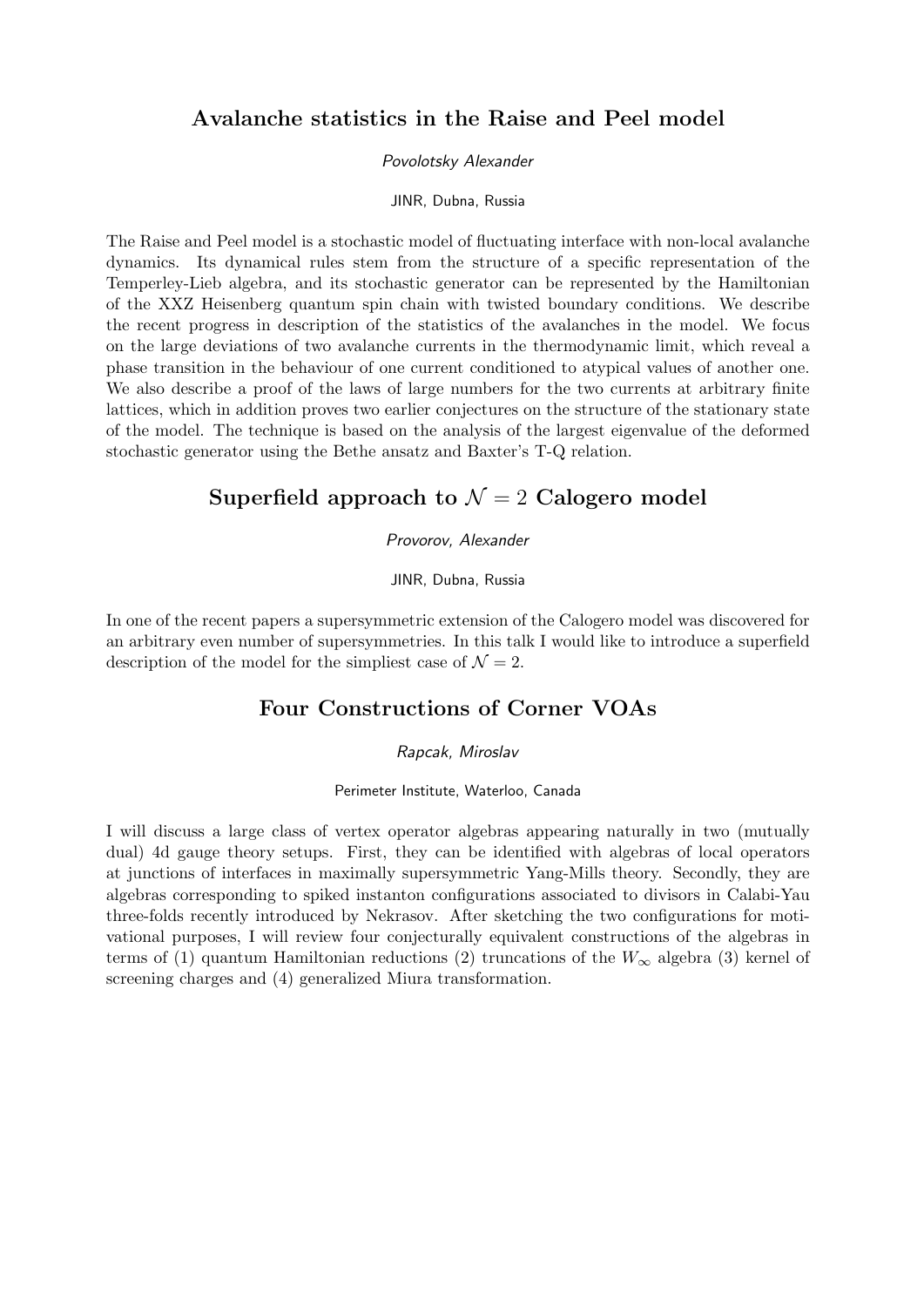## Avalanche statistics in the Raise and Peel model

*Povolotsky Alexander*

JINR, Dubna, Russia

The Raise and Peel model is a stochastic model of fluctuating interface with non-local avalanche dynamics. Its dynamical rules stem from the structure of a specific representation of the Temperley-Lieb algebra, and its stochastic generator can be represented by the Hamiltonian of the XXZ Heisenberg quantum spin chain with twisted boundary conditions. We describe the recent progress in description of the statistics of the avalanches in the model. We focus on the large deviations of two avalanche currents in the thermodynamic limit, which reveal a phase transition in the behaviour of one current conditioned to atypical values of another one. We also describe a proof of the laws of large numbers for the two currents at arbitrary finite lattices, which in addition proves two earlier conjectures on the structure of the stationary state of the model. The technique is based on the analysis of the largest eigenvalue of the deformed stochastic generator using the Bethe ansatz and Baxter's T-Q relation.

## Superfield approach to $\mathcal{N} = 2$ Calogero model

*Provorov, Alexander*

JINR, Dubna, Russia

In one of the recent papers a supersymmetric extension of the Calogero model was discovered for an arbitrary even number of supersymmetries. In this talk I would like to introduce a superfield description of the model for the simpliest case of $\mathcal{N} = 2$.

## Four Constructions of Corner VOAs

*Rapcak, Miroslav*

Perimeter Institute, Waterloo, Canada

I will discuss a large class of vertex operator algebras appearing naturally in two (mutually dual) 4d gauge theory setups. First, they can be identified with algebras of local operators at junctions of interfaces in maximally supersymmetric Yang-Mills theory. Secondly, they are algebras corresponding to spiked instanton configurations associated to divisors in Calabi-Yau three-folds recently introduced by Nekrasov. After sketching the two configurations for motivational purposes, I will review four conjecturally equivalent constructions of the algebras in terms of (1) quantum Hamiltonian reductions (2) truncations of the $W_\infty$ algebra (3) kernel of screening charges and (4) generalized Miura transformation.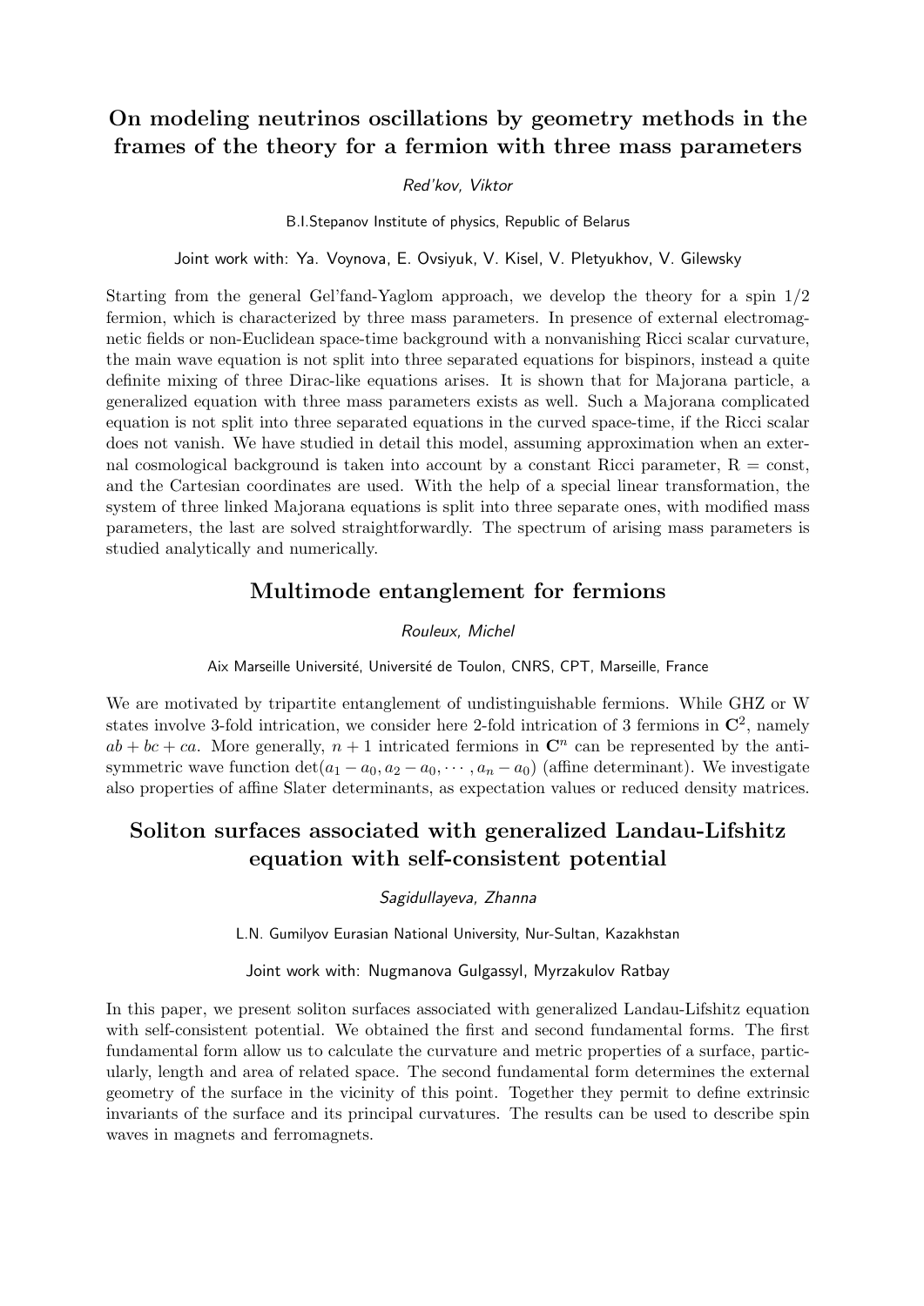## On modeling neutrinos oscillations by geometry methods in the frames of the theory for a fermion with three mass parameters

*Red'kov, Viktor*

B.I.Stepanov Institute of physics, Republic of Belarus

Joint work with: Ya. Voynova, E. Ovsiyuk, V. Kisel, V. Pletyukhov, V. Gilewsky

Starting from the general Gel'fand-Yaglom approach, we develop the theory for a spin 1/2 fermion, which is characterized by three mass parameters. In presence of external electromagnetic fields or non-Euclidean space-time background with a nonvanishing Ricci scalar curvature, the main wave equation is not split into three separated equations for bispinors, instead a quite definite mixing of three Dirac-like equations arises. It is shown that for Majorana particle, a generalized equation with three mass parameters exists as well. Such a Majorana complicated equation is not split into three separated equations in the curved space-time, if the Ricci scalar does not vanish. We have studied in detail this model, assuming approximation when an external cosmological background is taken into account by a constant Ricci parameter, $\mathrm{R} = \mathrm{const}$, and the Cartesian coordinates are used. With the help of a special linear transformation, the system of three linked Majorana equations is split into three separate ones, with modified mass parameters, the last are solved straightforwardly. The spectrum of arising mass parameters is studied analytically and numerically.

## Multimode entanglement for fermions

*Rouleux, Michel*

Aix Marseille Université, Université de Toulon, CNRS, CPT, Marseille, France

We are motivated by tripartite entanglement of undistinguishable fermions. While GHZ or W states involve 3-fold intrication, we consider here 2-fold intrication of 3 fermions in $\mathbf{C}^2$, namely $ab + bc + ca$. More generally, $n + 1$ intricated fermions in $\mathbf{C}^n$ can be represented by the antisymmetric wave function $\det(a_1 - a_0, a_2 - a_0, \cdots, a_n - a_0)$ (affine determinant). We investigate also properties of affine Slater determinants, as expectation values or reduced density matrices.

## Soliton surfaces associated with generalized Landau-Lifshitz equation with self-consistent potential

*Sagidullayeva, Zhanna*

L.N. Gumilyov Eurasian National University, Nur-Sultan, Kazakhstan

Joint work with: Nugmanova Gulgassyl, Myrzakulov Ratbay

In this paper, we present soliton surfaces associated with generalized Landau-Lifshitz equation with self-consistent potential. We obtained the first and second fundamental forms. The first fundamental form allow us to calculate the curvature and metric properties of a surface, particularly, length and area of related space. The second fundamental form determines the external geometry of the surface in the vicinity of this point. Together they permit to define extrinsic invariants of the surface and its principal curvatures. The results can be used to describe spin waves in magnets and ferromagnets.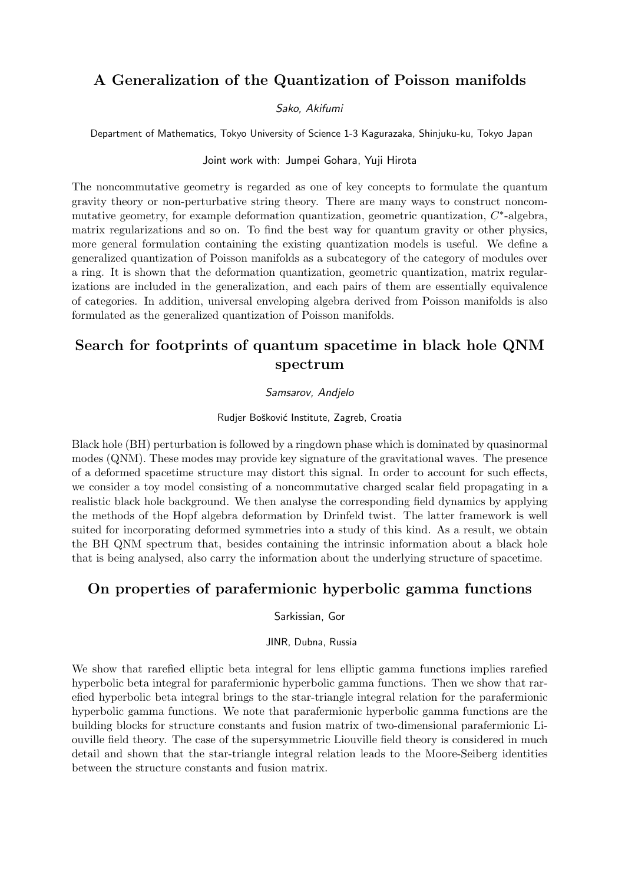## A Generalization of the Quantization of Poisson manifolds

*Sako, Akifumi*

Department of Mathematics, Tokyo University of Science 1-3 Kagurazaka, Shinjuku-ku, Tokyo Japan

Joint work with: Jumpei Gohara, Yuji Hirota

The noncommutative geometry is regarded as one of key concepts to formulate the quantum gravity theory or non-perturbative string theory. There are many ways to construct noncommutative geometry, for example deformation quantization, geometric quantization, $C^*$-algebra, matrix regularizations and so on. To find the best way for quantum gravity or other physics, more general formulation containing the existing quantization models is useful. We define a generalized quantization of Poisson manifolds as a subcategory of the category of modules over a ring. It is shown that the deformation quantization, geometric quantization, matrix regularizations are included in the generalization, and each pairs of them are essentially equivalence of categories. In addition, universal enveloping algebra derived from Poisson manifolds is also formulated as the generalized quantization of Poisson manifolds.

## Search for footprints of quantum spacetime in black hole QNM spectrum

*Samsarov, Andjelo*

Rudjer Bošković Institute, Zagreb, Croatia

Black hole (BH) perturbation is followed by a ringdown phase which is dominated by quasinormal modes (QNM). These modes may provide key signature of the gravitational waves. The presence of a deformed spacetime structure may distort this signal. In order to account for such effects, we consider a toy model consisting of a noncommutative charged scalar field propagating in a realistic black hole background. We then analyse the corresponding field dynamics by applying the methods of the Hopf algebra deformation by Drinfeld twist. The latter framework is well suited for incorporating deformed symmetries into a study of this kind. As a result, we obtain the BH QNM spectrum that, besides containing the intrinsic information about a black hole that is being analysed, also carry the information about the underlying structure of spacetime.

## On properties of parafermionic hyperbolic gamma functions

Sarkissian, Gor

JINR, Dubna, Russia

We show that rarefied elliptic beta integral for lens elliptic gamma functions implies rarefied hyperbolic beta integral for parafermionic hyperbolic gamma functions. Then we show that rarefied hyperbolic beta integral brings to the star-triangle integral relation for the parafermionic hyperbolic gamma functions. We note that parafermionic hyperbolic gamma functions are the building blocks for structure constants and fusion matrix of two-dimensional parafermionic Liouville field theory. The case of the supersymmetric Liouville field theory is considered in much detail and shown that the star-triangle integral relation leads to the Moore-Seiberg identities between the structure constants and fusion matrix.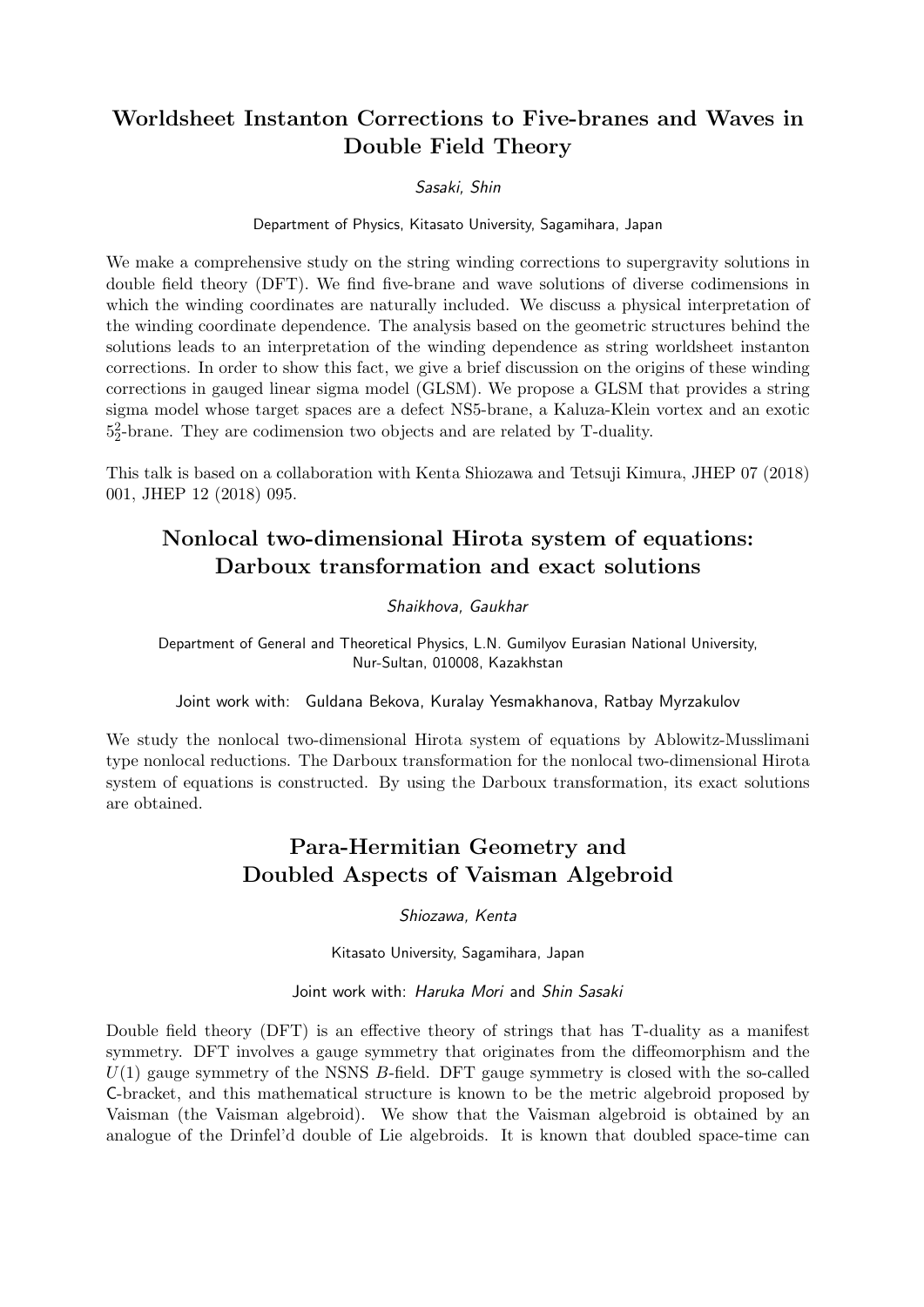## Worldsheet Instanton Corrections to Five-branes and Waves in Double Field Theory

*Sasaki, Shin*

Department of Physics, Kitasato University, Sagamihara, Japan

We make a comprehensive study on the string winding corrections to supergravity solutions in double field theory (DFT). We find five-brane and wave solutions of diverse codimensions in which the winding coordinates are naturally included. We discuss a physical interpretation of the winding coordinate dependence. The analysis based on the geometric structures behind the solutions leads to an interpretation of the winding dependence as string worldsheet instanton corrections. In order to show this fact, we give a brief discussion on the origins of these winding corrections in gauged linear sigma model (GLSM). We propose a GLSM that provides a string sigma model whose target spaces are a defect NS5-brane, a Kaluza-Klein vortex and an exotic $5^2_2$-brane. They are codimension two objects and are related by T-duality.

This talk is based on a collaboration with Kenta Shiozawa and Tetsuji Kimura, JHEP 07 (2018) 001, JHEP 12 (2018) 095.

## Nonlocal two-dimensional Hirota system of equations: Darboux transformation and exact solutions

*Shaikhova, Gaukhar*

Department of General and Theoretical Physics, L.N. Gumilyov Eurasian National University, Nur-Sultan, 010008, Kazakhstan

Joint work with: Guldana Bekova, Kuralay Yesmakhanova, Ratbay Myrzakulov

We study the nonlocal two-dimensional Hirota system of equations by Ablowitz-Musslimani type nonlocal reductions. The Darboux transformation for the nonlocal two-dimensional Hirota system of equations is constructed. By using the Darboux transformation, its exact solutions are obtained.

## Para-Hermitian Geometry and Doubled Aspects of Vaisman Algebroid

*Shiozawa, Kenta*

Kitasato University, Sagamihara, Japan

Joint work with: *Haruka Mori* and *Shin Sasaki*

Double field theory (DFT) is an effective theory of strings that has T-duality as a manifest symmetry. DFT involves a gauge symmetry that originates from the diffeomorphism and the $U(1)$ gauge symmetry of the NSNS $B$-field. DFT gauge symmetry is closed with the so-called C-bracket, and this mathematical structure is known to be the metric algebroid proposed by Vaisman (the Vaisman algebroid). We show that the Vaisman algebroid is obtained by an analogue of the Drinfel'd double of Lie algebroids. It is known that doubled space-time can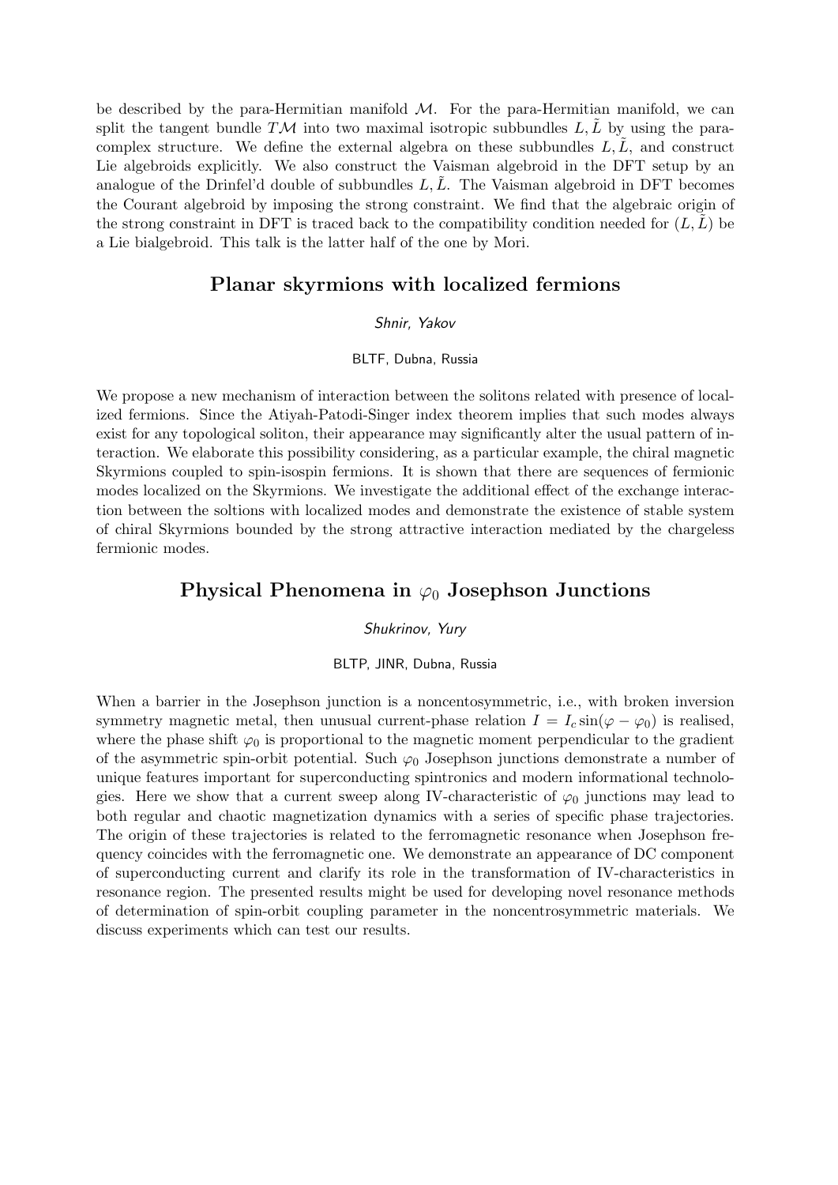be described by the para-Hermitian manifold $\mathcal{M}$. For the para-Hermitian manifold, we can split the tangent bundle $T\mathcal{M}$ into two maximal isotropic subbundles $L, \tilde{L}$ by using the para-complex structure. We define the external algebra on these subbundles $L, \tilde{L}$, and construct Lie algebroids explicitly. We also construct the Vaisman algebroid in the DFT setup by an analogue of the Drinfel'd double of subbundles $L, \tilde{L}$. The Vaisman algebroid in DFT becomes the Courant algebroid by imposing the strong constraint. We find that the algebraic origin of the strong constraint in DFT is traced back to the compatibility condition needed for $(L, \tilde{L})$ be a Lie bialgebroid. This talk is the latter half of the one by Mori.

## Planar skyrmions with localized fermions

*Shnir, Yakov*

BLTF, Dubna, Russia

We propose a new mechanism of interaction between the solitons related with presence of localized fermions. Since the Atiyah-Patodi-Singer index theorem implies that such modes always exist for any topological soliton, their appearance may significantly alter the usual pattern of interaction. We elaborate this possibility considering, as a particular example, the chiral magnetic Skyrmions coupled to spin-isospin fermions. It is shown that there are sequences of fermionic modes localized on the Skyrmions. We investigate the additional effect of the exchange interaction between the soltions with localized modes and demonstrate the existence of stable system of chiral Skyrmions bounded by the strong attractive interaction mediated by the chargeless fermionic modes.

## Physical Phenomena in $\varphi_0$ Josephson Junctions

*Shukrinov, Yury*

BLTP, JINR, Dubna, Russia

When a barrier in the Josephson junction is a noncentosymmetric, i.e., with broken inversion symmetry magnetic metal, then unusual current-phase relation $I = I_c \sin(\varphi - \varphi_0)$ is realised, where the phase shift $\varphi_0$ is proportional to the magnetic moment perpendicular to the gradient of the asymmetric spin-orbit potential. Such $\varphi_0$ Josephson junctions demonstrate a number of unique features important for superconducting spintronics and modern informational technologies. Here we show that a current sweep along IV-characteristic of $\varphi_0$ junctions may lead to both regular and chaotic magnetization dynamics with a series of specific phase trajectories. The origin of these trajectories is related to the ferromagnetic resonance when Josephson frequency coincides with the ferromagnetic one. We demonstrate an appearance of DC component of superconducting current and clarify its role in the transformation of IV-characteristics in resonance region. The presented results might be used for developing novel resonance methods of determination of spin-orbit coupling parameter in the noncentrosymmetric materials. We discuss experiments which can test our results.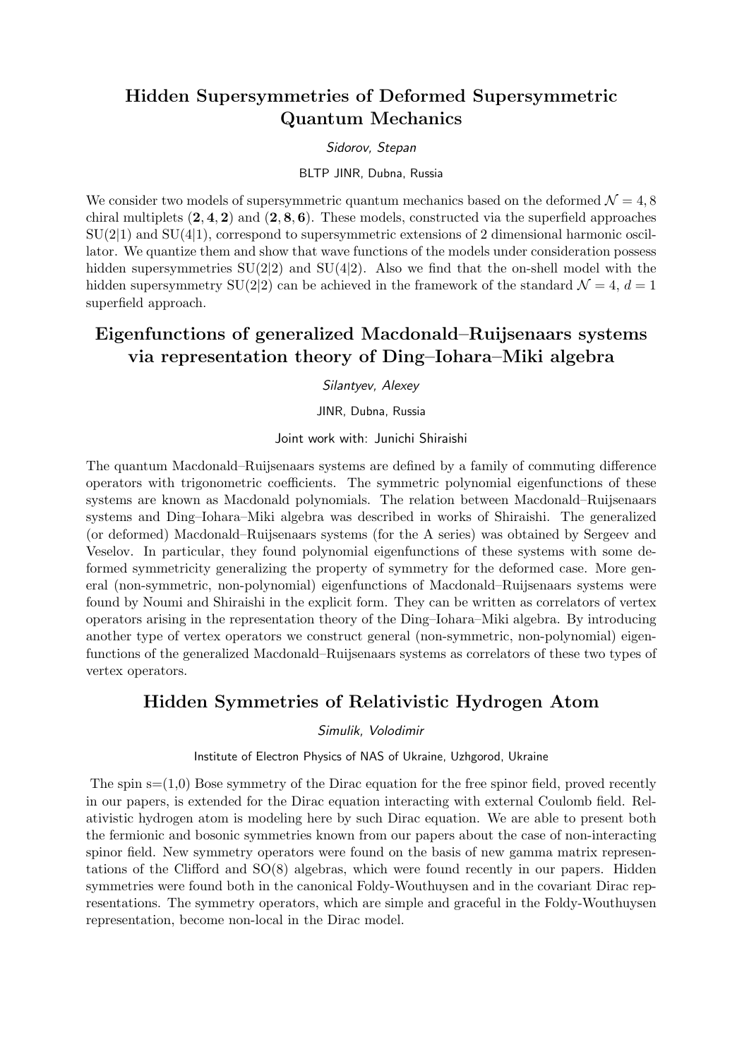## Hidden Supersymmetries of Deformed Supersymmetric Quantum Mechanics

*Sidorov, Stepan*

BLTP JINR, Dubna, Russia

We consider two models of supersymmetric quantum mechanics based on the deformed $\mathcal{N} = 4, 8$ chiral multiplets $(\mathbf{2}, \mathbf{4}, \mathbf{2})$ and $(\mathbf{2}, \mathbf{8}, \mathbf{6})$. These models, constructed via the superfield approaches SU(2|1) and SU(4|1), correspond to supersymmetric extensions of 2 dimensional harmonic oscillator. We quantize them and show that wave functions of the models under consideration possess hidden supersymmetries SU(2|2) and SU(4|2). Also we find that the on-shell model with the hidden supersymmetry SU(2|2) can be achieved in the framework of the standard $\mathcal{N} = 4$, $d = 1$ superfield approach.

## Eigenfunctions of generalized Macdonald–Ruijsenaars systems via representation theory of Ding–Iohara–Miki algebra

*Silantyev, Alexey*

JINR, Dubna, Russia

Joint work with: Junichi Shiraishi

The quantum Macdonald–Ruijsenaars systems are defined by a family of commuting difference operators with trigonometric coefficients. The symmetric polynomial eigenfunctions of these systems are known as Macdonald polynomials. The relation between Macdonald–Ruijsenaars systems and Ding–Iohara–Miki algebra was described in works of Shiraishi. The generalized (or deformed) Macdonald–Ruijsenaars systems (for the A series) was obtained by Sergeev and Veselov. In particular, they found polynomial eigenfunctions of these systems with some deformed symmetricity generalizing the property of symmetry for the deformed case. More general (non-symmetric, non-polynomial) eigenfunctions of Macdonald–Ruijsenaars systems were found by Noumi and Shiraishi in the explicit form. They can be written as correlators of vertex operators arising in the representation theory of the Ding–Iohara–Miki algebra. By introducing another type of vertex operators we construct general (non-symmetric, non-polynomial) eigenfunctions of the generalized Macdonald–Ruijsenaars systems as correlators of these two types of vertex operators.

## Hidden Symmetries of Relativistic Hydrogen Atom

*Simulik, Volodimir*

Institute of Electron Physics of NAS of Ukraine, Uzhgorod, Ukraine

The spin s=(1,0) Bose symmetry of the Dirac equation for the free spinor field, proved recently in our papers, is extended for the Dirac equation interacting with external Coulomb field. Relativistic hydrogen atom is modeling here by such Dirac equation. We are able to present both the fermionic and bosonic symmetries known from our papers about the case of non-interacting spinor field. New symmetry operators were found on the basis of new gamma matrix representations of the Clifford and SO(8) algebras, which were found recently in our papers. Hidden symmetries were found both in the canonical Foldy-Wouthuysen and in the covariant Dirac representations. The symmetry operators, which are simple and graceful in the Foldy-Wouthuysen representation, become non-local in the Dirac model.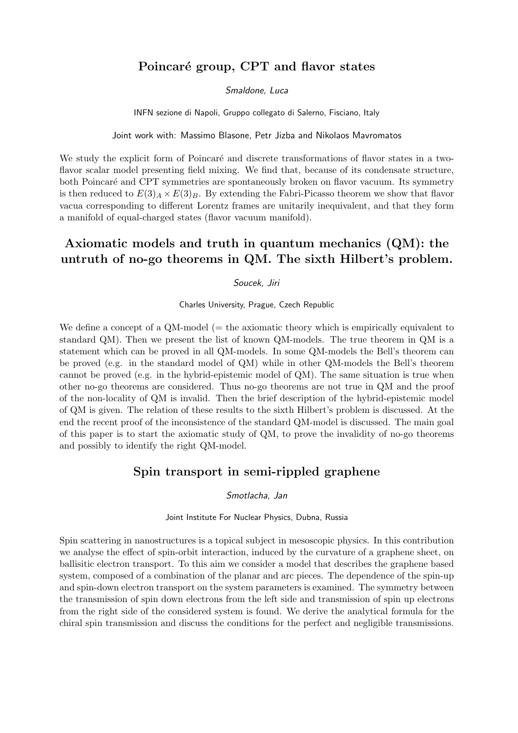## Poincaré group, CPT and flavor states

*Smaldone, Luca*

INFN sezione di Napoli, Gruppo collegato di Salerno, Fisciano, Italy

Joint work with: Massimo Blasone, Petr Jizba and Nikolaos Mavromatos

We study the explicit form of Poincaré and discrete transformations of flavor states in a two-flavor scalar model presenting field mixing. We find that, because of its condensate structure, both Poincaré and CPT symmetries are spontaneously broken on flavor vacuum. Its symmetry is then reduced to $E(3)_A \times E(3)_B$. By extending the Fabri-Picasso theorem we show that flavor vacua corresponding to different Lorentz frames are unitarily inequivalent, and that they form a manifold of equal-charged states (flavor vacuum manifold).

## Axiomatic models and truth in quantum mechanics (QM): the untruth of no-go theorems in QM. The sixth Hilbert's problem.

*Soucek, Jiri*

Charles University, Prague, Czech Republic

We define a concept of a QM-model (= the axiomatic theory which is empirically equivalent to standard QM). Then we present the list of known QM-models. The true theorem in QM is a statement which can be proved in all QM-models. In some QM-models the Bell's theorem can be proved (e.g. in the standard model of QM) while in other QM-models the Bell's theorem cannot be proved (e.g. in the hybrid-epistemic model of QM). The same situation is true when other no-go theorems are considered. Thus no-go theorems are not true in QM and the proof of the non-locality of QM is invalid. Then the brief description of the hybrid-epistemic model of QM is given. The relation of these results to the sixth Hilbert's problem is discussed. At the end the recent proof of the inconsistence of the standard QM-model is discussed. The main goal of this paper is to start the axiomatic study of QM, to prove the invalidity of no-go theorems and possibly to identify the right QM-model.

## Spin transport in semi-rippled graphene

*Smotlacha, Jan*

Joint Institute For Nuclear Physics, Dubna, Russia

Spin scattering in nanostructures is a topical subject in mesoscopic physics. In this contribution we analyse the effect of spin-orbit interaction, induced by the curvature of a graphene sheet, on ballisitic electron transport. To this aim we consider a model that describes the graphene based system, composed of a combination of the planar and arc pieces. The dependence of the spin-up and spin-down electron transport on the system parameters is examined. The symmetry between the transmission of spin down electrons from the left side and transmission of spin up electrons from the right side of the considered system is found. We derive the analytical formula for the chiral spin transmission and discuss the conditions for the perfect and negligible transmissions.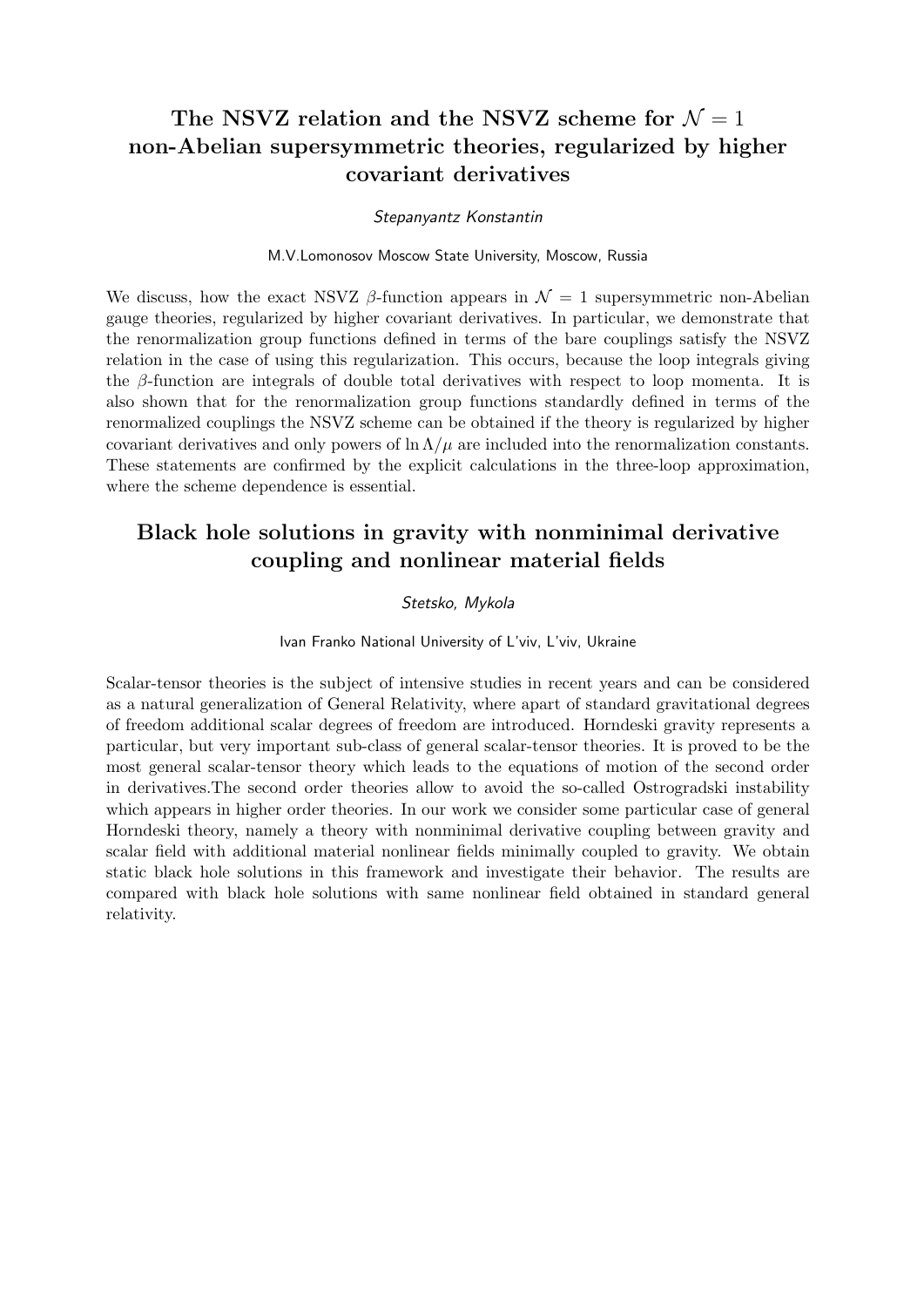## The NSVZ relation and the NSVZ scheme for $\mathcal{N} = 1$ non-Abelian supersymmetric theories, regularized by higher covariant derivatives

*Stepanyantz Konstantin*

M.V.Lomonosov Moscow State University, Moscow, Russia

We discuss, how the exact NSVZ $\beta$-function appears in $\mathcal{N} = 1$ supersymmetric non-Abelian gauge theories, regularized by higher covariant derivatives. In particular, we demonstrate that the renormalization group functions defined in terms of the bare couplings satisfy the NSVZ relation in the case of using this regularization. This occurs, because the loop integrals giving the $\beta$-function are integrals of double total derivatives with respect to loop momenta. It is also shown that for the renormalization group functions standardly defined in terms of the renormalized couplings the NSVZ scheme can be obtained if the theory is regularized by higher covariant derivatives and only powers of $\ln \Lambda/\mu$ are included into the renormalization constants. These statements are confirmed by the explicit calculations in the three-loop approximation, where the scheme dependence is essential.

## Black hole solutions in gravity with nonminimal derivative coupling and nonlinear material fields

*Stetsko, Mykola*

Ivan Franko National University of L'viv, L'viv, Ukraine

Scalar-tensor theories is the subject of intensive studies in recent years and can be considered as a natural generalization of General Relativity, where apart of standard gravitational degrees of freedom additional scalar degrees of freedom are introduced. Horndeski gravity represents a particular, but very important sub-class of general scalar-tensor theories. It is proved to be the most general scalar-tensor theory which leads to the equations of motion of the second order in derivatives.The second order theories allow to avoid the so-called Ostrogradski instability which appears in higher order theories. In our work we consider some particular case of general Horndeski theory, namely a theory with nonminimal derivative coupling between gravity and scalar field with additional material nonlinear fields minimally coupled to gravity. We obtain static black hole solutions in this framework and investigate their behavior. The results are compared with black hole solutions with same nonlinear field obtained in standard general relativity.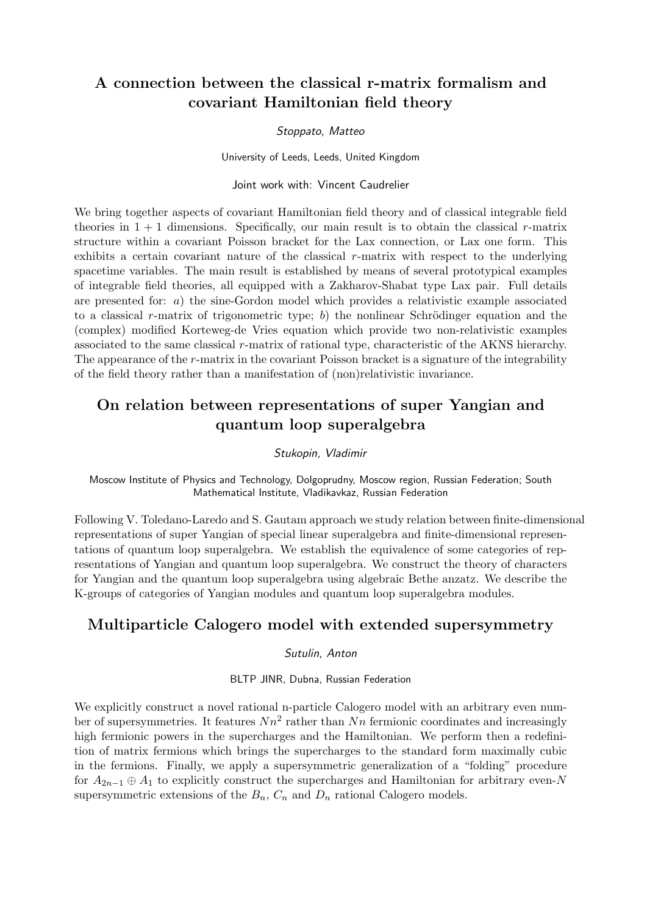## A connection between the classical r-matrix formalism and covariant Hamiltonian field theory

*Stoppato, Matteo*

University of Leeds, Leeds, United Kingdom

Joint work with: Vincent Caudrelier

We bring together aspects of covariant Hamiltonian field theory and of classical integrable field theories in $1+1$ dimensions. Specifically, our main result is to obtain the classical $r$-matrix structure within a covariant Poisson bracket for the Lax connection, or Lax one form. This exhibits a certain covariant nature of the classical $r$-matrix with respect to the underlying spacetime variables. The main result is established by means of several prototypical examples of integrable field theories, all equipped with a Zakharov-Shabat type Lax pair. Full details are presented for: *a*) the sine-Gordon model which provides a relativistic example associated to a classical $r$-matrix of trigonometric type; *b*) the nonlinear Schrödinger equation and the (complex) modified Korteweg-de Vries equation which provide two non-relativistic examples associated to the same classical $r$-matrix of rational type, characteristic of the AKNS hierarchy. The appearance of the $r$-matrix in the covariant Poisson bracket is a signature of the integrability of the field theory rather than a manifestation of (non)relativistic invariance.

## On relation between representations of super Yangian and quantum loop superalgebra

*Stukopin, Vladimir*

Moscow Institute of Physics and Technology, Dolgoprudny, Moscow region, Russian Federation; South Mathematical Institute, Vladikavkaz, Russian Federation

Following V. Toledano-Laredo and S. Gautam approach we study relation between finite-dimensional representations of super Yangian of special linear superalgebra and finite-dimensional representations of quantum loop superalgebra. We establish the equivalence of some categories of representations of Yangian and quantum loop superalgebra. We construct the theory of characters for Yangian and the quantum loop superalgebra using algebraic Bethe anzatz. We describe the K-groups of categories of Yangian modules and quantum loop superalgebra modules.

## Multiparticle Calogero model with extended supersymmetry

*Sutulin, Anton*

BLTP JINR, Dubna, Russian Federation

We explicitly construct a novel rational n-particle Calogero model with an arbitrary even number of supersymmetries. It features $Nn^2$ rather than $Nn$ fermionic coordinates and increasingly high fermionic powers in the supercharges and the Hamiltonian. We perform then a redefinition of matrix fermions which brings the supercharges to the standard form maximally cubic in the fermions. Finally, we apply a supersymmetric generalization of a "folding" procedure for $A_{2n-1} \oplus A_1$ to explicitly construct the supercharges and Hamiltonian for arbitrary even-$N$ supersymmetric extensions of the $B_n$, $C_n$ and $D_n$ rational Calogero models.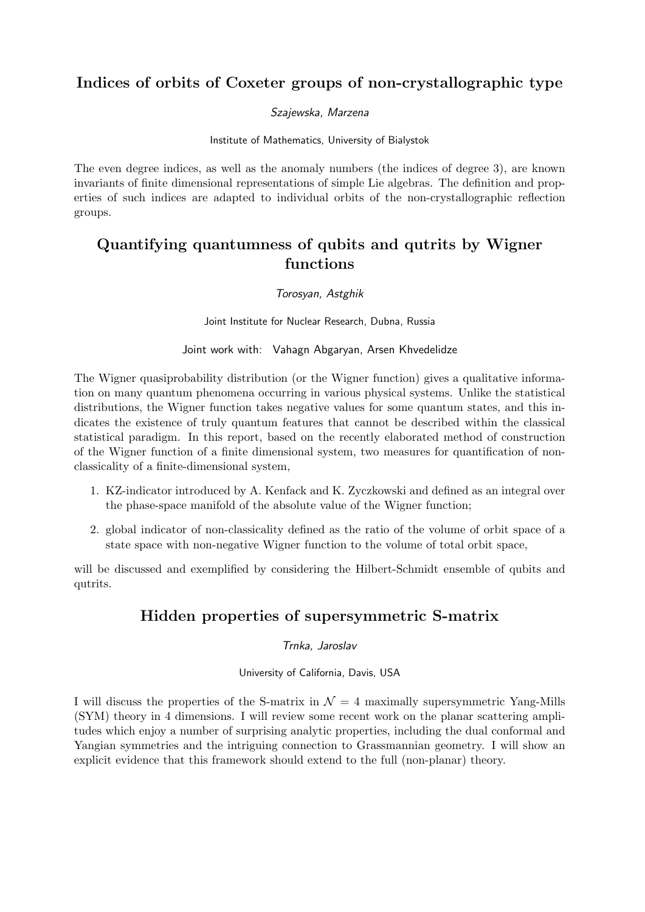## Indices of orbits of Coxeter groups of non-crystallographic type

*Szajewska, Marzena*

Institute of Mathematics, University of Bialystok

The even degree indices, as well as the anomaly numbers (the indices of degree 3), are known invariants of finite dimensional representations of simple Lie algebras. The definition and properties of such indices are adapted to individual orbits of the non-crystallographic reflection groups.

## Quantifying quantumness of qubits and qutrits by Wigner functions

*Torosyan, Astghik*

Joint Institute for Nuclear Research, Dubna, Russia

Joint work with: Vahagn Abgaryan, Arsen Khvedelidze

The Wigner quasiprobability distribution (or the Wigner function) gives a qualitative information on many quantum phenomena occurring in various physical systems. Unlike the statistical distributions, the Wigner function takes negative values for some quantum states, and this indicates the existence of truly quantum features that cannot be described within the classical statistical paradigm. In this report, based on the recently elaborated method of construction of the Wigner function of a finite dimensional system, two measures for quantification of non-classicality of a finite-dimensional system,

1. KZ-indicator introduced by A. Kenfack and K. Zyczkowski and defined as an integral over the phase-space manifold of the absolute value of the Wigner function;
2. global indicator of non-classicality defined as the ratio of the volume of orbit space of a state space with non-negative Wigner function to the volume of total orbit space,

will be discussed and exemplified by considering the Hilbert-Schmidt ensemble of qubits and qutrits.

## Hidden properties of supersymmetric S-matrix

*Trnka, Jaroslav*

University of California, Davis, USA

I will discuss the properties of the S-matrix in $\mathcal{N} = 4$ maximally supersymmetric Yang-Mills (SYM) theory in 4 dimensions. I will review some recent work on the planar scattering amplitudes which enjoy a number of surprising analytic properties, including the dual conformal and Yangian symmetries and the intriguing connection to Grassmannian geometry. I will show an explicit evidence that this framework should extend to the full (non-planar) theory.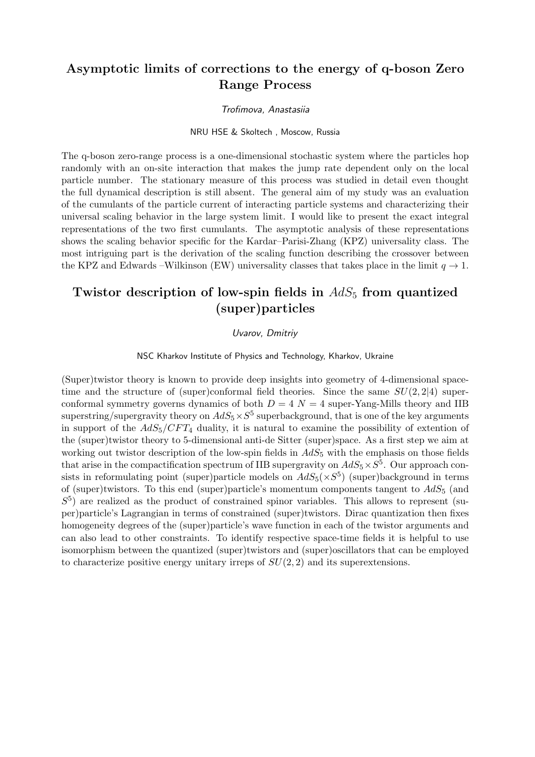## Asymptotic limits of corrections to the energy of q-boson Zero Range Process

*Trofimova, Anastasiia*

NRU HSE & Skoltech , Moscow, Russia

The q-boson zero-range process is a one-dimensional stochastic system where the particles hop randomly with an on-site interaction that makes the jump rate dependent only on the local particle number. The stationary measure of this process was studied in detail even thought the full dynamical description is still absent. The general aim of my study was an evaluation of the cumulants of the particle current of interacting particle systems and characterizing their universal scaling behavior in the large system limit. I would like to present the exact integral representations of the two first cumulants. The asymptotic analysis of these representations shows the scaling behavior specific for the Kardar–Parisi-Zhang (KPZ) universality class. The most intriguing part is the derivation of the scaling function describing the crossover between the KPZ and Edwards –Wilkinson (EW) universality classes that takes place in the limit $q \to 1$.

## Twistor description of low-spin fields in $AdS_5$ from quantized (super)particles

*Uvarov, Dmitriy*

NSC Kharkov Institute of Physics and Technology, Kharkov, Ukraine

(Super)twistor theory is known to provide deep insights into geometry of 4-dimensional space-time and the structure of (super)conformal field theories. Since the same $SU(2,2|4)$ superconformal symmetry governs dynamics of both $D = 4$ $N = 4$ super-Yang-Mills theory and IIB superstring/supergravity theory on $AdS_5 \times S^5$ superbackground, that is one of the key arguments in support of the $AdS_5/CFT_4$ duality, it is natural to examine the possibility of extention of the (super)twistor theory to 5-dimensional anti-de Sitter (super)space. As a first step we aim at working out twistor description of the low-spin fields in $AdS_5$ with the emphasis on those fields that arise in the compactification spectrum of IIB supergravity on $AdS_5 \times S^5$. Our approach consists in reformulating point (super)particle models on $AdS_5(\times S^5)$ (super)background in terms of (super)twistors. To this end (super)particle's momentum components tangent to $AdS_5$ (and $S^5$) are realized as the product of constrained spinor variables. This allows to represent (super)particle's Lagrangian in terms of constrained (super)twistors. Dirac quantization then fixes homogeneity degrees of the (super)particle's wave function in each of the twistor arguments and can also lead to other constraints. To identify respective space-time fields it is helpful to use isomorphism between the quantized (super)twistors and (super)oscillators that can be employed to characterize positive energy unitary irreps of $SU(2,2)$ and its superextensions.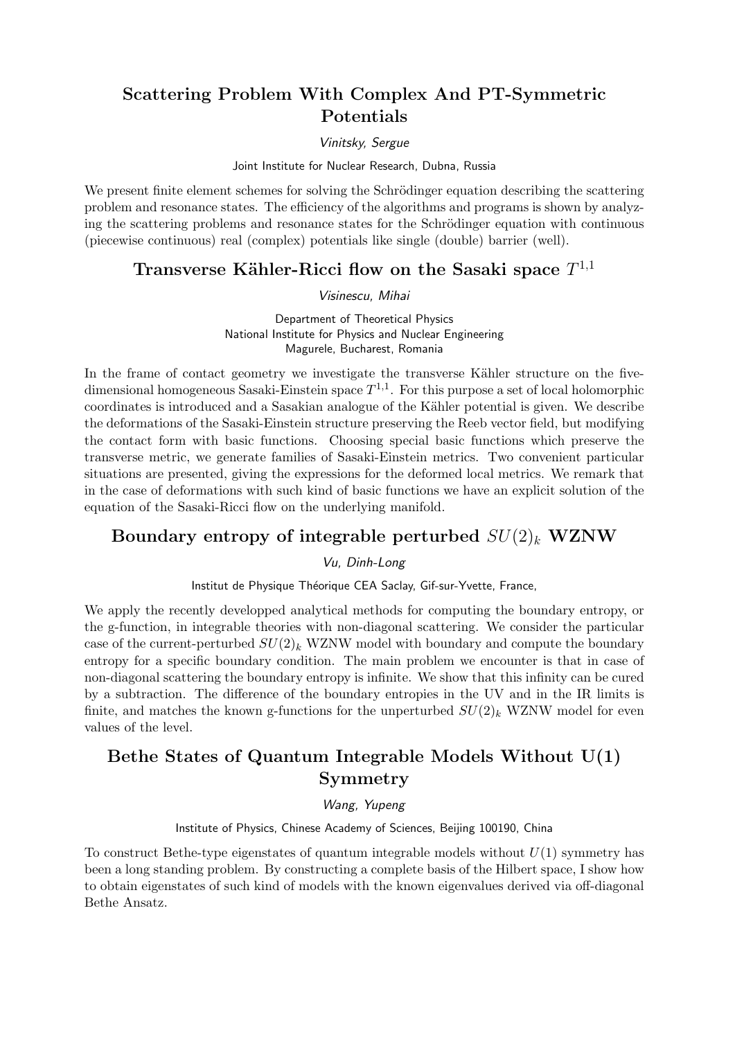## Scattering Problem With Complex And PT-Symmetric Potentials

*Vinitsky, Sergue*

Joint Institute for Nuclear Research, Dubna, Russia

We present finite element schemes for solving the Schrödinger equation describing the scattering problem and resonance states. The efficiency of the algorithms and programs is shown by analyzing the scattering problems and resonance states for the Schrödinger equation with continuous (piecewise continuous) real (complex) potentials like single (double) barrier (well).

## Transverse Kähler-Ricci flow on the Sasaki space $T^{1,1}$

*Visinescu, Mihai*

Department of Theoretical Physics
National Institute for Physics and Nuclear Engineering
Magurele, Bucharest, Romania

In the frame of contact geometry we investigate the transverse Kähler structure on the five-dimensional homogeneous Sasaki-Einstein space $T^{1,1}$. For this purpose a set of local holomorphic coordinates is introduced and a Sasakian analogue of the Kähler potential is given. We describe the deformations of the Sasaki-Einstein structure preserving the Reeb vector field, but modifying the contact form with basic functions. Choosing special basic functions which preserve the transverse metric, we generate families of Sasaki-Einstein metrics. Two convenient particular situations are presented, giving the expressions for the deformed local metrics. We remark that in the case of deformations with such kind of basic functions we have an explicit solution of the equation of the Sasaki-Ricci flow on the underlying manifold.

## Boundary entropy of integrable perturbed $SU(2)_k$ WZNW

*Vu, Dinh-Long*

Institut de Physique Théorique CEA Saclay, Gif-sur-Yvette, France,

We apply the recently developped analytical methods for computing the boundary entropy, or the g-function, in integrable theories with non-diagonal scattering. We consider the particular case of the current-perturbed $SU(2)_k$ WZNW model with boundary and compute the boundary entropy for a specific boundary condition. The main problem we encounter is that in case of non-diagonal scattering the boundary entropy is infinite. We show that this infinity can be cured by a subtraction. The difference of the boundary entropies in the UV and in the IR limits is finite, and matches the known g-functions for the unperturbed $SU(2)_k$ WZNW model for even values of the level.

## Bethe States of Quantum Integrable Models Without U(1) Symmetry

*Wang, Yupeng*

Institute of Physics, Chinese Academy of Sciences, Beijing 100190, China

To construct Bethe-type eigenstates of quantum integrable models without $U(1)$ symmetry has been a long standing problem. By constructing a complete basis of the Hilbert space, I show how to obtain eigenstates of such kind of models with the known eigenvalues derived via off-diagonal Bethe Ansatz.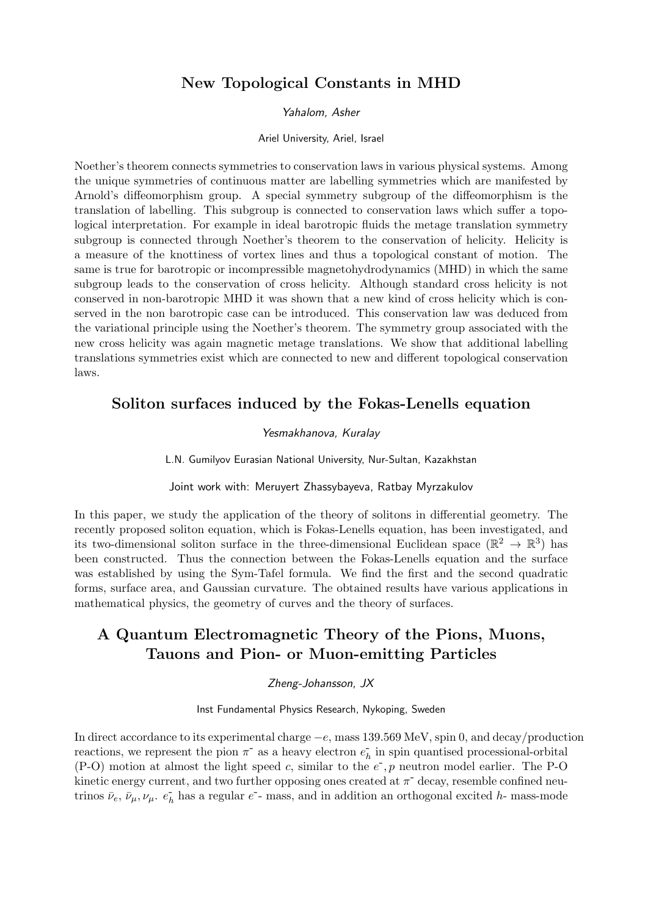## New Topological Constants in MHD

*Yahalom, Asher*

Ariel University, Ariel, Israel

Noether's theorem connects symmetries to conservation laws in various physical systems. Among the unique symmetries of continuous matter are labelling symmetries which are manifested by Arnold's diffeomorphism group. A special symmetry subgroup of the diffeomorphism is the translation of labelling. This subgroup is connected to conservation laws which suffer a topological interpretation. For example in ideal barotropic fluids the metage translation symmetry subgroup is connected through Noether's theorem to the conservation of helicity. Helicity is a measure of the knottiness of vortex lines and thus a topological constant of motion. The same is true for barotropic or incompressible magnetohydrodynamics (MHD) in which the same subgroup leads to the conservation of cross helicity. Although standard cross helicity is not conserved in non-barotropic MHD it was shown that a new kind of cross helicity which is conserved in the non barotropic case can be introduced. This conservation law was deduced from the variational principle using the Noether's theorem. The symmetry group associated with the new cross helicity was again magnetic metage translations. We show that additional labelling translations symmetries exist which are connected to new and different topological conservation laws.

## Soliton surfaces induced by the Fokas-Lenells equation

*Yesmakhanova, Kuralay*

L.N. Gumilyov Eurasian National University, Nur-Sultan, Kazakhstan

Joint work with: Meruyert Zhassybayeva, Ratbay Myrzakulov

In this paper, we study the application of the theory of solitons in differential geometry. The recently proposed soliton equation, which is Fokas-Lenells equation, has been investigated, and its two-dimensional soliton surface in the three-dimensional Euclidean space ($\mathbb{R}^2 \rightarrow \mathbb{R}^3$) has been constructed. Thus the connection between the Fokas-Lenells equation and the surface was established by using the Sym-Tafel formula. We find the first and the second quadratic forms, surface area, and Gaussian curvature. The obtained results have various applications in mathematical physics, the geometry of curves and the theory of surfaces.

## A Quantum Electromagnetic Theory of the Pions, Muons, Tauons and Pion- or Muon-emitting Particles

*Zheng-Johansson, JX*

Inst Fundamental Physics Research, Nykoping, Sweden

In direct accordance to its experimental charge $-e$, mass 139.569 MeV, spin 0, and decay/production reactions, we represent the pion $\pi^-$ as a heavy electron $e_h^-$ in spin quantised processional-orbital (P-O) motion at almost the light speed $c$, similar to the $e^-, p$ neutron model earlier. The P-O kinetic energy current, and two further opposing ones created at $\pi^-$ decay, resemble confined neutrinos $\bar{\nu}_e$, $\bar{\nu}_\mu, \nu_\mu$. $e_h^-$ has a regular $e^-$- mass, and in addition an orthogonal excited $h$- mass-mode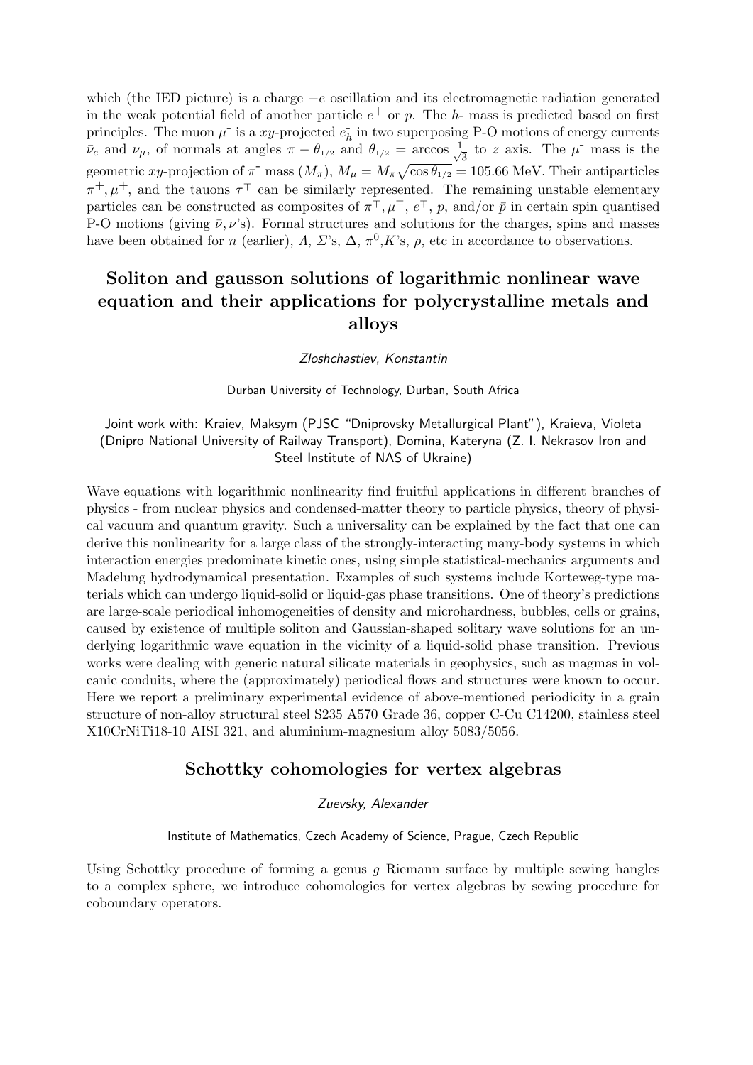which (the IED picture) is a charge $-e$ oscillation and its electromagnetic radiation generated in the weak potential field of another particle $e^+$ or $p$. The $h$- mass is predicted based on first principles. The muon $\mu^-$ is a $xy$-projected $e_h^-$ in two superposing P-O motions of energy currents $\bar{\nu}_e$ and $\nu_\mu$, of normals at angles $\pi - \theta_{1/2}$ and $\theta_{1/2} = \arccos \frac{1}{\sqrt{3}}$ to $z$ axis. The $\mu^-$ mass is the geometric $xy$-projection of $\pi^-$ mass ($M_\pi$), $M_\mu = M_\pi \sqrt{\cos \theta_{1/2}} = 105.66$ MeV. Their antiparticles $\pi^+, \mu^+$, and the tauons $\tau^\mp$ can be similarly represented. The remaining unstable elementary particles can be constructed as composites of $\pi^\mp, \mu^\mp$, $e^\mp$, $p$, and/or $\bar{p}$ in certain spin quantised P-O motions (giving $\bar{\nu}, \nu$'s). Formal structures and solutions for the charges, spins and masses have been obtained for $n$ (earlier), $\Lambda$, $\Sigma$'s, $\Delta$, $\pi^0$,$K$'s, $\rho$, etc in accordance to observations.

## Soliton and gausson solutions of logarithmic nonlinear wave equation and their applications for polycrystalline metals and alloys

*Zloshchastiev, Konstantin*

Durban University of Technology, Durban, South Africa

Joint work with: Kraiev, Maksym (PJSC "Dniprovsky Metallurgical Plant"), Kraieva, Violeta (Dnipro National University of Railway Transport), Domina, Kateryna (Z. I. Nekrasov Iron and Steel Institute of NAS of Ukraine)

Wave equations with logarithmic nonlinearity find fruitful applications in different branches of physics - from nuclear physics and condensed-matter theory to particle physics, theory of physical vacuum and quantum gravity. Such a universality can be explained by the fact that one can derive this nonlinearity for a large class of the strongly-interacting many-body systems in which interaction energies predominate kinetic ones, using simple statistical-mechanics arguments and Madelung hydrodynamical presentation. Examples of such systems include Korteweg-type materials which can undergo liquid-solid or liquid-gas phase transitions. One of theory's predictions are large-scale periodical inhomogeneities of density and microhardness, bubbles, cells or grains, caused by existence of multiple soliton and Gaussian-shaped solitary wave solutions for an underlying logarithmic wave equation in the vicinity of a liquid-solid phase transition. Previous works were dealing with generic natural silicate materials in geophysics, such as magmas in volcanic conduits, where the (approximately) periodical flows and structures were known to occur. Here we report a preliminary experimental evidence of above-mentioned periodicity in a grain structure of non-alloy structural steel S235 A570 Grade 36, copper C-Cu C14200, stainless steel X10CrNiTi18-10 AISI 321, and aluminium-magnesium alloy 5083/5056.

## Schottky cohomologies for vertex algebras

*Zuevsky, Alexander*

Institute of Mathematics, Czech Academy of Science, Prague, Czech Republic

Using Schottky procedure of forming a genus $g$ Riemann surface by multiple sewing hangles to a complex sphere, we introduce cohomologies for vertex algebras by sewing procedure for coboundary operators.